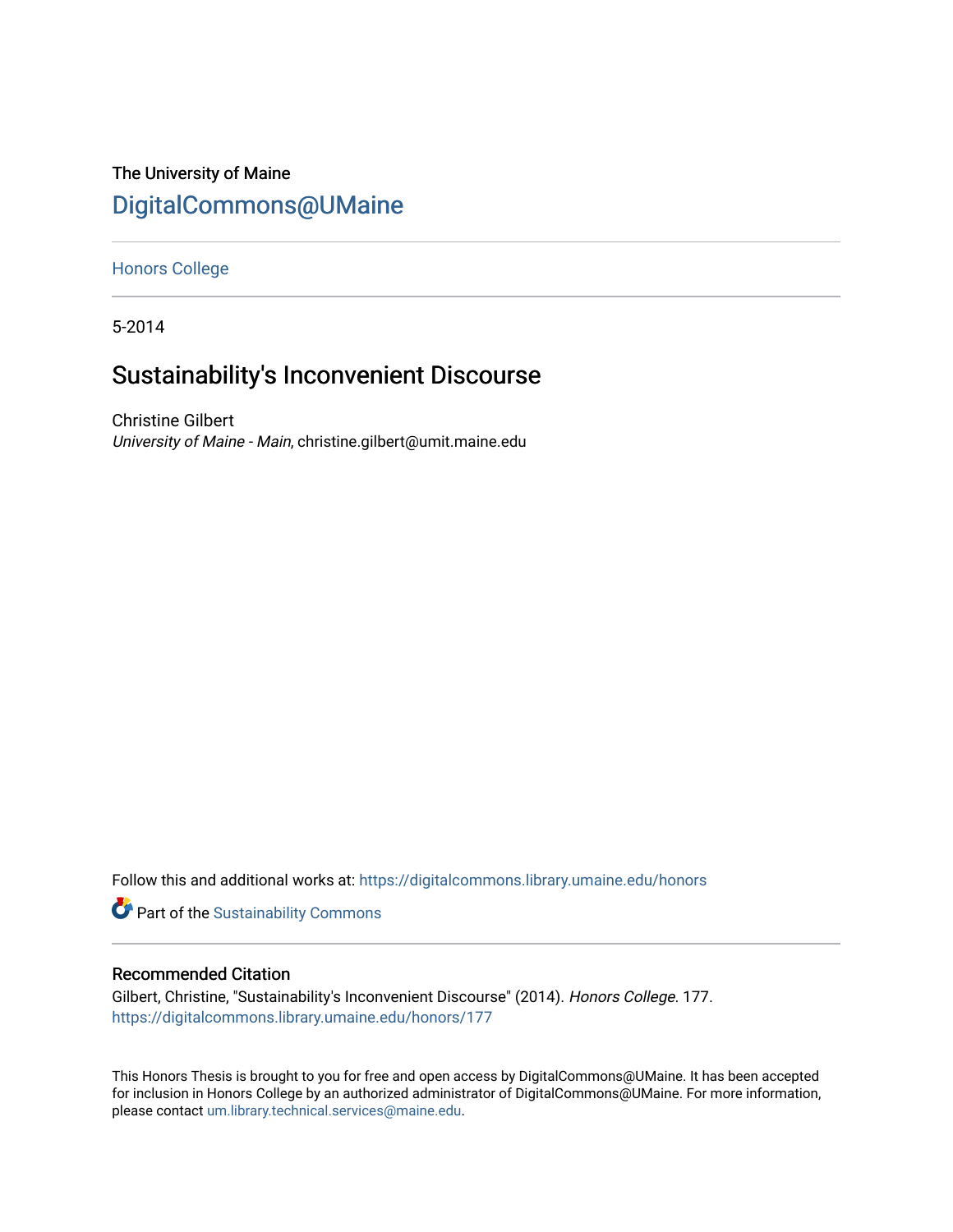The University of Maine

# DigitalCommons@UMaine

Honors College

5-2014

## Sustainability's Inconvenient Discourse

Christine Gilbert
*University of Maine - Main*, christine.gilbert@umit.maine.edu

Follow this and additional works at: https://digitalcommons.library.umaine.edu/honors

Part of the Sustainability Commons

### Recommended Citation

Gilbert, Christine, "Sustainability's Inconvenient Discourse" (2014). *Honors College*. 177.
https://digitalcommons.library.umaine.edu/honors/177

This Honors Thesis is brought to you for free and open access by DigitalCommons@UMaine. It has been accepted for inclusion in Honors College by an authorized administrator of DigitalCommons@UMaine. For more information, please contact um.library.technical.services@maine.edu.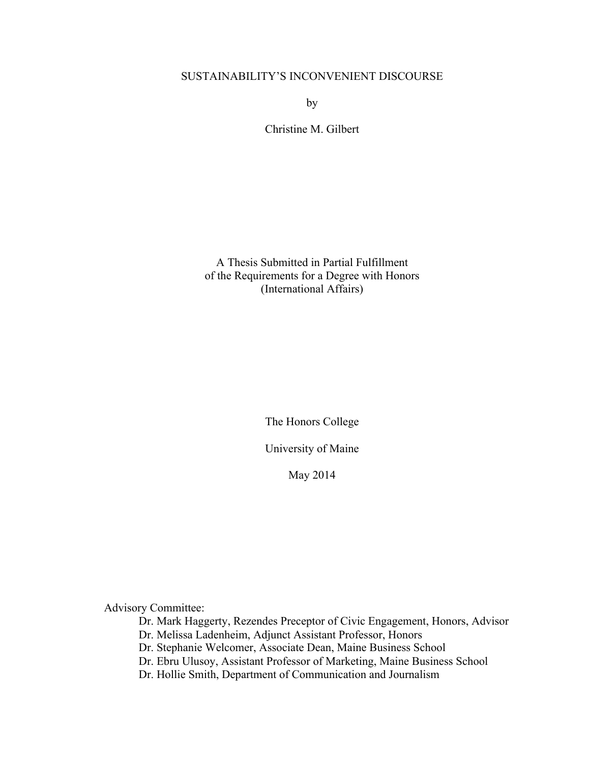# SUSTAINABILITY'S INCONVENIENT DISCOURSE

by

Christine M. Gilbert

A Thesis Submitted in Partial Fulfillment
of the Requirements for a Degree with Honors
(International Affairs)

The Honors College

University of Maine

May 2014

Advisory Committee:

Dr. Mark Haggerty, Rezendes Preceptor of Civic Engagement, Honors, Advisor
Dr. Melissa Ladenheim, Adjunct Assistant Professor, Honors
Dr. Stephanie Welcomer, Associate Dean, Maine Business School
Dr. Ebru Ulusoy, Assistant Professor of Marketing, Maine Business School
Dr. Hollie Smith, Department of Communication and Journalism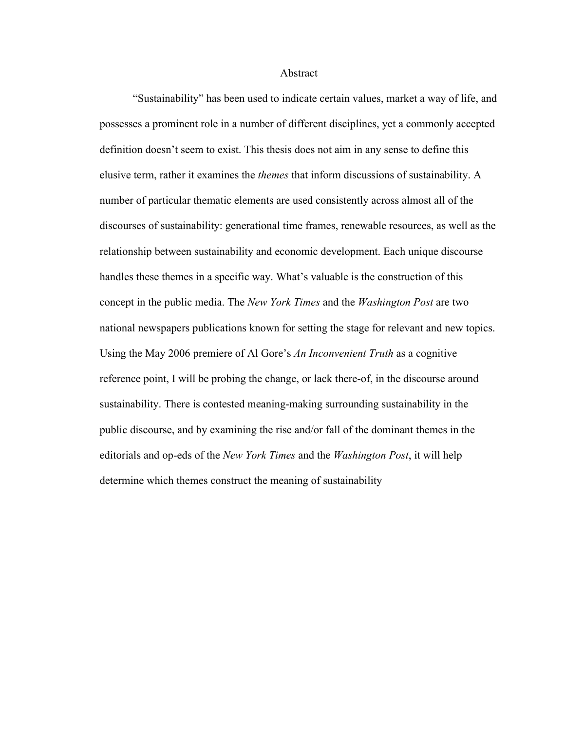# Abstract

"Sustainability" has been used to indicate certain values, market a way of life, and possesses a prominent role in a number of different disciplines, yet a commonly accepted definition doesn't seem to exist. This thesis does not aim in any sense to define this elusive term, rather it examines the *themes* that inform discussions of sustainability. A number of particular thematic elements are used consistently across almost all of the discourses of sustainability: generational time frames, renewable resources, as well as the relationship between sustainability and economic development. Each unique discourse handles these themes in a specific way. What's valuable is the construction of this concept in the public media. The *New York Times* and the *Washington Post* are two national newspapers publications known for setting the stage for relevant and new topics. Using the May 2006 premiere of Al Gore's *An Inconvenient Truth* as a cognitive reference point, I will be probing the change, or lack there-of, in the discourse around sustainability. There is contested meaning-making surrounding sustainability in the public discourse, and by examining the rise and/or fall of the dominant themes in the editorials and op-eds of the *New York Times* and the *Washington Post*, it will help determine which themes construct the meaning of sustainability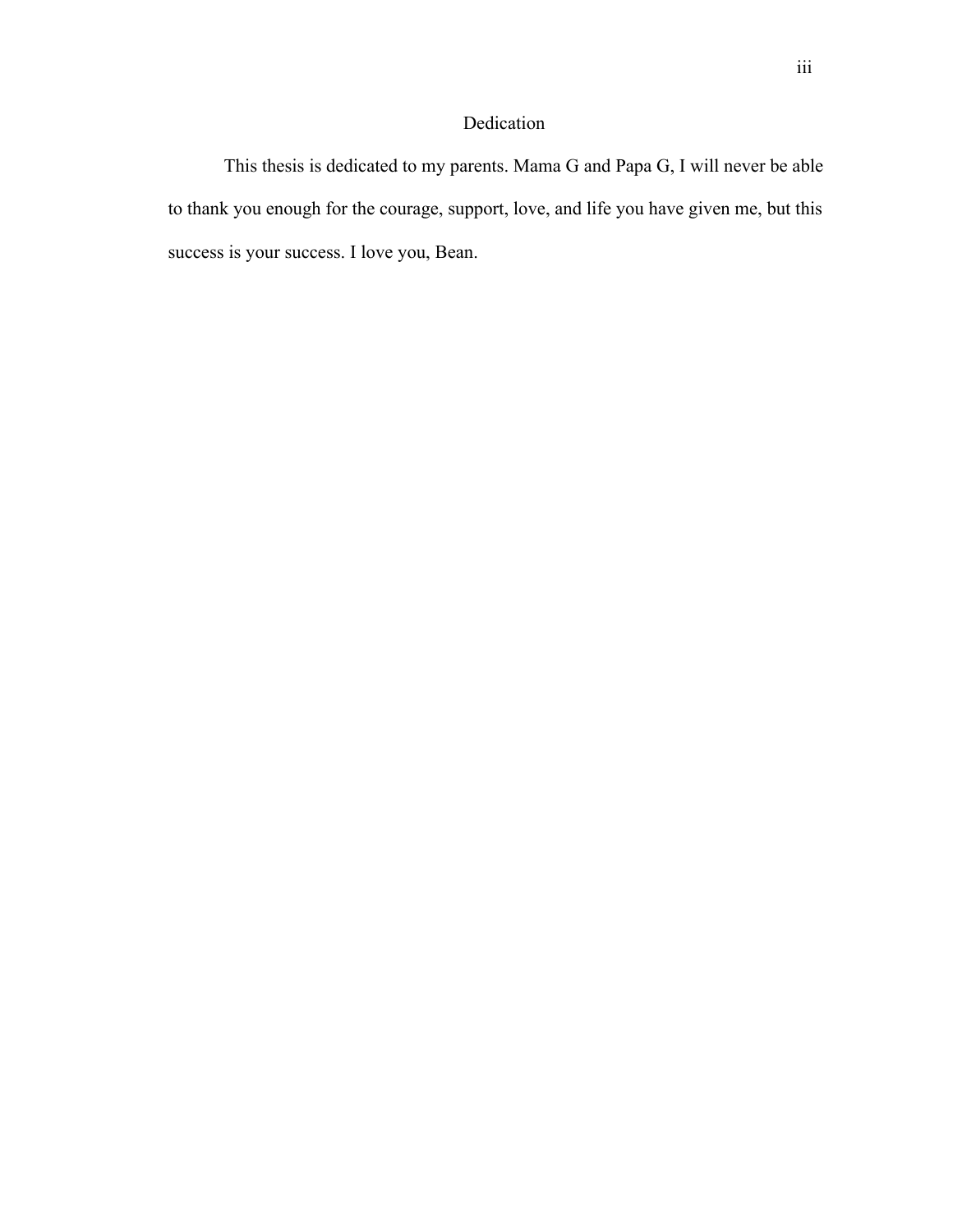# Dedication

This thesis is dedicated to my parents. Mama G and Papa G, I will never be able to thank you enough for the courage, support, love, and life you have given me, but this success is your success. I love you, Bean.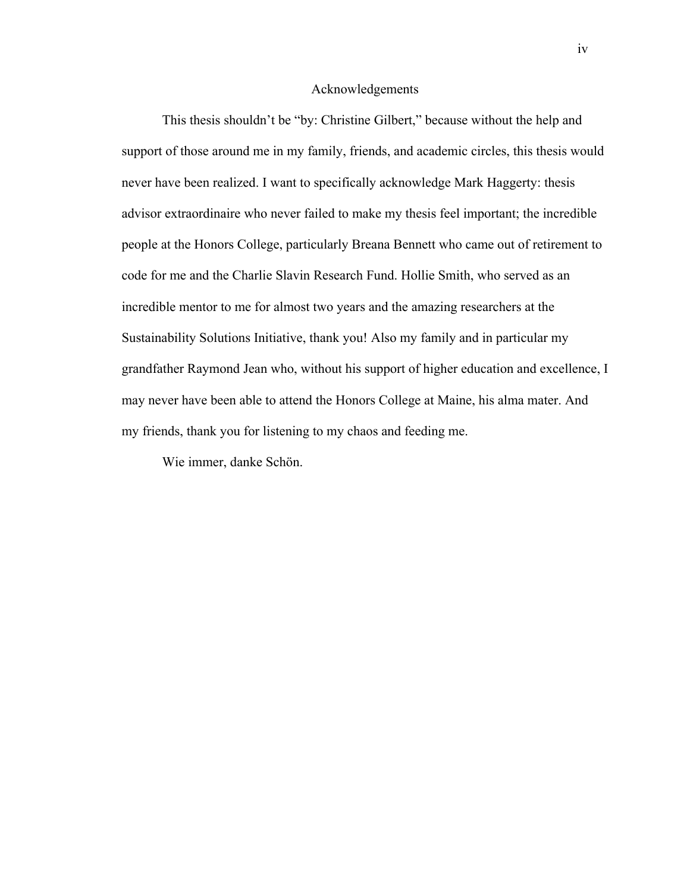# Acknowledgements

This thesis shouldn't be "by: Christine Gilbert," because without the help and support of those around me in my family, friends, and academic circles, this thesis would never have been realized. I want to specifically acknowledge Mark Haggerty: thesis advisor extraordinaire who never failed to make my thesis feel important; the incredible people at the Honors College, particularly Breana Bennett who came out of retirement to code for me and the Charlie Slavin Research Fund. Hollie Smith, who served as an incredible mentor to me for almost two years and the amazing researchers at the Sustainability Solutions Initiative, thank you! Also my family and in particular my grandfather Raymond Jean who, without his support of higher education and excellence, I may never have been able to attend the Honors College at Maine, his alma mater. And my friends, thank you for listening to my chaos and feeding me.

Wie immer, danke Schön.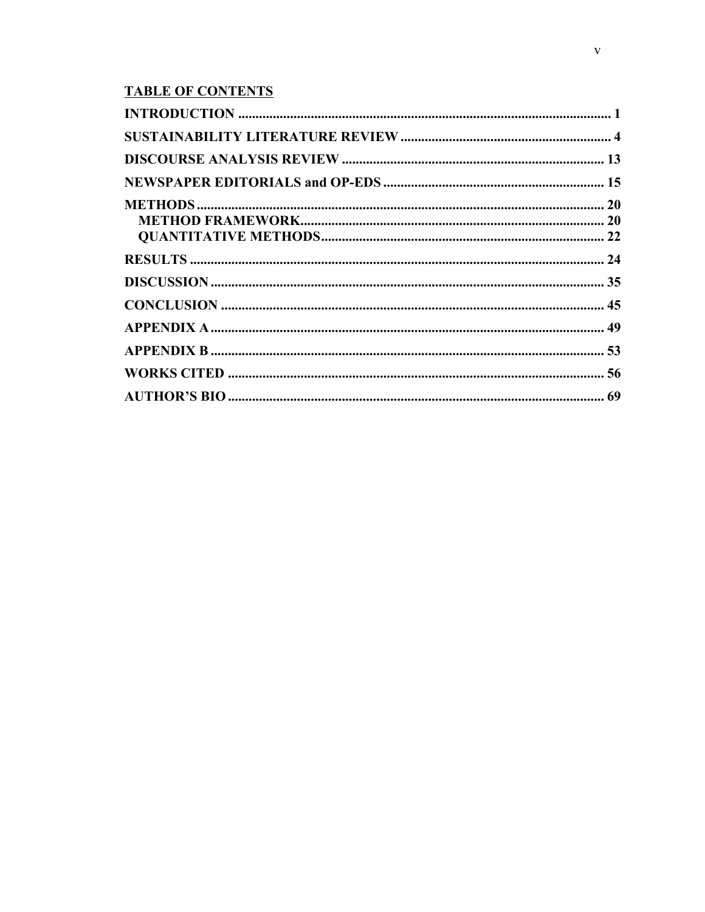## TABLE OF CONTENTS

**INTRODUCTION** ........................................................................................................... 1

**SUSTAINABILITY LITERATURE REVIEW** ............................................................. 4

**DISCOURSE ANALYSIS REVIEW** ............................................................................ 13

**NEWSPAPER EDITORIALS and OP-EDS** ................................................................. 15

**METHODS** ..................................................................................................................... 20

- **METHOD FRAMEWORK** ........................................................................................ 20
- **QUANTITATIVE METHODS** .................................................................................. 22

**RESULTS** ........................................................................................................................ 24

**DISCUSSION** .................................................................................................................. 35

**CONCLUSION** ............................................................................................................... 45

**APPENDIX A** .................................................................................................................. 49

**APPENDIX B** .................................................................................................................. 53

**WORKS CITED** ............................................................................................................. 56

**AUTHOR'S BIO** ............................................................................................................. 69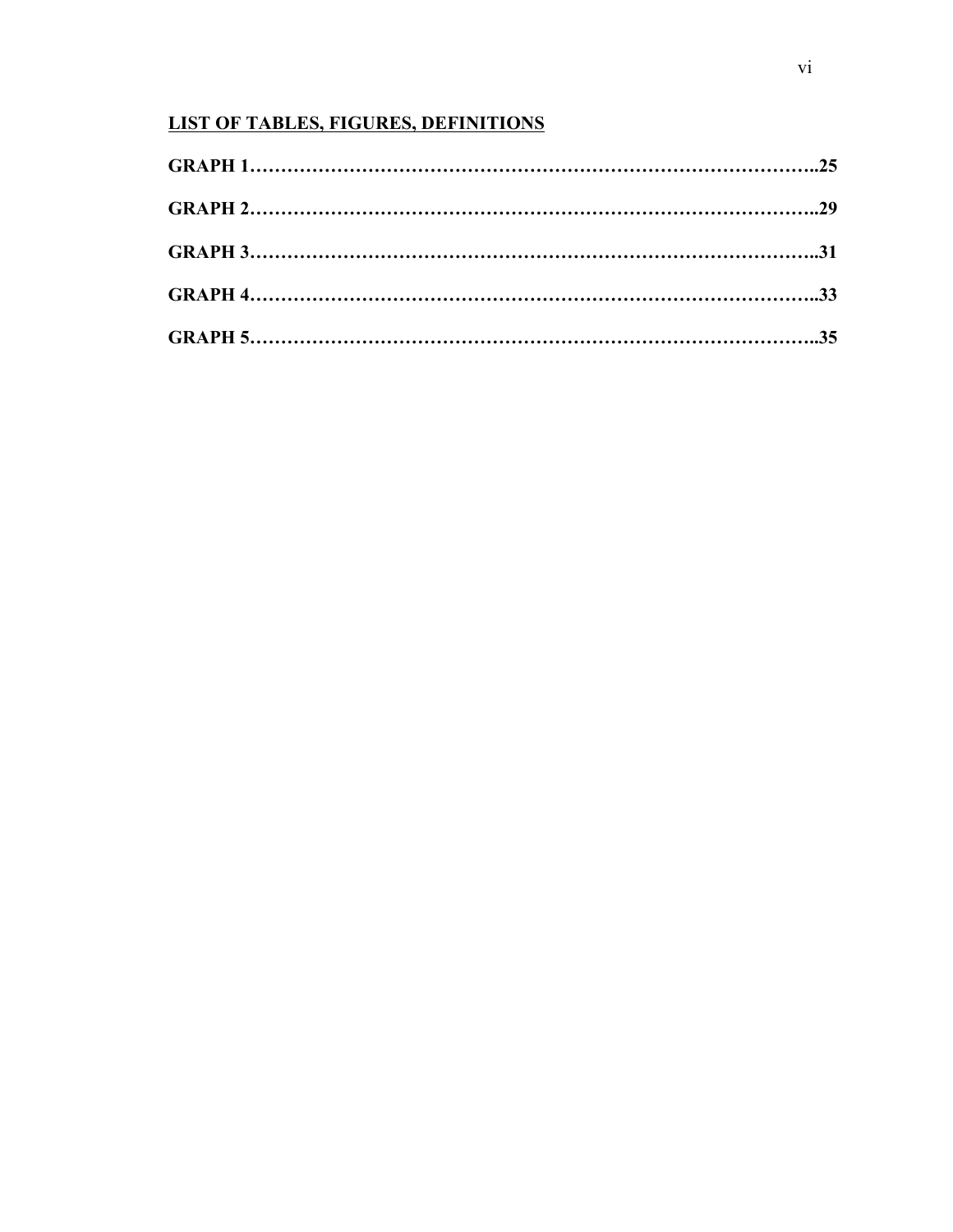## LIST OF TABLES, FIGURES, DEFINITIONS

**GRAPH 1……………………………………………………………………………..25**

**GRAPH 2……………………………………………………………………………..29**

**GRAPH 3……………………………………………………………………………..31**

**GRAPH 4……………………………………………………………………………..33**

**GRAPH 5……………………………………………………………………………..35**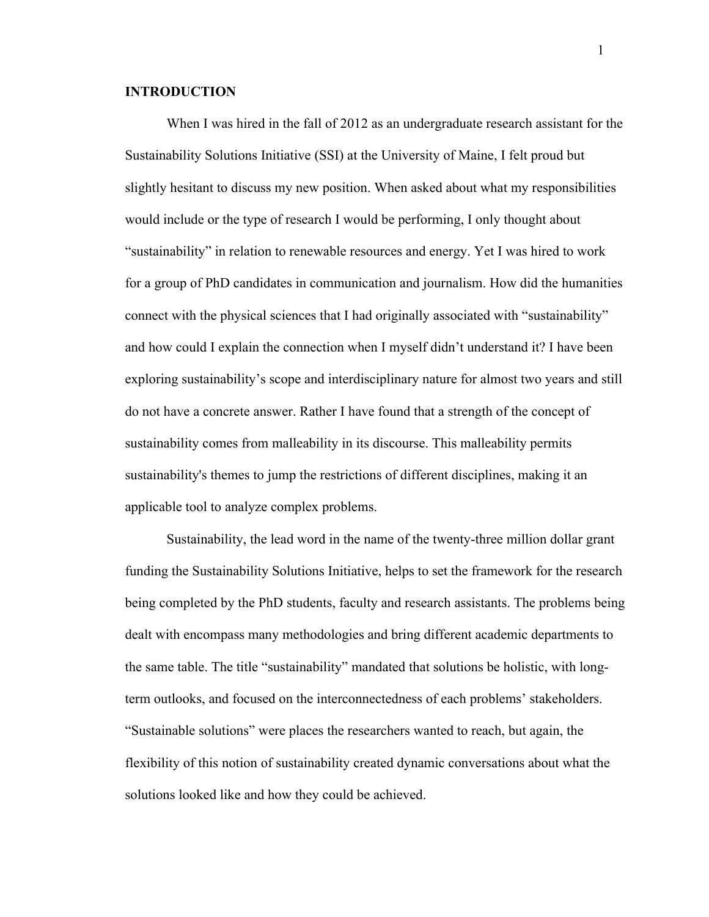## INTRODUCTION

When I was hired in the fall of 2012 as an undergraduate research assistant for the Sustainability Solutions Initiative (SSI) at the University of Maine, I felt proud but slightly hesitant to discuss my new position. When asked about what my responsibilities would include or the type of research I would be performing, I only thought about "sustainability" in relation to renewable resources and energy. Yet I was hired to work for a group of PhD candidates in communication and journalism. How did the humanities connect with the physical sciences that I had originally associated with "sustainability" and how could I explain the connection when I myself didn't understand it? I have been exploring sustainability's scope and interdisciplinary nature for almost two years and still do not have a concrete answer. Rather I have found that a strength of the concept of sustainability comes from malleability in its discourse. This malleability permits sustainability's themes to jump the restrictions of different disciplines, making it an applicable tool to analyze complex problems.

Sustainability, the lead word in the name of the twenty-three million dollar grant funding the Sustainability Solutions Initiative, helps to set the framework for the research being completed by the PhD students, faculty and research assistants. The problems being dealt with encompass many methodologies and bring different academic departments to the same table. The title "sustainability" mandated that solutions be holistic, with long-term outlooks, and focused on the interconnectedness of each problems' stakeholders. "Sustainable solutions" were places the researchers wanted to reach, but again, the flexibility of this notion of sustainability created dynamic conversations about what the solutions looked like and how they could be achieved.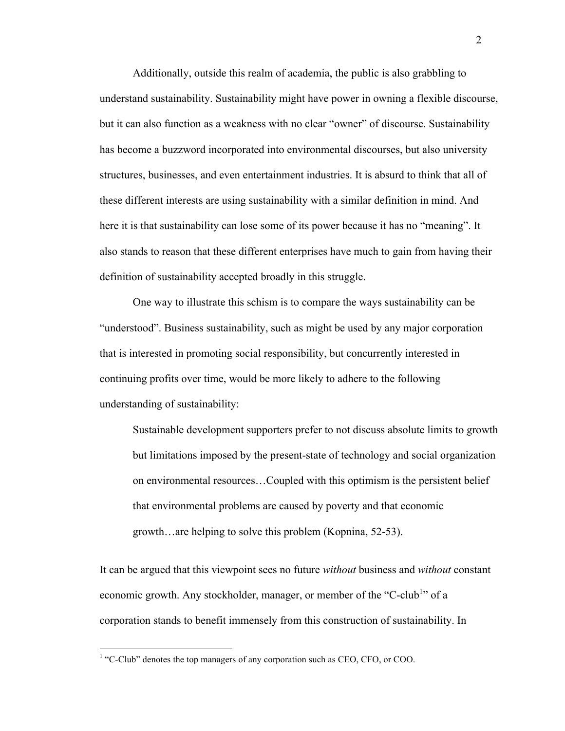Additionally, outside this realm of academia, the public is also grabbling to understand sustainability. Sustainability might have power in owning a flexible discourse, but it can also function as a weakness with no clear "owner" of discourse. Sustainability has become a buzzword incorporated into environmental discourses, but also university structures, businesses, and even entertainment industries. It is absurd to think that all of these different interests are using sustainability with a similar definition in mind. And here it is that sustainability can lose some of its power because it has no "meaning". It also stands to reason that these different enterprises have much to gain from having their definition of sustainability accepted broadly in this struggle.

One way to illustrate this schism is to compare the ways sustainability can be "understood". Business sustainability, such as might be used by any major corporation that is interested in promoting social responsibility, but concurrently interested in continuing profits over time, would be more likely to adhere to the following understanding of sustainability:

> Sustainable development supporters prefer to not discuss absolute limits to growth but limitations imposed by the present-state of technology and social organization on environmental resources…Coupled with this optimism is the persistent belief that environmental problems are caused by poverty and that economic growth…are helping to solve this problem (Kopnina, 52-53).

It can be argued that this viewpoint sees no future *without* business and *without* constant economic growth. Any stockholder, manager, or member of the "C-club[1]" of a corporation stands to benefit immensely from this construction of sustainability. In

[1] "C-Club" denotes the top managers of any corporation such as CEO, CFO, or COO.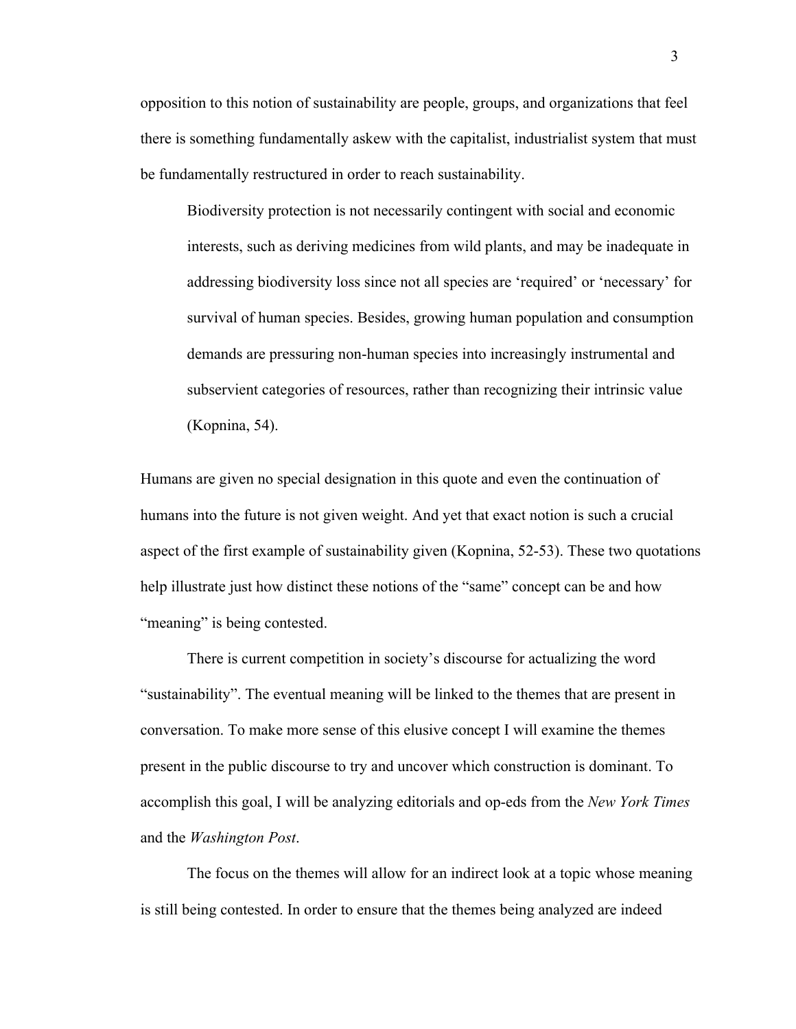opposition to this notion of sustainability are people, groups, and organizations that feel there is something fundamentally askew with the capitalist, industrialist system that must be fundamentally restructured in order to reach sustainability.

> Biodiversity protection is not necessarily contingent with social and economic interests, such as deriving medicines from wild plants, and may be inadequate in addressing biodiversity loss since not all species are 'required' or 'necessary' for survival of human species. Besides, growing human population and consumption demands are pressuring non-human species into increasingly instrumental and subservient categories of resources, rather than recognizing their intrinsic value (Kopnina, 54).

Humans are given no special designation in this quote and even the continuation of humans into the future is not given weight. And yet that exact notion is such a crucial aspect of the first example of sustainability given (Kopnina, 52-53). These two quotations help illustrate just how distinct these notions of the "same" concept can be and how "meaning" is being contested.

There is current competition in society's discourse for actualizing the word "sustainability". The eventual meaning will be linked to the themes that are present in conversation. To make more sense of this elusive concept I will examine the themes present in the public discourse to try and uncover which construction is dominant. To accomplish this goal, I will be analyzing editorials and op-eds from the *New York Times* and the *Washington Post*.

The focus on the themes will allow for an indirect look at a topic whose meaning is still being contested. In order to ensure that the themes being analyzed are indeed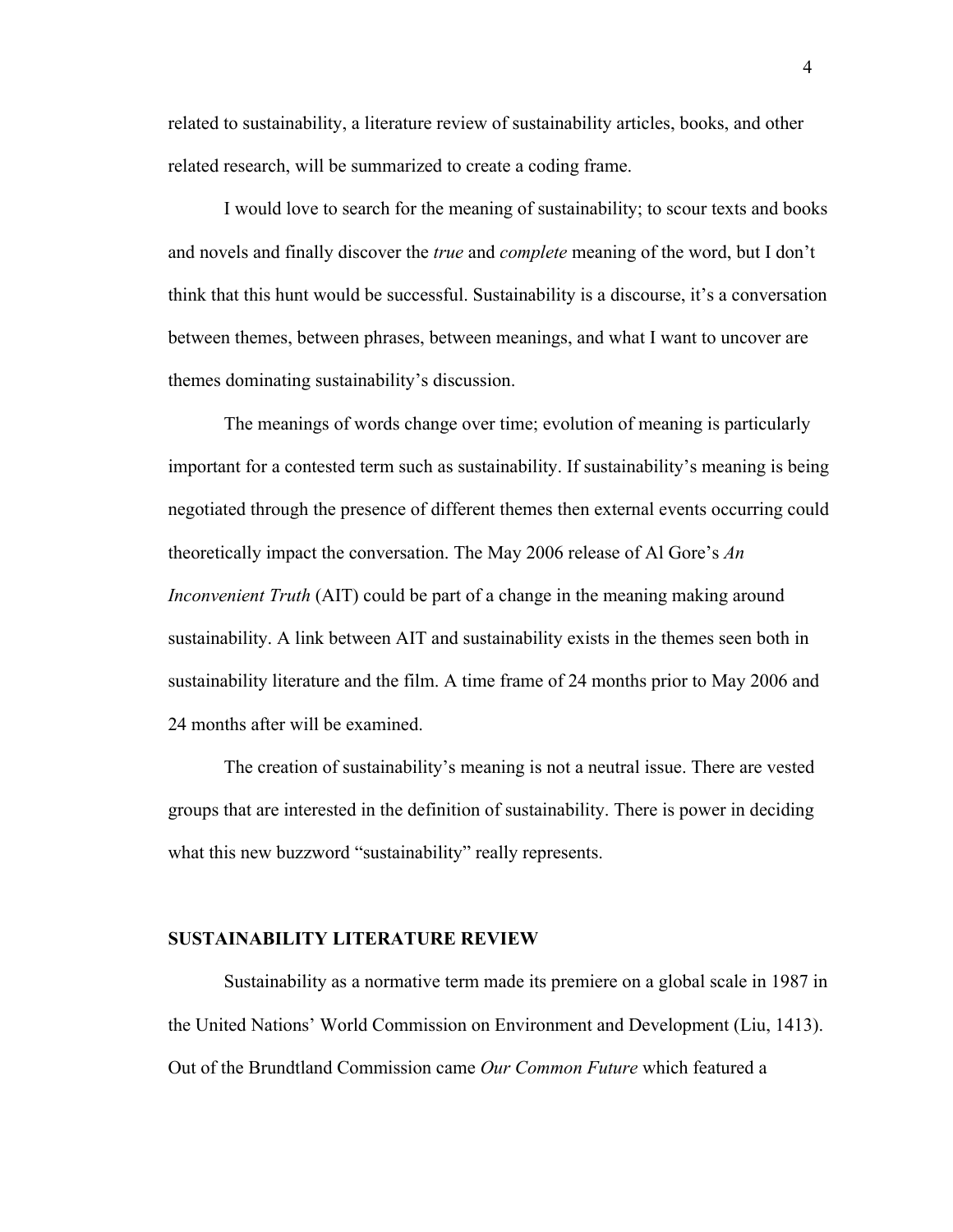related to sustainability, a literature review of sustainability articles, books, and other related research, will be summarized to create a coding frame.

I would love to search for the meaning of sustainability; to scour texts and books and novels and finally discover the *true* and *complete* meaning of the word, but I don't think that this hunt would be successful. Sustainability is a discourse, it's a conversation between themes, between phrases, between meanings, and what I want to uncover are themes dominating sustainability's discussion.

The meanings of words change over time; evolution of meaning is particularly important for a contested term such as sustainability. If sustainability's meaning is being negotiated through the presence of different themes then external events occurring could theoretically impact the conversation. The May 2006 release of Al Gore's *An Inconvenient Truth* (AIT) could be part of a change in the meaning making around sustainability. A link between AIT and sustainability exists in the themes seen both in sustainability literature and the film. A time frame of 24 months prior to May 2006 and 24 months after will be examined.

The creation of sustainability's meaning is not a neutral issue. There are vested groups that are interested in the definition of sustainability. There is power in deciding what this new buzzword "sustainability" really represents.

## SUSTAINABILITY LITERATURE REVIEW

Sustainability as a normative term made its premiere on a global scale in 1987 in the United Nations' World Commission on Environment and Development (Liu, 1413). Out of the Brundtland Commission came *Our Common Future* which featured a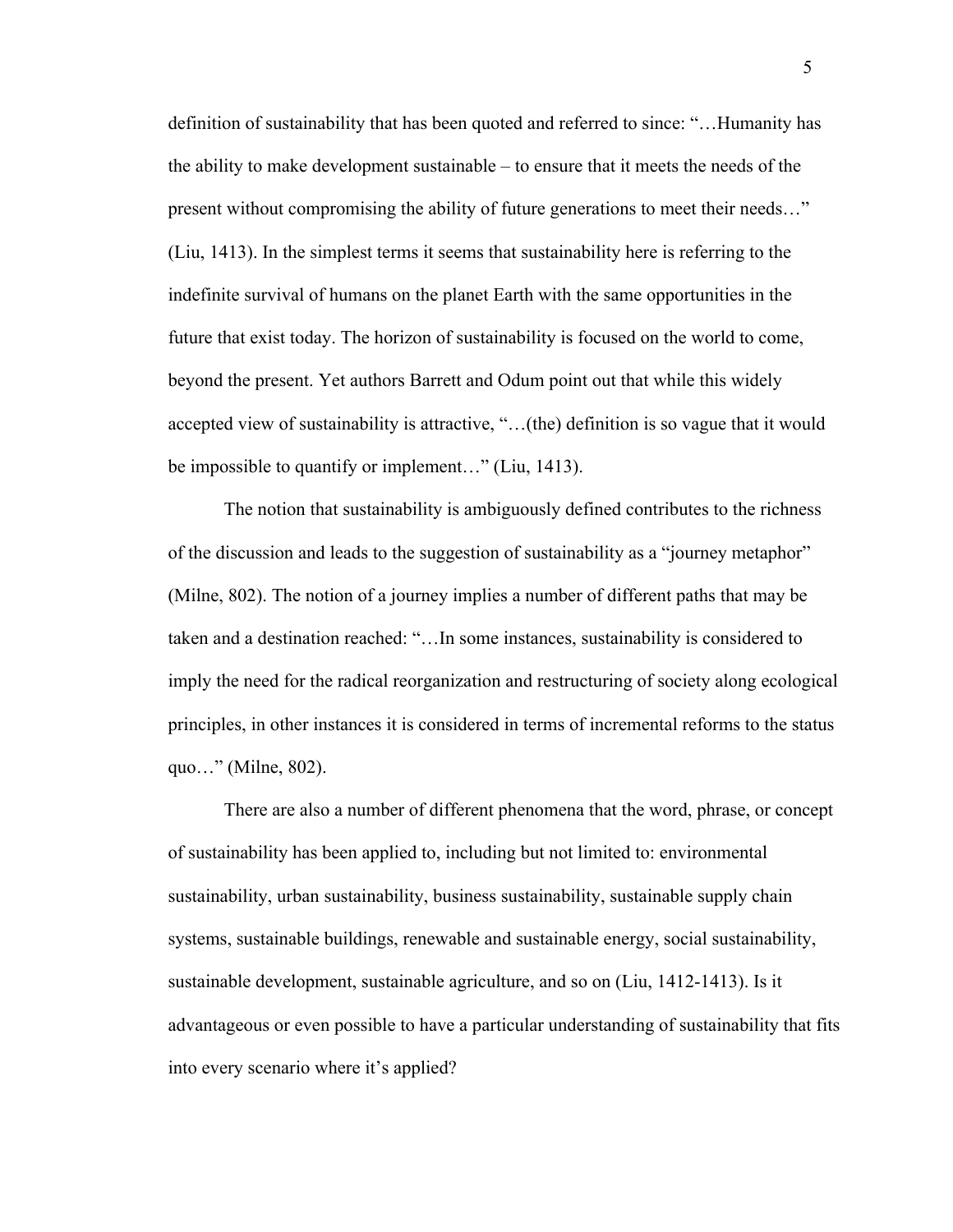definition of sustainability that has been quoted and referred to since: "…Humanity has the ability to make development sustainable – to ensure that it meets the needs of the present without compromising the ability of future generations to meet their needs…" (Liu, 1413). In the simplest terms it seems that sustainability here is referring to the indefinite survival of humans on the planet Earth with the same opportunities in the future that exist today. The horizon of sustainability is focused on the world to come, beyond the present. Yet authors Barrett and Odum point out that while this widely accepted view of sustainability is attractive, "…(the) definition is so vague that it would be impossible to quantify or implement…" (Liu, 1413).

The notion that sustainability is ambiguously defined contributes to the richness of the discussion and leads to the suggestion of sustainability as a "journey metaphor" (Milne, 802). The notion of a journey implies a number of different paths that may be taken and a destination reached: "…In some instances, sustainability is considered to imply the need for the radical reorganization and restructuring of society along ecological principles, in other instances it is considered in terms of incremental reforms to the status quo…" (Milne, 802).

There are also a number of different phenomena that the word, phrase, or concept of sustainability has been applied to, including but not limited to: environmental sustainability, urban sustainability, business sustainability, sustainable supply chain systems, sustainable buildings, renewable and sustainable energy, social sustainability, sustainable development, sustainable agriculture, and so on (Liu, 1412-1413). Is it advantageous or even possible to have a particular understanding of sustainability that fits into every scenario where it's applied?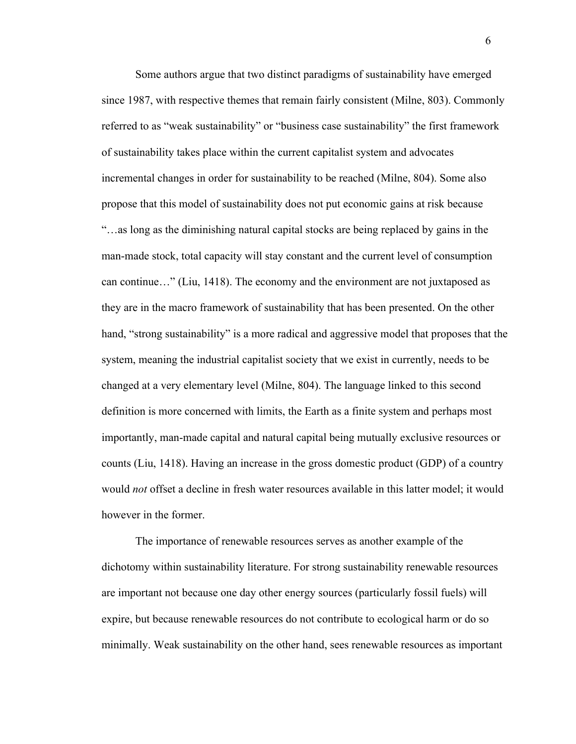Some authors argue that two distinct paradigms of sustainability have emerged since 1987, with respective themes that remain fairly consistent (Milne, 803). Commonly referred to as "weak sustainability" or "business case sustainability" the first framework of sustainability takes place within the current capitalist system and advocates incremental changes in order for sustainability to be reached (Milne, 804). Some also propose that this model of sustainability does not put economic gains at risk because "…as long as the diminishing natural capital stocks are being replaced by gains in the man-made stock, total capacity will stay constant and the current level of consumption can continue…" (Liu, 1418). The economy and the environment are not juxtaposed as they are in the macro framework of sustainability that has been presented. On the other hand, "strong sustainability" is a more radical and aggressive model that proposes that the system, meaning the industrial capitalist society that we exist in currently, needs to be changed at a very elementary level (Milne, 804). The language linked to this second definition is more concerned with limits, the Earth as a finite system and perhaps most importantly, man-made capital and natural capital being mutually exclusive resources or counts (Liu, 1418). Having an increase in the gross domestic product (GDP) of a country would *not* offset a decline in fresh water resources available in this latter model; it would however in the former.

The importance of renewable resources serves as another example of the dichotomy within sustainability literature. For strong sustainability renewable resources are important not because one day other energy sources (particularly fossil fuels) will expire, but because renewable resources do not contribute to ecological harm or do so minimally. Weak sustainability on the other hand, sees renewable resources as important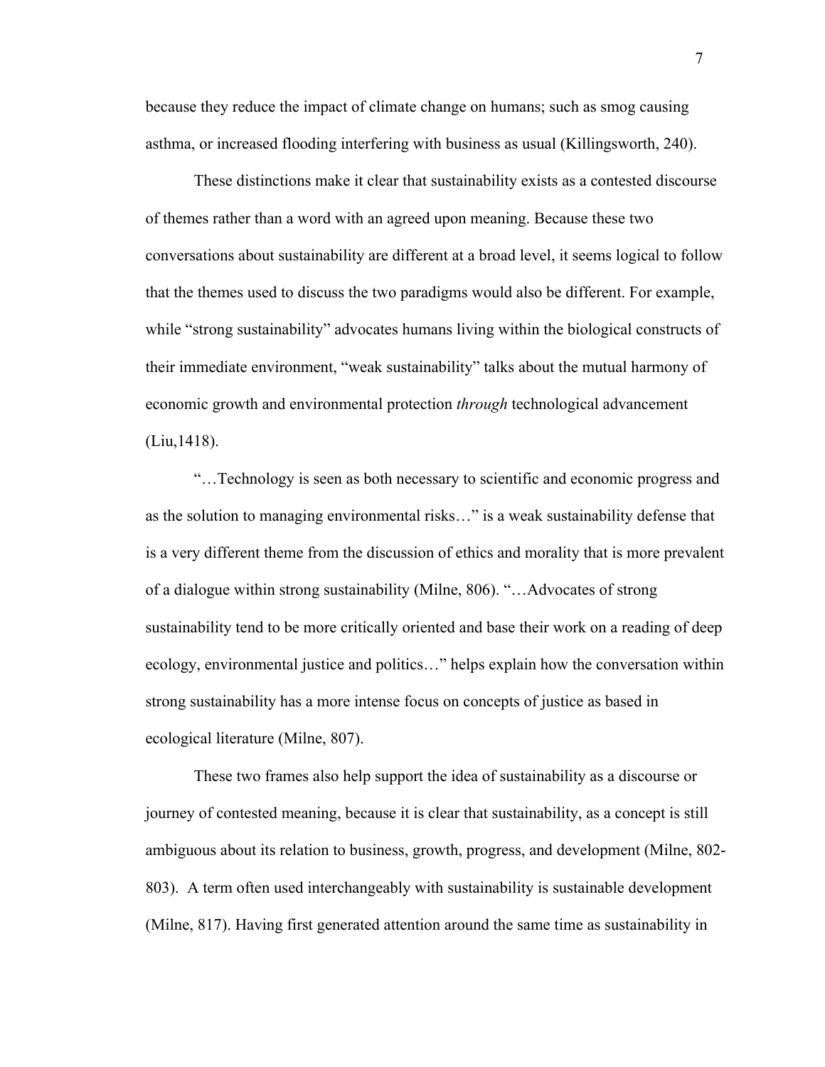because they reduce the impact of climate change on humans; such as smog causing asthma, or increased flooding interfering with business as usual (Killingsworth, 240).

These distinctions make it clear that sustainability exists as a contested discourse of themes rather than a word with an agreed upon meaning. Because these two conversations about sustainability are different at a broad level, it seems logical to follow that the themes used to discuss the two paradigms would also be different. For example, while "strong sustainability" advocates humans living within the biological constructs of their immediate environment, "weak sustainability" talks about the mutual harmony of economic growth and environmental protection *through* technological advancement (Liu,1418).

"…Technology is seen as both necessary to scientific and economic progress and as the solution to managing environmental risks…" is a weak sustainability defense that is a very different theme from the discussion of ethics and morality that is more prevalent of a dialogue within strong sustainability (Milne, 806). "…Advocates of strong sustainability tend to be more critically oriented and base their work on a reading of deep ecology, environmental justice and politics…" helps explain how the conversation within strong sustainability has a more intense focus on concepts of justice as based in ecological literature (Milne, 807).

These two frames also help support the idea of sustainability as a discourse or journey of contested meaning, because it is clear that sustainability, as a concept is still ambiguous about its relation to business, growth, progress, and development (Milne, 802-803). A term often used interchangeably with sustainability is sustainable development (Milne, 817). Having first generated attention around the same time as sustainability in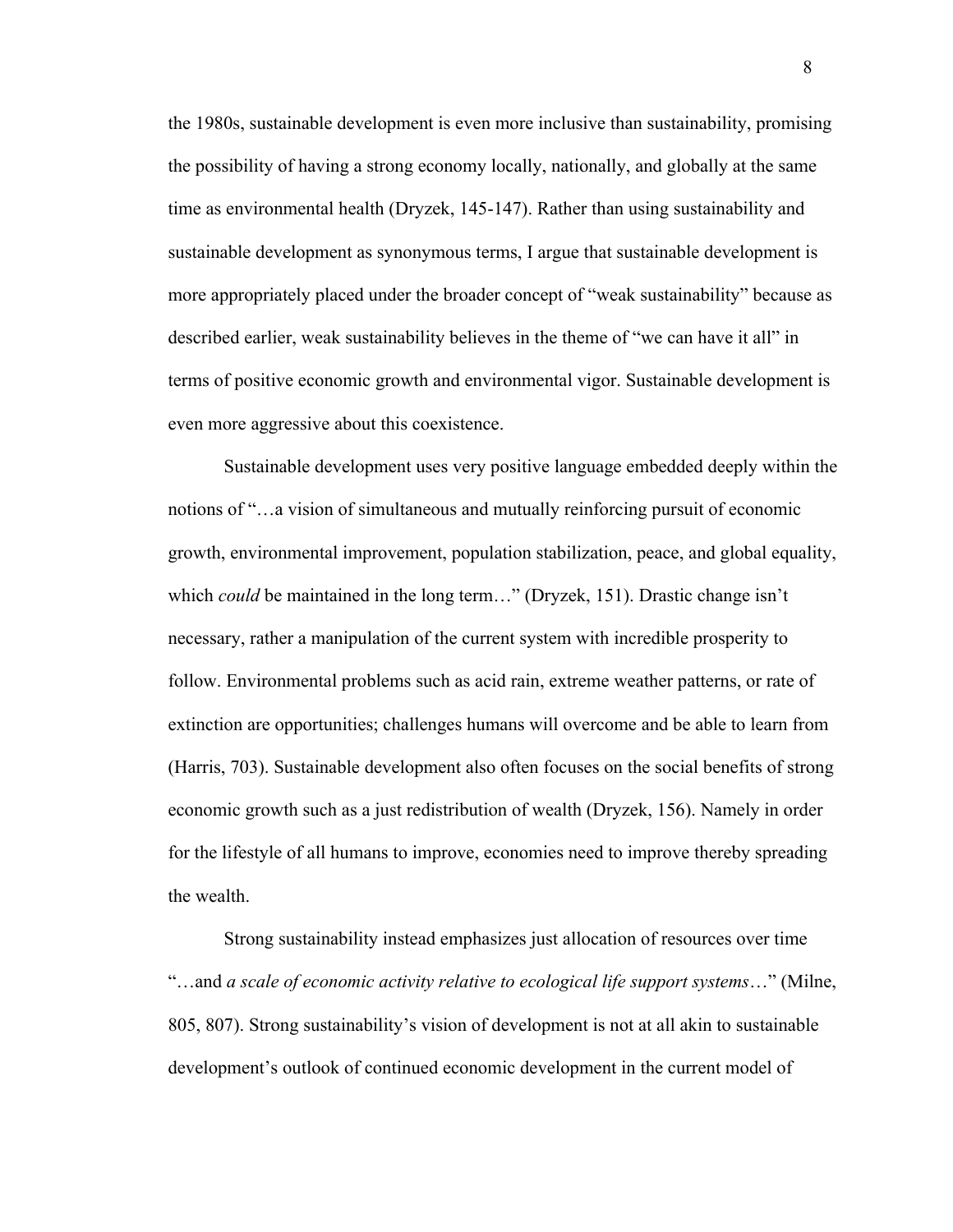the 1980s, sustainable development is even more inclusive than sustainability, promising the possibility of having a strong economy locally, nationally, and globally at the same time as environmental health (Dryzek, 145-147). Rather than using sustainability and sustainable development as synonymous terms, I argue that sustainable development is more appropriately placed under the broader concept of "weak sustainability" because as described earlier, weak sustainability believes in the theme of "we can have it all" in terms of positive economic growth and environmental vigor. Sustainable development is even more aggressive about this coexistence.

Sustainable development uses very positive language embedded deeply within the notions of "…a vision of simultaneous and mutually reinforcing pursuit of economic growth, environmental improvement, population stabilization, peace, and global equality, which *could* be maintained in the long term…" (Dryzek, 151). Drastic change isn't necessary, rather a manipulation of the current system with incredible prosperity to follow. Environmental problems such as acid rain, extreme weather patterns, or rate of extinction are opportunities; challenges humans will overcome and be able to learn from (Harris, 703). Sustainable development also often focuses on the social benefits of strong economic growth such as a just redistribution of wealth (Dryzek, 156). Namely in order for the lifestyle of all humans to improve, economies need to improve thereby spreading the wealth.

Strong sustainability instead emphasizes just allocation of resources over time "…and *a scale of economic activity relative to ecological life support systems*…" (Milne, 805, 807). Strong sustainability's vision of development is not at all akin to sustainable development's outlook of continued economic development in the current model of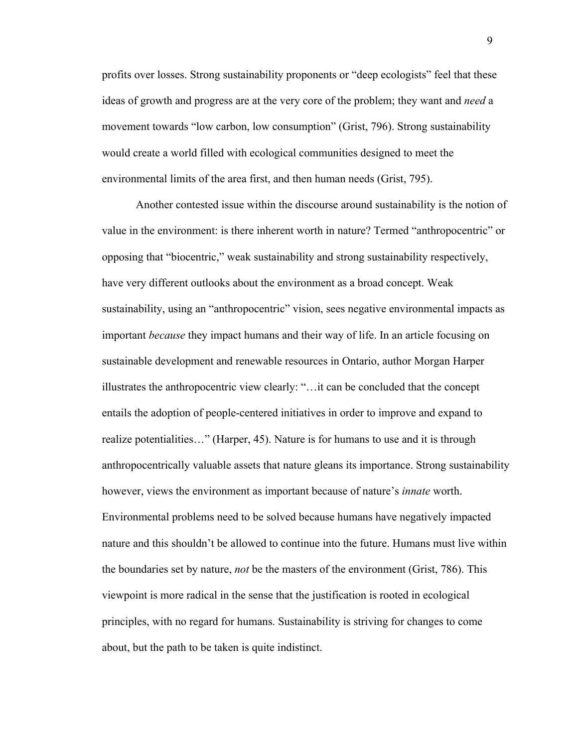profits over losses. Strong sustainability proponents or "deep ecologists" feel that these ideas of growth and progress are at the very core of the problem; they want and *need* a movement towards "low carbon, low consumption" (Grist, 796). Strong sustainability would create a world filled with ecological communities designed to meet the environmental limits of the area first, and then human needs (Grist, 795).

Another contested issue within the discourse around sustainability is the notion of value in the environment: is there inherent worth in nature? Termed "anthropocentric" or opposing that "biocentric," weak sustainability and strong sustainability respectively, have very different outlooks about the environment as a broad concept. Weak sustainability, using an "anthropocentric" vision, sees negative environmental impacts as important *because* they impact humans and their way of life. In an article focusing on sustainable development and renewable resources in Ontario, author Morgan Harper illustrates the anthropocentric view clearly: "…it can be concluded that the concept entails the adoption of people-centered initiatives in order to improve and expand to realize potentialities…" (Harper, 45). Nature is for humans to use and it is through anthropocentrically valuable assets that nature gleans its importance. Strong sustainability however, views the environment as important because of nature's *innate* worth. Environmental problems need to be solved because humans have negatively impacted nature and this shouldn't be allowed to continue into the future. Humans must live within the boundaries set by nature, *not* be the masters of the environment (Grist, 786). This viewpoint is more radical in the sense that the justification is rooted in ecological principles, with no regard for humans. Sustainability is striving for changes to come about, but the path to be taken is quite indistinct.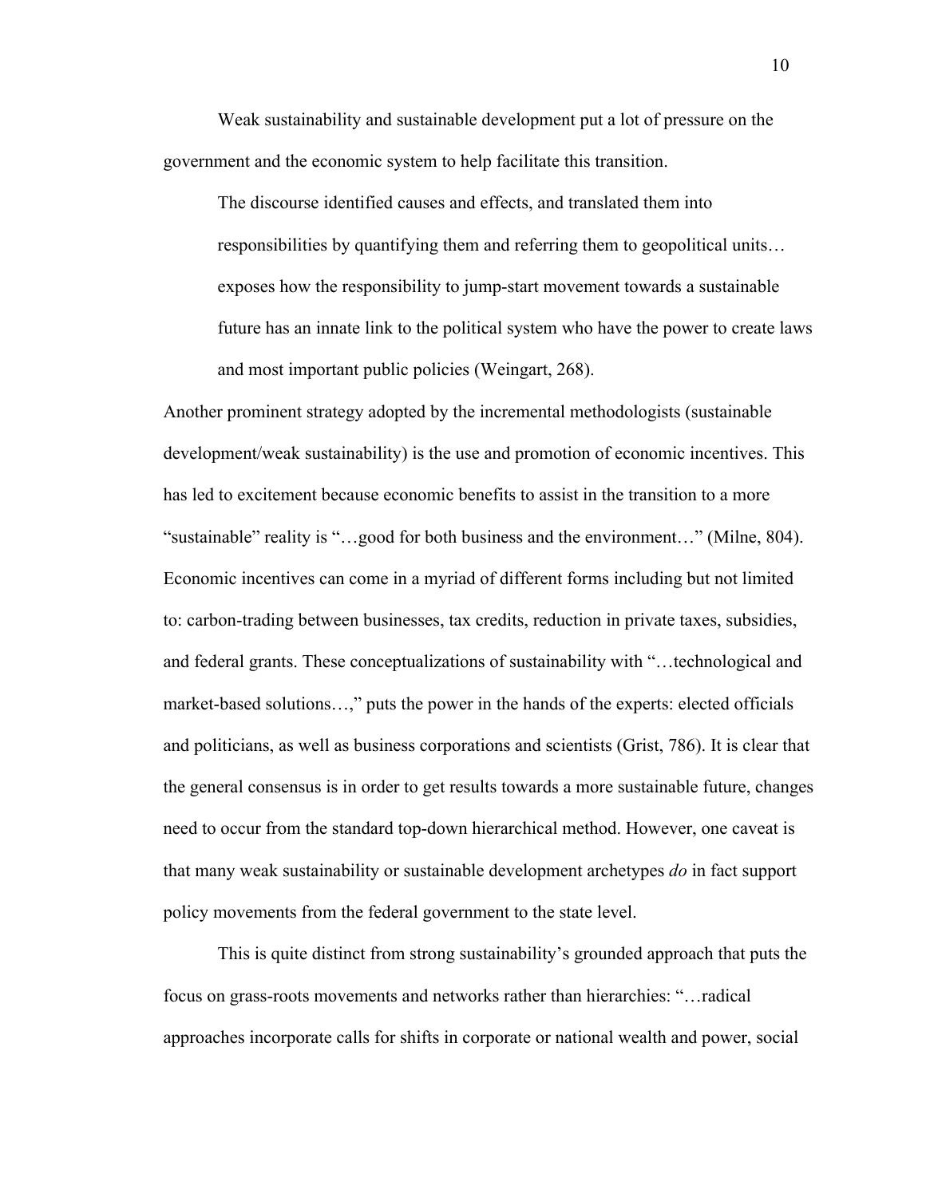Weak sustainability and sustainable development put a lot of pressure on the government and the economic system to help facilitate this transition.

> The discourse identified causes and effects, and translated them into responsibilities by quantifying them and referring them to geopolitical units… exposes how the responsibility to jump-start movement towards a sustainable future has an innate link to the political system who have the power to create laws and most important public policies (Weingart, 268).

Another prominent strategy adopted by the incremental methodologists (sustainable development/weak sustainability) is the use and promotion of economic incentives. This has led to excitement because economic benefits to assist in the transition to a more "sustainable" reality is "…good for both business and the environment…" (Milne, 804). Economic incentives can come in a myriad of different forms including but not limited to: carbon-trading between businesses, tax credits, reduction in private taxes, subsidies, and federal grants. These conceptualizations of sustainability with "…technological and market-based solutions…," puts the power in the hands of the experts: elected officials and politicians, as well as business corporations and scientists (Grist, 786). It is clear that the general consensus is in order to get results towards a more sustainable future, changes need to occur from the standard top-down hierarchical method. However, one caveat is that many weak sustainability or sustainable development archetypes *do* in fact support policy movements from the federal government to the state level.

This is quite distinct from strong sustainability's grounded approach that puts the focus on grass-roots movements and networks rather than hierarchies: "…radical approaches incorporate calls for shifts in corporate or national wealth and power, social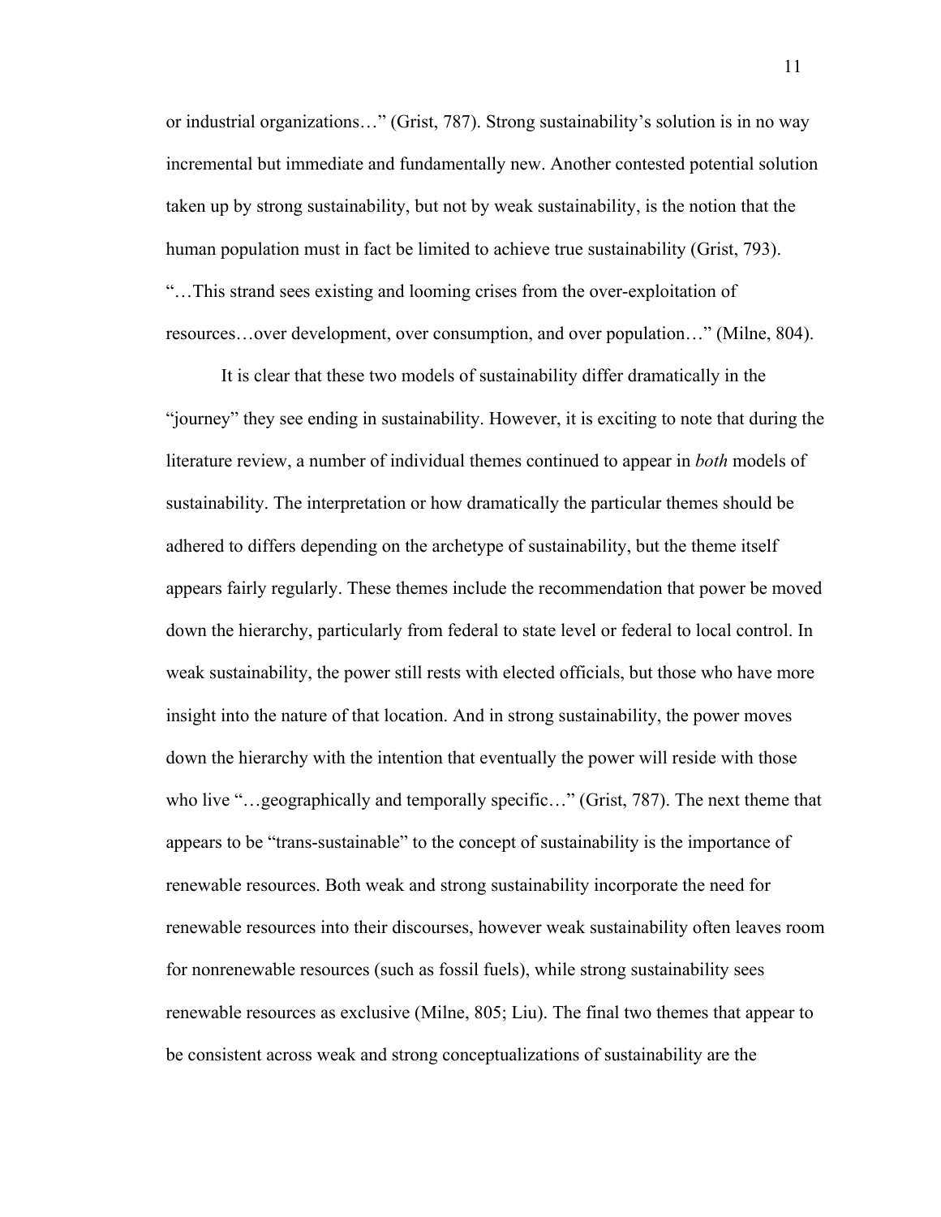or industrial organizations…" (Grist, 787). Strong sustainability's solution is in no way incremental but immediate and fundamentally new. Another contested potential solution taken up by strong sustainability, but not by weak sustainability, is the notion that the human population must in fact be limited to achieve true sustainability (Grist, 793). "…This strand sees existing and looming crises from the over-exploitation of resources…over development, over consumption, and over population…" (Milne, 804).

It is clear that these two models of sustainability differ dramatically in the "journey" they see ending in sustainability. However, it is exciting to note that during the literature review, a number of individual themes continued to appear in *both* models of sustainability. The interpretation or how dramatically the particular themes should be adhered to differs depending on the archetype of sustainability, but the theme itself appears fairly regularly. These themes include the recommendation that power be moved down the hierarchy, particularly from federal to state level or federal to local control. In weak sustainability, the power still rests with elected officials, but those who have more insight into the nature of that location. And in strong sustainability, the power moves down the hierarchy with the intention that eventually the power will reside with those who live "…geographically and temporally specific…" (Grist, 787). The next theme that appears to be "trans-sustainable" to the concept of sustainability is the importance of renewable resources. Both weak and strong sustainability incorporate the need for renewable resources into their discourses, however weak sustainability often leaves room for nonrenewable resources (such as fossil fuels), while strong sustainability sees renewable resources as exclusive (Milne, 805; Liu). The final two themes that appear to be consistent across weak and strong conceptualizations of sustainability are the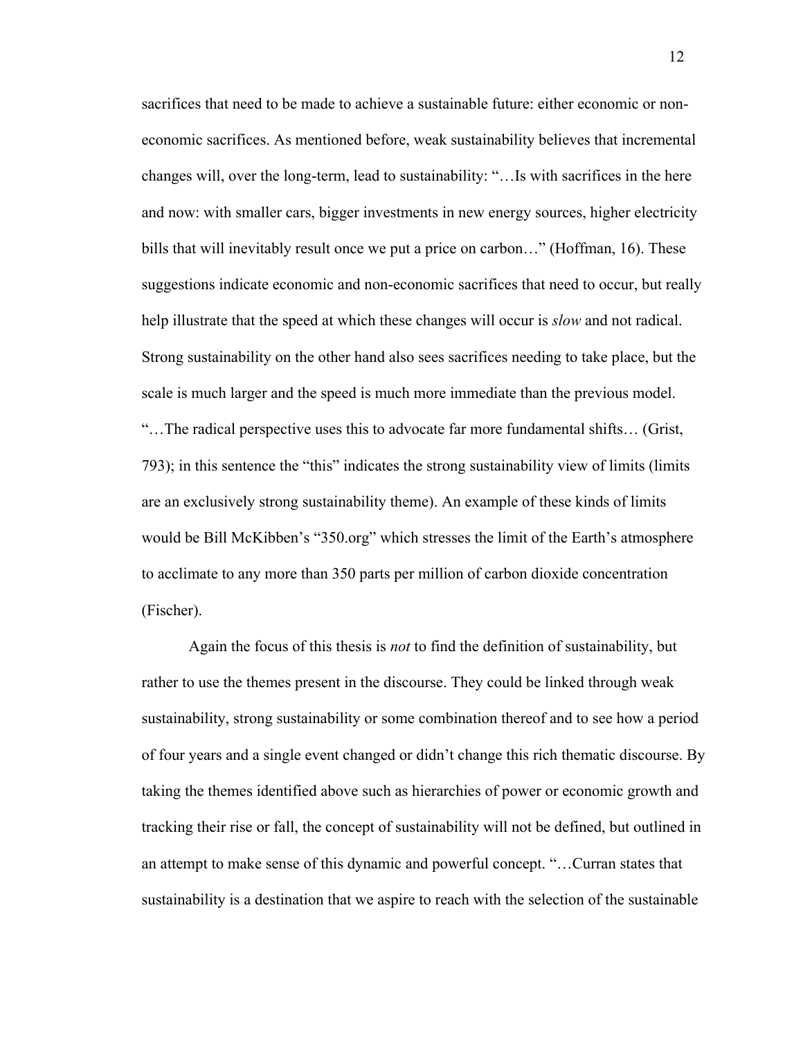sacrifices that need to be made to achieve a sustainable future: either economic or non-economic sacrifices. As mentioned before, weak sustainability believes that incremental changes will, over the long-term, lead to sustainability: "…Is with sacrifices in the here and now: with smaller cars, bigger investments in new energy sources, higher electricity bills that will inevitably result once we put a price on carbon…" (Hoffman, 16). These suggestions indicate economic and non-economic sacrifices that need to occur, but really help illustrate that the speed at which these changes will occur is *slow* and not radical. Strong sustainability on the other hand also sees sacrifices needing to take place, but the scale is much larger and the speed is much more immediate than the previous model. "…The radical perspective uses this to advocate far more fundamental shifts… (Grist, 793); in this sentence the "this" indicates the strong sustainability view of limits (limits are an exclusively strong sustainability theme). An example of these kinds of limits would be Bill McKibben's "350.org" which stresses the limit of the Earth's atmosphere to acclimate to any more than 350 parts per million of carbon dioxide concentration (Fischer).

Again the focus of this thesis is *not* to find the definition of sustainability, but rather to use the themes present in the discourse. They could be linked through weak sustainability, strong sustainability or some combination thereof and to see how a period of four years and a single event changed or didn't change this rich thematic discourse. By taking the themes identified above such as hierarchies of power or economic growth and tracking their rise or fall, the concept of sustainability will not be defined, but outlined in an attempt to make sense of this dynamic and powerful concept. "…Curran states that sustainability is a destination that we aspire to reach with the selection of the sustainable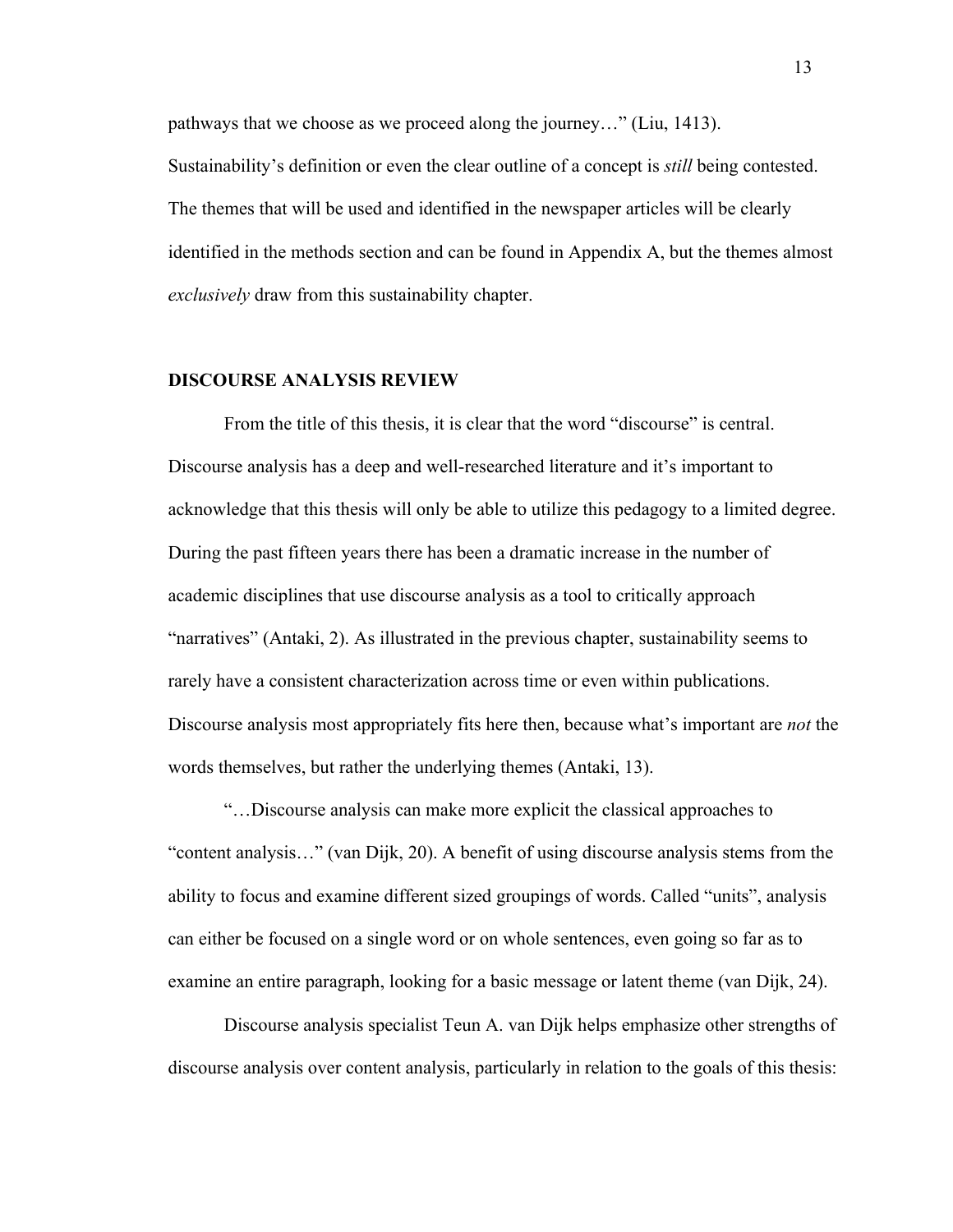pathways that we choose as we proceed along the journey…" (Liu, 1413). Sustainability's definition or even the clear outline of a concept is *still* being contested. The themes that will be used and identified in the newspaper articles will be clearly identified in the methods section and can be found in Appendix A, but the themes almost *exclusively* draw from this sustainability chapter.

## DISCOURSE ANALYSIS REVIEW

From the title of this thesis, it is clear that the word "discourse" is central. Discourse analysis has a deep and well-researched literature and it's important to acknowledge that this thesis will only be able to utilize this pedagogy to a limited degree. During the past fifteen years there has been a dramatic increase in the number of academic disciplines that use discourse analysis as a tool to critically approach "narratives" (Antaki, 2). As illustrated in the previous chapter, sustainability seems to rarely have a consistent characterization across time or even within publications. Discourse analysis most appropriately fits here then, because what's important are *not* the words themselves, but rather the underlying themes (Antaki, 13).

"…Discourse analysis can make more explicit the classical approaches to "content analysis…" (van Dijk, 20). A benefit of using discourse analysis stems from the ability to focus and examine different sized groupings of words. Called "units", analysis can either be focused on a single word or on whole sentences, even going so far as to examine an entire paragraph, looking for a basic message or latent theme (van Dijk, 24).

Discourse analysis specialist Teun A. van Dijk helps emphasize other strengths of discourse analysis over content analysis, particularly in relation to the goals of this thesis: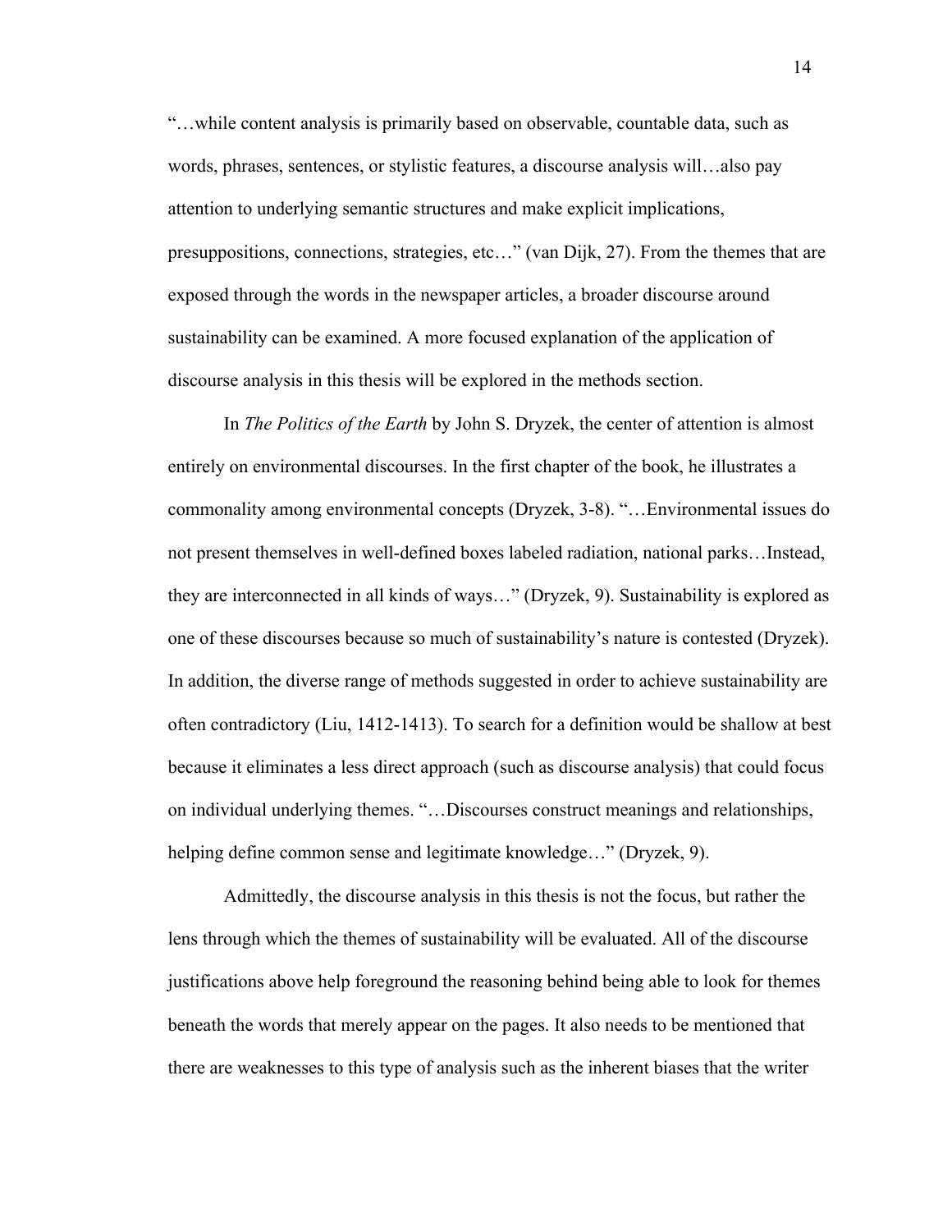"…while content analysis is primarily based on observable, countable data, such as words, phrases, sentences, or stylistic features, a discourse analysis will…also pay attention to underlying semantic structures and make explicit implications, presuppositions, connections, strategies, etc…" (van Dijk, 27). From the themes that are exposed through the words in the newspaper articles, a broader discourse around sustainability can be examined. A more focused explanation of the application of discourse analysis in this thesis will be explored in the methods section.

In *The Politics of the Earth* by John S. Dryzek, the center of attention is almost entirely on environmental discourses. In the first chapter of the book, he illustrates a commonality among environmental concepts (Dryzek, 3-8). "…Environmental issues do not present themselves in well-defined boxes labeled radiation, national parks…Instead, they are interconnected in all kinds of ways…" (Dryzek, 9). Sustainability is explored as one of these discourses because so much of sustainability's nature is contested (Dryzek). In addition, the diverse range of methods suggested in order to achieve sustainability are often contradictory (Liu, 1412-1413). To search for a definition would be shallow at best because it eliminates a less direct approach (such as discourse analysis) that could focus on individual underlying themes. "…Discourses construct meanings and relationships, helping define common sense and legitimate knowledge…" (Dryzek, 9).

Admittedly, the discourse analysis in this thesis is not the focus, but rather the lens through which the themes of sustainability will be evaluated. All of the discourse justifications above help foreground the reasoning behind being able to look for themes beneath the words that merely appear on the pages. It also needs to be mentioned that there are weaknesses to this type of analysis such as the inherent biases that the writer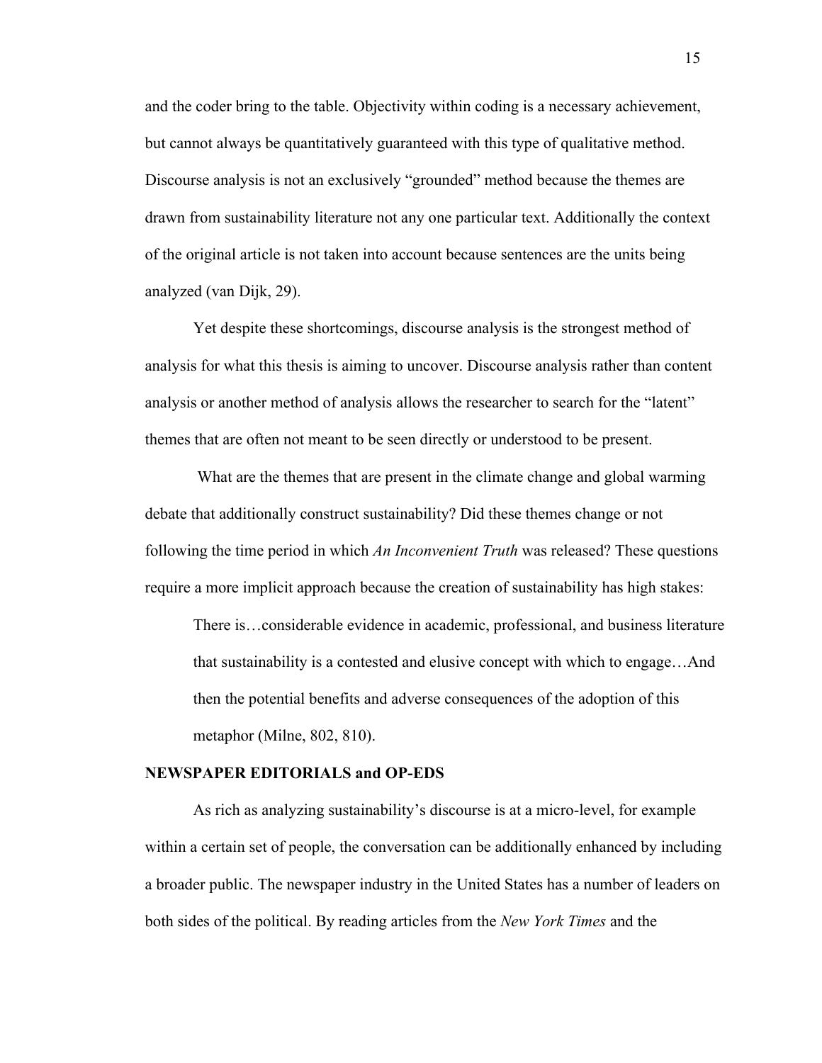and the coder bring to the table. Objectivity within coding is a necessary achievement, but cannot always be quantitatively guaranteed with this type of qualitative method. Discourse analysis is not an exclusively "grounded" method because the themes are drawn from sustainability literature not any one particular text. Additionally the context of the original article is not taken into account because sentences are the units being analyzed (van Dijk, 29).

Yet despite these shortcomings, discourse analysis is the strongest method of analysis for what this thesis is aiming to uncover. Discourse analysis rather than content analysis or another method of analysis allows the researcher to search for the "latent" themes that are often not meant to be seen directly or understood to be present.

What are the themes that are present in the climate change and global warming debate that additionally construct sustainability? Did these themes change or not following the time period in which *An Inconvenient Truth* was released? These questions require a more implicit approach because the creation of sustainability has high stakes:

> There is…considerable evidence in academic, professional, and business literature that sustainability is a contested and elusive concept with which to engage…And then the potential benefits and adverse consequences of the adoption of this metaphor (Milne, 802, 810).

**NEWSPAPER EDITORIALS and OP-EDS**

As rich as analyzing sustainability's discourse is at a micro-level, for example within a certain set of people, the conversation can be additionally enhanced by including a broader public. The newspaper industry in the United States has a number of leaders on both sides of the political. By reading articles from the *New York Times* and the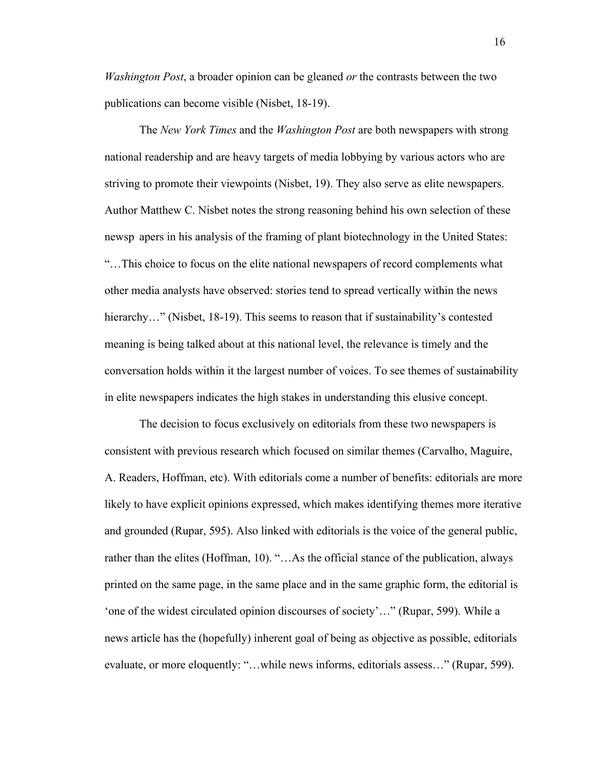*Washington Post*, a broader opinion can be gleaned *or* the contrasts between the two publications can become visible (Nisbet, 18-19).

The *New York Times* and the *Washington Post* are both newspapers with strong national readership and are heavy targets of media lobbying by various actors who are striving to promote their viewpoints (Nisbet, 19). They also serve as elite newspapers. Author Matthew C. Nisbet notes the strong reasoning behind his own selection of these newsp apers in his analysis of the framing of plant biotechnology in the United States: "…This choice to focus on the elite national newspapers of record complements what other media analysts have observed: stories tend to spread vertically within the news hierarchy…" (Nisbet, 18-19). This seems to reason that if sustainability's contested meaning is being talked about at this national level, the relevance is timely and the conversation holds within it the largest number of voices. To see themes of sustainability in elite newspapers indicates the high stakes in understanding this elusive concept.

The decision to focus exclusively on editorials from these two newspapers is consistent with previous research which focused on similar themes (Carvalho, Maguire, A. Readers, Hoffman, etc). With editorials come a number of benefits: editorials are more likely to have explicit opinions expressed, which makes identifying themes more iterative and grounded (Rupar, 595). Also linked with editorials is the voice of the general public, rather than the elites (Hoffman, 10). "…As the official stance of the publication, always printed on the same page, in the same place and in the same graphic form, the editorial is 'one of the widest circulated opinion discourses of society'…" (Rupar, 599). While a news article has the (hopefully) inherent goal of being as objective as possible, editorials evaluate, or more eloquently: "…while news informs, editorials assess…" (Rupar, 599).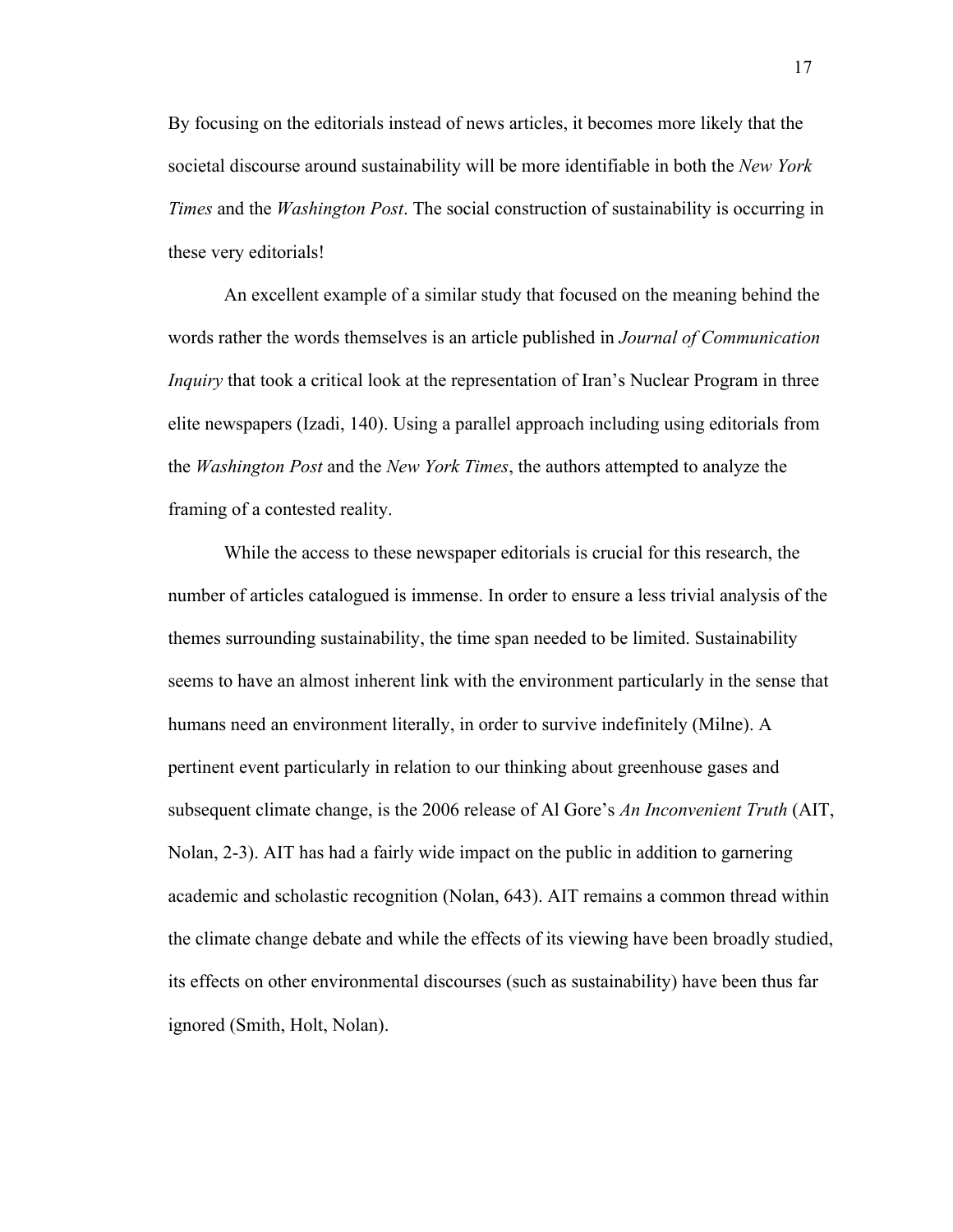By focusing on the editorials instead of news articles, it becomes more likely that the societal discourse around sustainability will be more identifiable in both the *New York Times* and the *Washington Post*. The social construction of sustainability is occurring in these very editorials!

An excellent example of a similar study that focused on the meaning behind the words rather the words themselves is an article published in *Journal of Communication Inquiry* that took a critical look at the representation of Iran's Nuclear Program in three elite newspapers (Izadi, 140). Using a parallel approach including using editorials from the *Washington Post* and the *New York Times*, the authors attempted to analyze the framing of a contested reality.

While the access to these newspaper editorials is crucial for this research, the number of articles catalogued is immense. In order to ensure a less trivial analysis of the themes surrounding sustainability, the time span needed to be limited. Sustainability seems to have an almost inherent link with the environment particularly in the sense that humans need an environment literally, in order to survive indefinitely (Milne). A pertinent event particularly in relation to our thinking about greenhouse gases and subsequent climate change, is the 2006 release of Al Gore's *An Inconvenient Truth* (AIT, Nolan, 2-3). AIT has had a fairly wide impact on the public in addition to garnering academic and scholastic recognition (Nolan, 643). AIT remains a common thread within the climate change debate and while the effects of its viewing have been broadly studied, its effects on other environmental discourses (such as sustainability) have been thus far ignored (Smith, Holt, Nolan).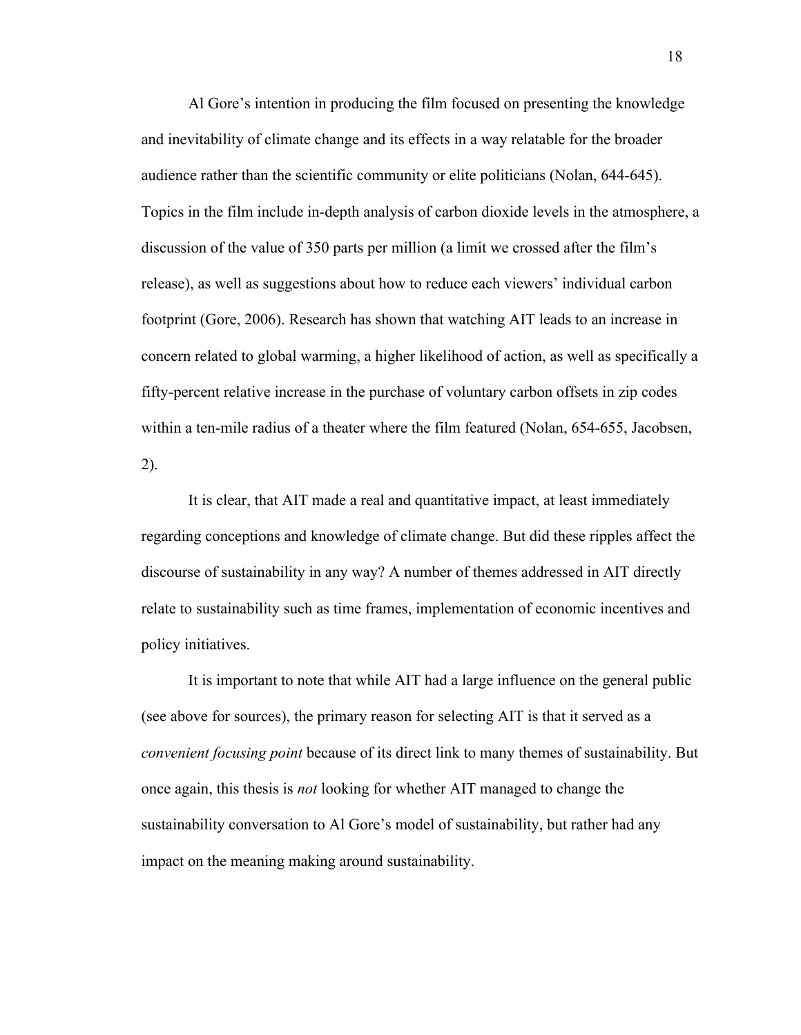Al Gore's intention in producing the film focused on presenting the knowledge and inevitability of climate change and its effects in a way relatable for the broader audience rather than the scientific community or elite politicians (Nolan, 644-645). Topics in the film include in-depth analysis of carbon dioxide levels in the atmosphere, a discussion of the value of 350 parts per million (a limit we crossed after the film's release), as well as suggestions about how to reduce each viewers' individual carbon footprint (Gore, 2006). Research has shown that watching AIT leads to an increase in concern related to global warming, a higher likelihood of action, as well as specifically a fifty-percent relative increase in the purchase of voluntary carbon offsets in zip codes within a ten-mile radius of a theater where the film featured (Nolan, 654-655, Jacobsen, 2).

It is clear, that AIT made a real and quantitative impact, at least immediately regarding conceptions and knowledge of climate change. But did these ripples affect the discourse of sustainability in any way? A number of themes addressed in AIT directly relate to sustainability such as time frames, implementation of economic incentives and policy initiatives.

It is important to note that while AIT had a large influence on the general public (see above for sources), the primary reason for selecting AIT is that it served as a *convenient focusing point* because of its direct link to many themes of sustainability. But once again, this thesis is *not* looking for whether AIT managed to change the sustainability conversation to Al Gore's model of sustainability, but rather had any impact on the meaning making around sustainability.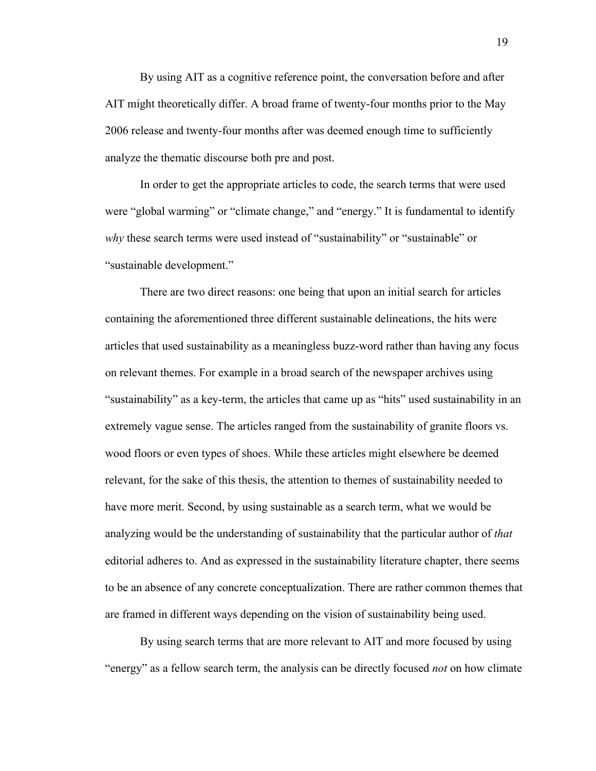By using AIT as a cognitive reference point, the conversation before and after AIT might theoretically differ. A broad frame of twenty-four months prior to the May 2006 release and twenty-four months after was deemed enough time to sufficiently analyze the thematic discourse both pre and post.

In order to get the appropriate articles to code, the search terms that were used were "global warming" or "climate change," and "energy." It is fundamental to identify *why* these search terms were used instead of "sustainability" or "sustainable" or "sustainable development."

There are two direct reasons: one being that upon an initial search for articles containing the aforementioned three different sustainable delineations, the hits were articles that used sustainability as a meaningless buzz-word rather than having any focus on relevant themes. For example in a broad search of the newspaper archives using "sustainability" as a key-term, the articles that came up as "hits" used sustainability in an extremely vague sense. The articles ranged from the sustainability of granite floors vs. wood floors or even types of shoes. While these articles might elsewhere be deemed relevant, for the sake of this thesis, the attention to themes of sustainability needed to have more merit. Second, by using sustainable as a search term, what we would be analyzing would be the understanding of sustainability that the particular author of *that* editorial adheres to. And as expressed in the sustainability literature chapter, there seems to be an absence of any concrete conceptualization. There are rather common themes that are framed in different ways depending on the vision of sustainability being used.

By using search terms that are more relevant to AIT and more focused by using "energy" as a fellow search term, the analysis can be directly focused *not* on how climate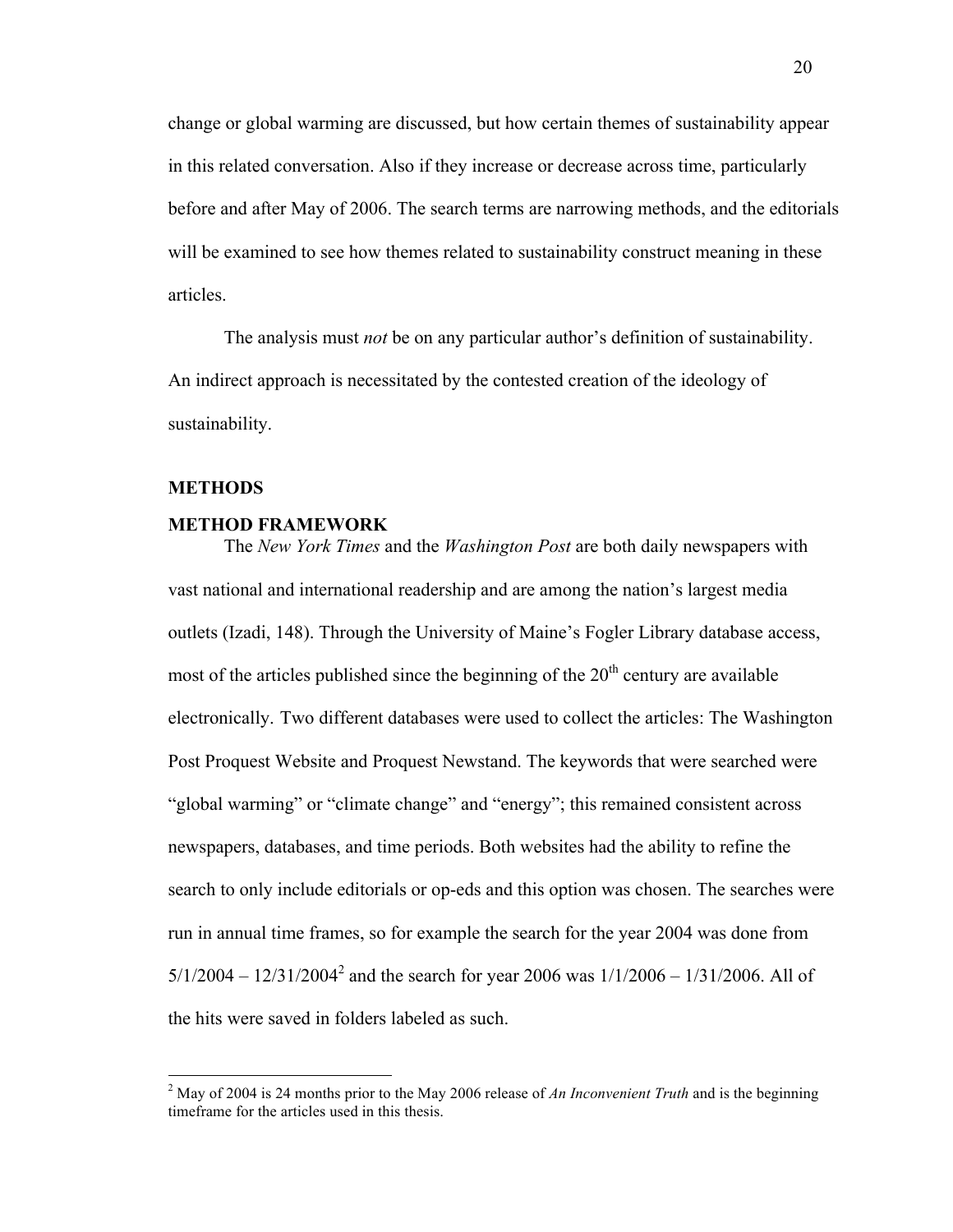change or global warming are discussed, but how certain themes of sustainability appear in this related conversation. Also if they increase or decrease across time, particularly before and after May of 2006. The search terms are narrowing methods, and the editorials will be examined to see how themes related to sustainability construct meaning in these articles.

The analysis must *not* be on any particular author's definition of sustainability. An indirect approach is necessitated by the contested creation of the ideology of sustainability.

## METHODS

### METHOD FRAMEWORK

The *New York Times* and the *Washington Post* are both daily newspapers with vast national and international readership and are among the nation's largest media outlets (Izadi, 148). Through the University of Maine's Fogler Library database access, most of the articles published since the beginning of the 20th century are available electronically. Two different databases were used to collect the articles: The Washington Post Proquest Website and Proquest Newstand. The keywords that were searched were "global warming" or "climate change" and "energy"; this remained consistent across newspapers, databases, and time periods. Both websites had the ability to refine the search to only include editorials or op-eds and this option was chosen. The searches were run in annual time frames, so for example the search for the year 2004 was done from 5/1/2004 – 12/31/2004[2] and the search for year 2006 was 1/1/2006 – 1/31/2006. All of the hits were saved in folders labeled as such.

---

[2] May of 2004 is 24 months prior to the May 2006 release of *An Inconvenient Truth* and is the beginning timeframe for the articles used in this thesis.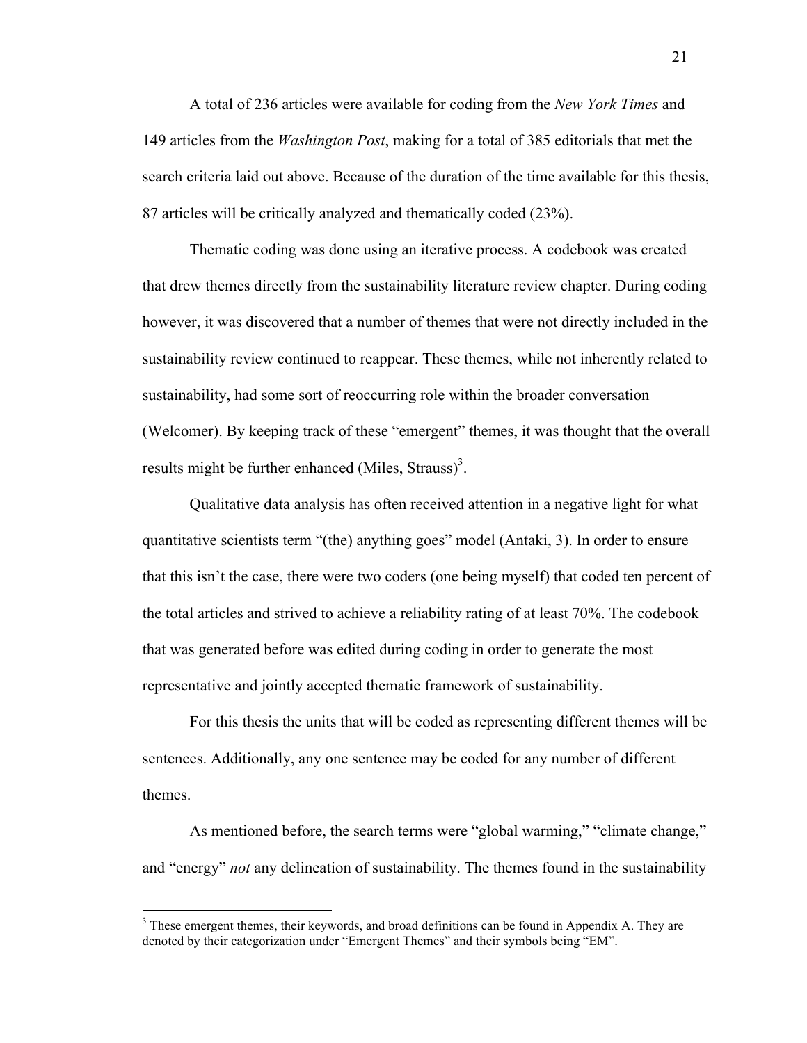A total of 236 articles were available for coding from the *New York Times* and 149 articles from the *Washington Post*, making for a total of 385 editorials that met the search criteria laid out above. Because of the duration of the time available for this thesis, 87 articles will be critically analyzed and thematically coded (23%).

Thematic coding was done using an iterative process. A codebook was created that drew themes directly from the sustainability literature review chapter. During coding however, it was discovered that a number of themes that were not directly included in the sustainability review continued to reappear. These themes, while not inherently related to sustainability, had some sort of reoccurring role within the broader conversation (Welcomer). By keeping track of these "emergent" themes, it was thought that the overall results might be further enhanced (Miles, Strauss)[3].

Qualitative data analysis has often received attention in a negative light for what quantitative scientists term "(the) anything goes" model (Antaki, 3). In order to ensure that this isn't the case, there were two coders (one being myself) that coded ten percent of the total articles and strived to achieve a reliability rating of at least 70%. The codebook that was generated before was edited during coding in order to generate the most representative and jointly accepted thematic framework of sustainability.

For this thesis the units that will be coded as representing different themes will be sentences. Additionally, any one sentence may be coded for any number of different themes.

As mentioned before, the search terms were "global warming," "climate change," and "energy" *not* any delineation of sustainability. The themes found in the sustainability

---

[3] These emergent themes, their keywords, and broad definitions can be found in Appendix A. They are denoted by their categorization under "Emergent Themes" and their symbols being "EM".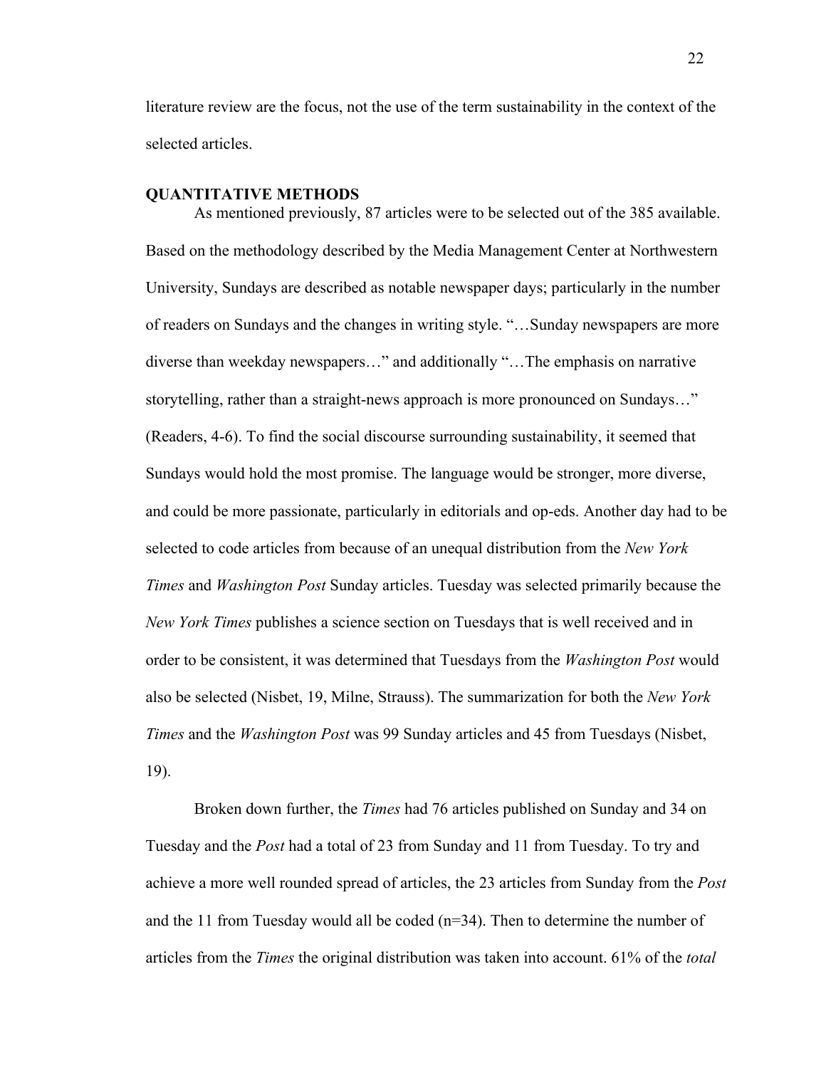literature review are the focus, not the use of the term sustainability in the context of the selected articles.

## QUANTITATIVE METHODS

As mentioned previously, 87 articles were to be selected out of the 385 available. Based on the methodology described by the Media Management Center at Northwestern University, Sundays are described as notable newspaper days; particularly in the number of readers on Sundays and the changes in writing style. "…Sunday newspapers are more diverse than weekday newspapers…" and additionally "…The emphasis on narrative storytelling, rather than a straight-news approach is more pronounced on Sundays…" (Readers, 4-6). To find the social discourse surrounding sustainability, it seemed that Sundays would hold the most promise. The language would be stronger, more diverse, and could be more passionate, particularly in editorials and op-eds. Another day had to be selected to code articles from because of an unequal distribution from the *New York Times* and *Washington Post* Sunday articles. Tuesday was selected primarily because the *New York Times* publishes a science section on Tuesdays that is well received and in order to be consistent, it was determined that Tuesdays from the *Washington Post* would also be selected (Nisbet, 19, Milne, Strauss). The summarization for both the *New York Times* and the *Washington Post* was 99 Sunday articles and 45 from Tuesdays (Nisbet, 19).

Broken down further, the *Times* had 76 articles published on Sunday and 34 on Tuesday and the *Post* had a total of 23 from Sunday and 11 from Tuesday. To try and achieve a more well rounded spread of articles, the 23 articles from Sunday from the *Post* and the 11 from Tuesday would all be coded (n=34). Then to determine the number of articles from the *Times* the original distribution was taken into account. 61% of the *total*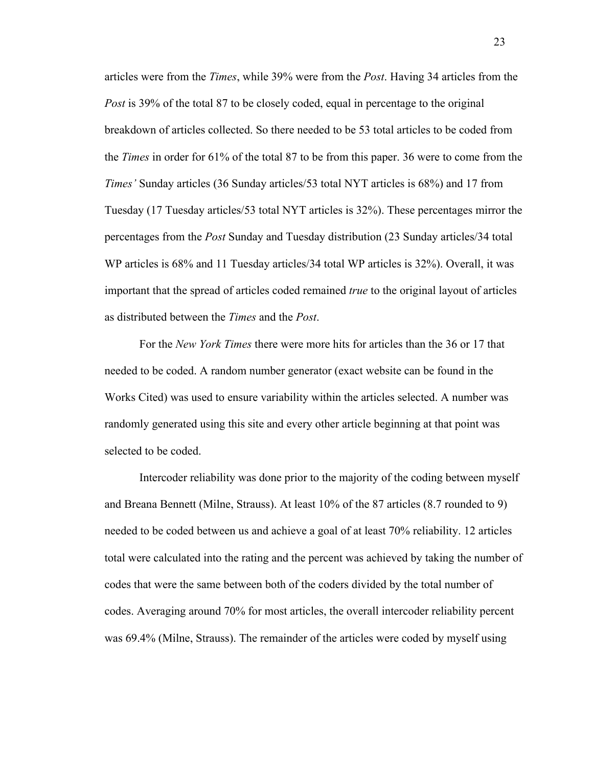articles were from the *Times*, while 39% were from the *Post*. Having 34 articles from the *Post* is 39% of the total 87 to be closely coded, equal in percentage to the original breakdown of articles collected. So there needed to be 53 total articles to be coded from the *Times* in order for 61% of the total 87 to be from this paper. 36 were to come from the *Times'* Sunday articles (36 Sunday articles/53 total NYT articles is 68%) and 17 from Tuesday (17 Tuesday articles/53 total NYT articles is 32%). These percentages mirror the percentages from the *Post* Sunday and Tuesday distribution (23 Sunday articles/34 total WP articles is 68% and 11 Tuesday articles/34 total WP articles is 32%). Overall, it was important that the spread of articles coded remained *true* to the original layout of articles as distributed between the *Times* and the *Post*.

For the *New York Times* there were more hits for articles than the 36 or 17 that needed to be coded. A random number generator (exact website can be found in the Works Cited) was used to ensure variability within the articles selected. A number was randomly generated using this site and every other article beginning at that point was selected to be coded.

Intercoder reliability was done prior to the majority of the coding between myself and Breana Bennett (Milne, Strauss). At least 10% of the 87 articles (8.7 rounded to 9) needed to be coded between us and achieve a goal of at least 70% reliability. 12 articles total were calculated into the rating and the percent was achieved by taking the number of codes that were the same between both of the coders divided by the total number of codes. Averaging around 70% for most articles, the overall intercoder reliability percent was 69.4% (Milne, Strauss). The remainder of the articles were coded by myself using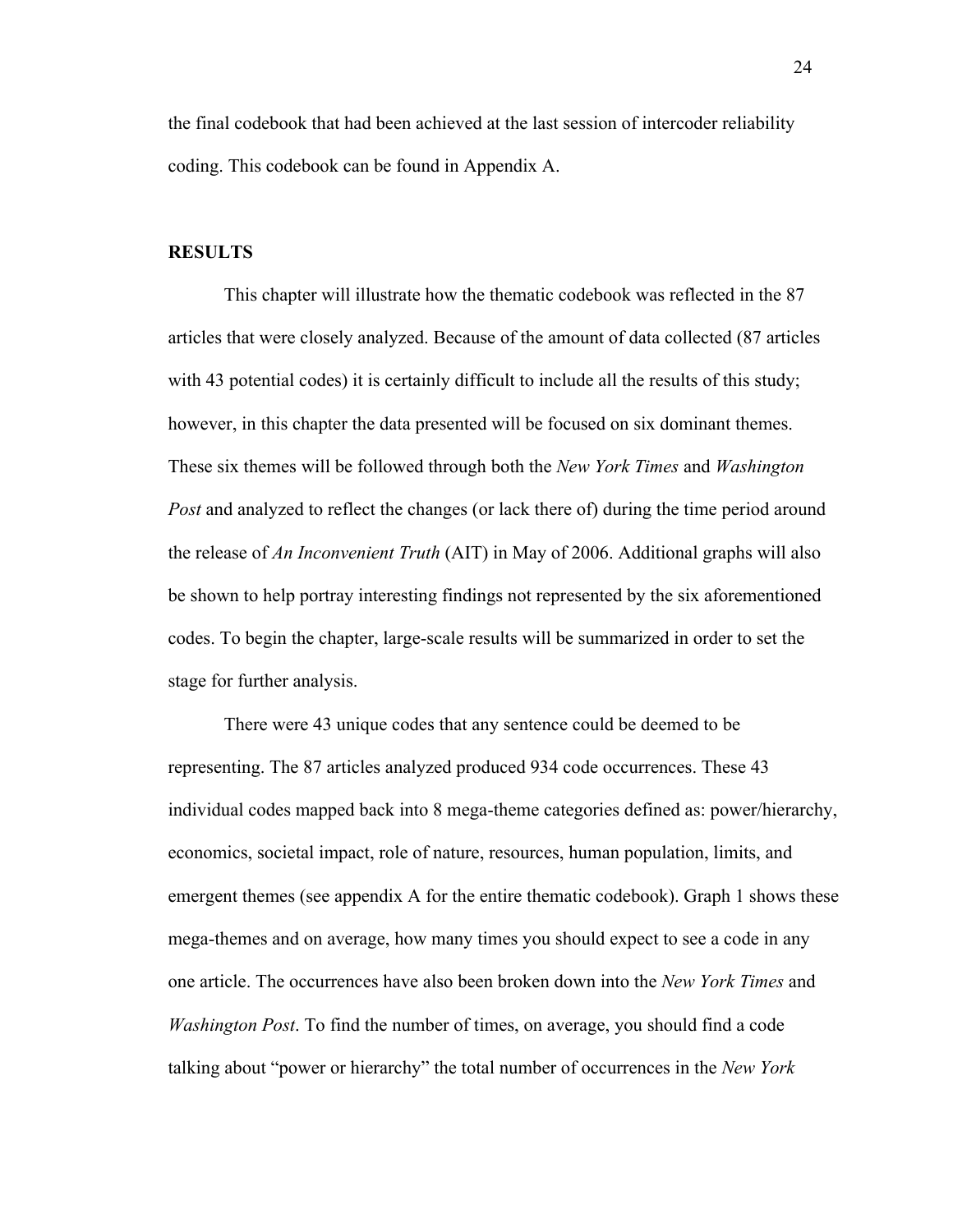the final codebook that had been achieved at the last session of intercoder reliability coding. This codebook can be found in Appendix A.

## RESULTS

This chapter will illustrate how the thematic codebook was reflected in the 87 articles that were closely analyzed. Because of the amount of data collected (87 articles with 43 potential codes) it is certainly difficult to include all the results of this study; however, in this chapter the data presented will be focused on six dominant themes. These six themes will be followed through both the *New York Times* and *Washington Post* and analyzed to reflect the changes (or lack there of) during the time period around the release of *An Inconvenient Truth* (AIT) in May of 2006. Additional graphs will also be shown to help portray interesting findings not represented by the six aforementioned codes. To begin the chapter, large-scale results will be summarized in order to set the stage for further analysis.

There were 43 unique codes that any sentence could be deemed to be representing. The 87 articles analyzed produced 934 code occurrences. These 43 individual codes mapped back into 8 mega-theme categories defined as: power/hierarchy, economics, societal impact, role of nature, resources, human population, limits, and emergent themes (see appendix A for the entire thematic codebook). Graph 1 shows these mega-themes and on average, how many times you should expect to see a code in any one article. The occurrences have also been broken down into the *New York Times* and *Washington Post*. To find the number of times, on average, you should find a code talking about "power or hierarchy" the total number of occurrences in the *New York*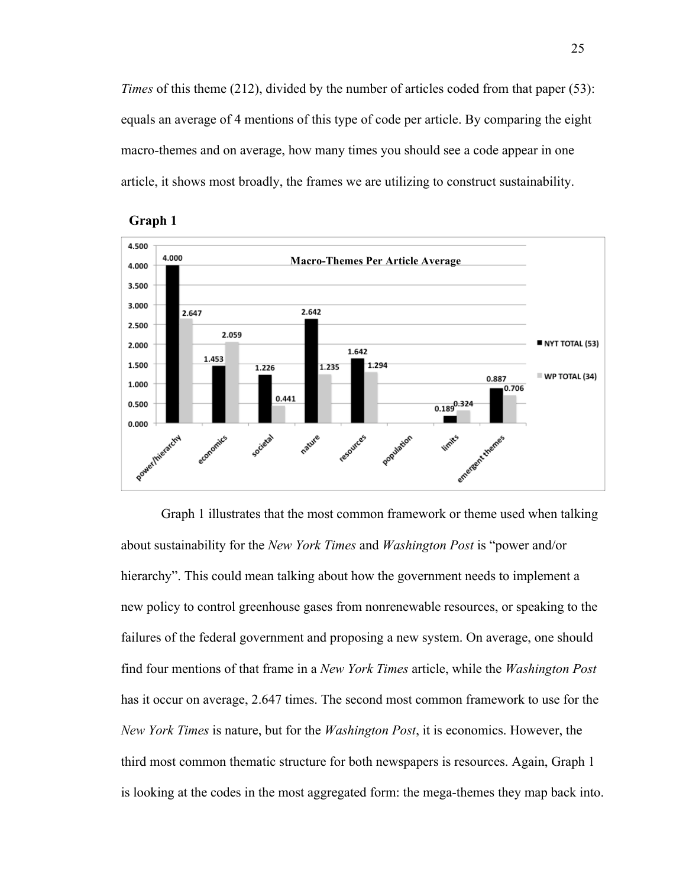*Times* of this theme (212), divided by the number of articles coded from that paper (53): equals an average of 4 mentions of this type of code per article. By comparing the eight macro-themes and on average, how many times you should see a code appear in one article, it shows most broadly, the frames we are utilizing to construct sustainability.

**Graph 1**

**Macro-Themes Per Article Average**

| | NYT TOTAL (53) | WP TOTAL (34) |
|---|---|---|
| power/hierarchy | 4.000 | 2.647 |
| economics | 1.453 | 2.059 |
| societal | 1.226 | 0.441 |
| nature | 2.642 | 1.235 |
| resources | 1.642 | 1.294 |
| population | | |
| limits | 0.189 | 0.324 |
| emergent themes | 0.887 | 0.706 |

Graph 1 illustrates that the most common framework or theme used when talking about sustainability for the *New York Times* and *Washington Post* is "power and/or hierarchy". This could mean talking about how the government needs to implement a new policy to control greenhouse gases from nonrenewable resources, or speaking to the failures of the federal government and proposing a new system. On average, one should find four mentions of that frame in a *New York Times* article, while the *Washington Post* has it occur on average, 2.647 times. The second most common framework to use for the *New York Times* is nature, but for the *Washington Post*, it is economics. However, the third most common thematic structure for both newspapers is resources. Again, Graph 1 is looking at the codes in the most aggregated form: the mega-themes they map back into.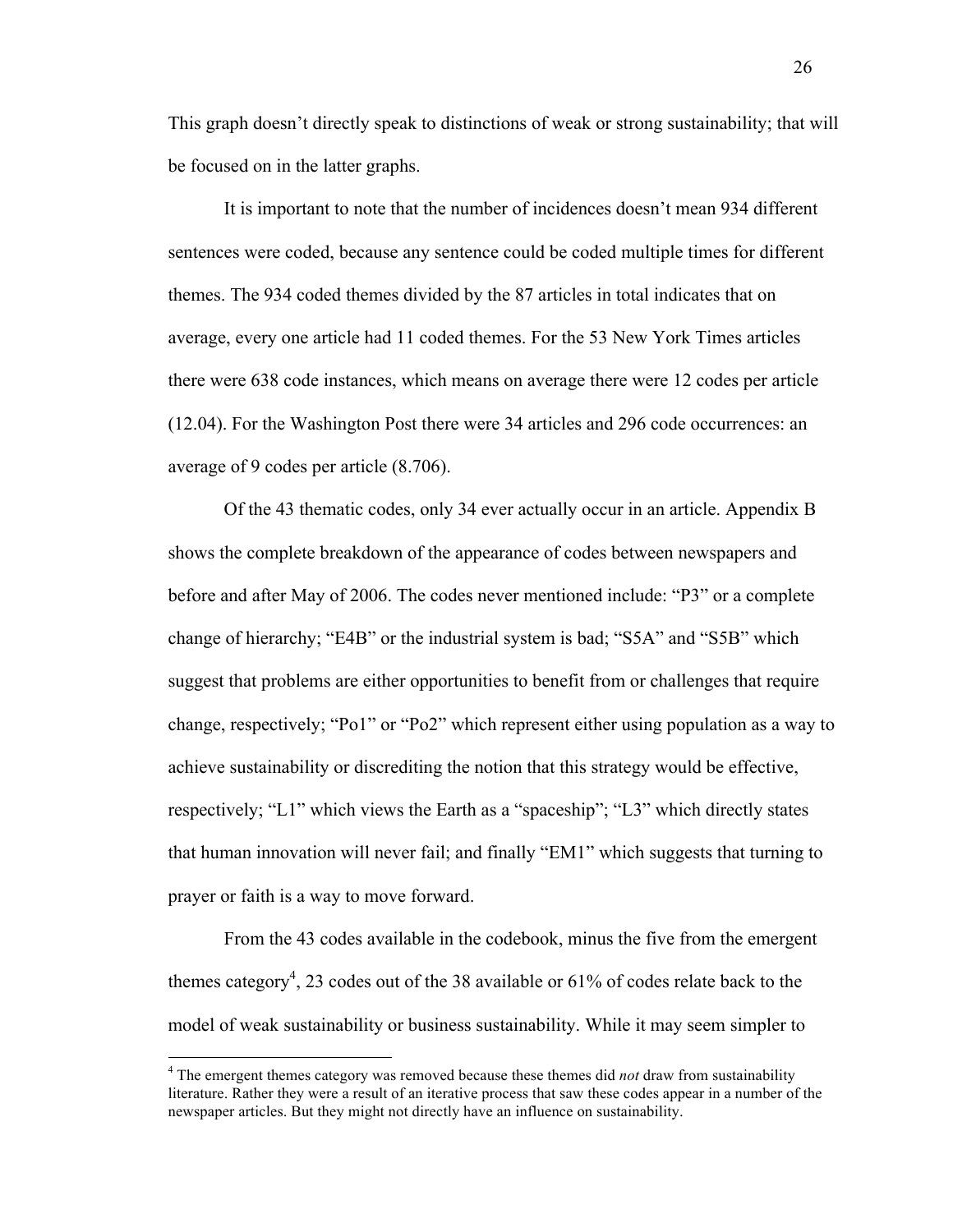This graph doesn't directly speak to distinctions of weak or strong sustainability; that will be focused on in the latter graphs.

It is important to note that the number of incidences doesn't mean 934 different sentences were coded, because any sentence could be coded multiple times for different themes. The 934 coded themes divided by the 87 articles in total indicates that on average, every one article had 11 coded themes. For the 53 New York Times articles there were 638 code instances, which means on average there were 12 codes per article (12.04). For the Washington Post there were 34 articles and 296 code occurrences: an average of 9 codes per article (8.706).

Of the 43 thematic codes, only 34 ever actually occur in an article. Appendix B shows the complete breakdown of the appearance of codes between newspapers and before and after May of 2006. The codes never mentioned include: "P3" or a complete change of hierarchy; "E4B" or the industrial system is bad; "S5A" and "S5B" which suggest that problems are either opportunities to benefit from or challenges that require change, respectively; "Po1" or "Po2" which represent either using population as a way to achieve sustainability or discrediting the notion that this strategy would be effective, respectively; "L1" which views the Earth as a "spaceship"; "L3" which directly states that human innovation will never fail; and finally "EM1" which suggests that turning to prayer or faith is a way to move forward.

From the 43 codes available in the codebook, minus the five from the emergent themes category[4], 23 codes out of the 38 available or 61% of codes relate back to the model of weak sustainability or business sustainability. While it may seem simpler to

[4] The emergent themes category was removed because these themes did *not* draw from sustainability literature. Rather they were a result of an iterative process that saw these codes appear in a number of the newspaper articles. But they might not directly have an influence on sustainability.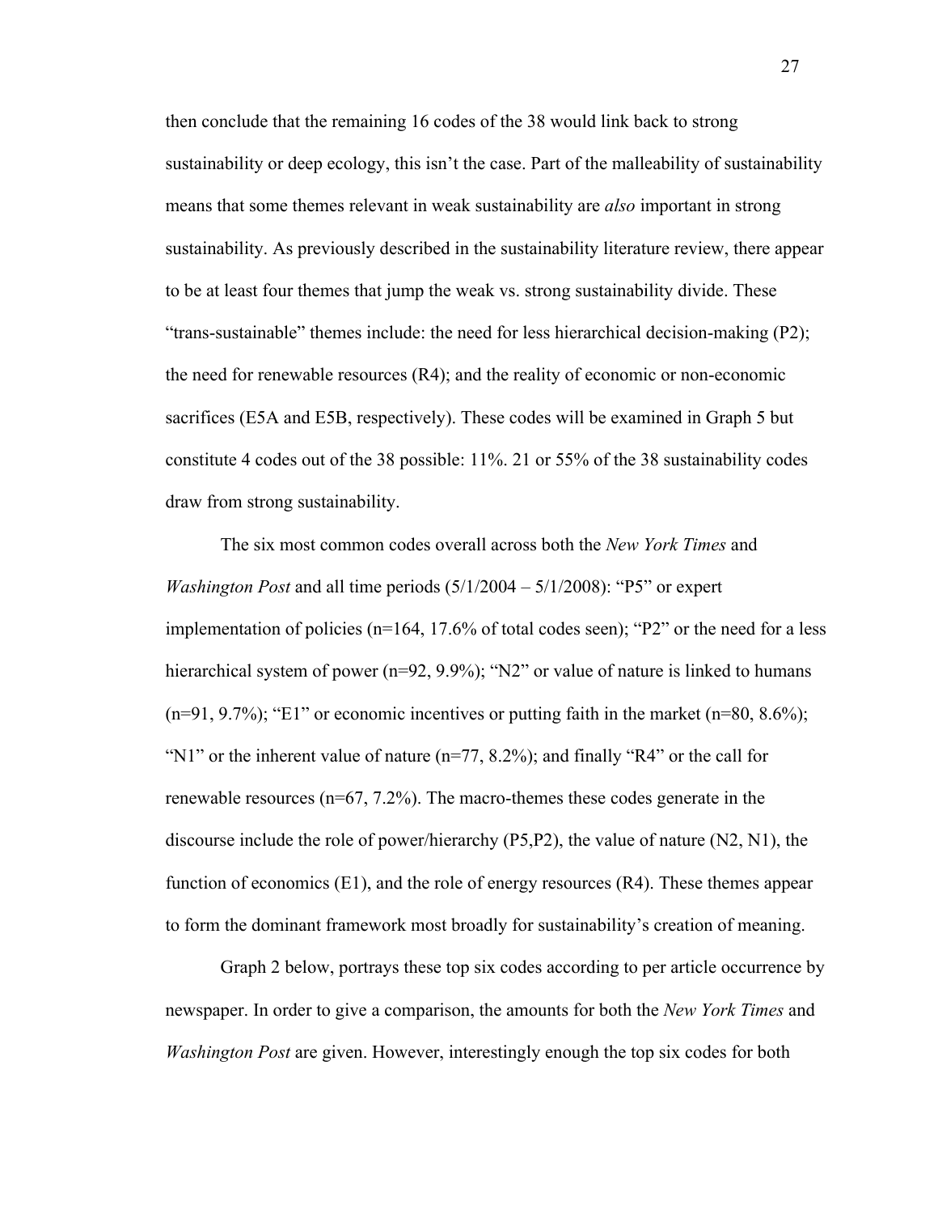then conclude that the remaining 16 codes of the 38 would link back to strong sustainability or deep ecology, this isn't the case. Part of the malleability of sustainability means that some themes relevant in weak sustainability are *also* important in strong sustainability. As previously described in the sustainability literature review, there appear to be at least four themes that jump the weak vs. strong sustainability divide. These "trans-sustainable" themes include: the need for less hierarchical decision-making (P2); the need for renewable resources (R4); and the reality of economic or non-economic sacrifices (E5A and E5B, respectively). These codes will be examined in Graph 5 but constitute 4 codes out of the 38 possible: 11%. 21 or 55% of the 38 sustainability codes draw from strong sustainability.

The six most common codes overall across both the *New York Times* and *Washington Post* and all time periods (5/1/2004 – 5/1/2008): "P5" or expert implementation of policies (n=164, 17.6% of total codes seen); "P2" or the need for a less hierarchical system of power (n=92, 9.9%); "N2" or value of nature is linked to humans (n=91, 9.7%); "E1" or economic incentives or putting faith in the market (n=80, 8.6%); "N1" or the inherent value of nature (n=77, 8.2%); and finally "R4" or the call for renewable resources (n=67, 7.2%). The macro-themes these codes generate in the discourse include the role of power/hierarchy (P5,P2), the value of nature (N2, N1), the function of economics (E1), and the role of energy resources (R4). These themes appear to form the dominant framework most broadly for sustainability's creation of meaning.

Graph 2 below, portrays these top six codes according to per article occurrence by newspaper. In order to give a comparison, the amounts for both the *New York Times* and *Washington Post* are given. However, interestingly enough the top six codes for both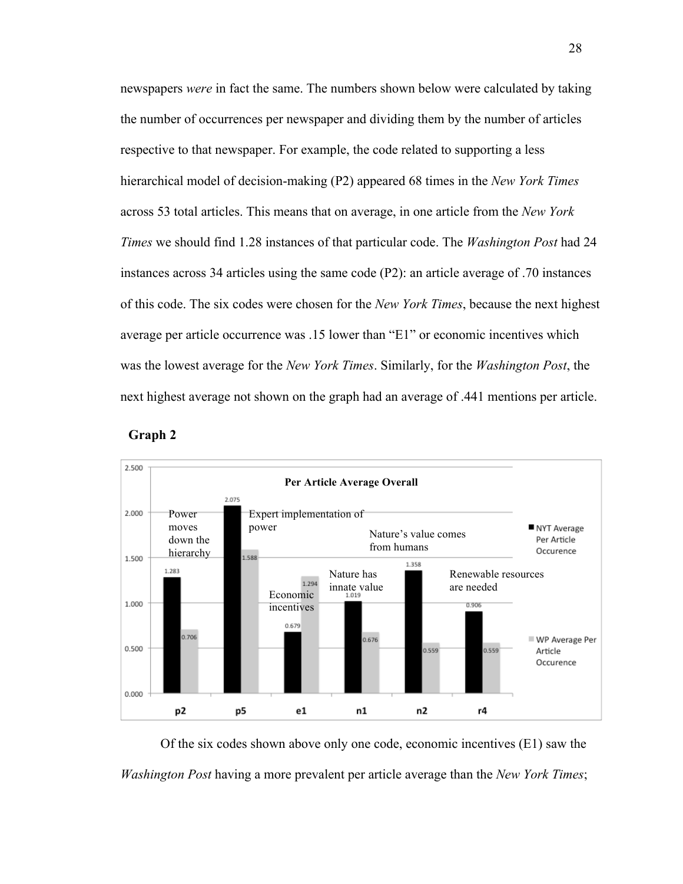newspapers *were* in fact the same. The numbers shown below were calculated by taking the number of occurrences per newspaper and dividing them by the number of articles respective to that newspaper. For example, the code related to supporting a less hierarchical model of decision-making (P2) appeared 68 times in the *New York Times* across 53 total articles. This means that on average, in one article from the *New York Times* we should find 1.28 instances of that particular code. The *Washington Post* had 24 instances across 34 articles using the same code (P2): an article average of .70 instances of this code. The six codes were chosen for the *New York Times*, because the next highest average per article occurrence was .15 lower than "E1" or economic incentives which was the lowest average for the *New York Times*. Similarly, for the *Washington Post*, the next highest average not shown on the graph had an average of .441 mentions per article.

**Graph 2**

**Per Article Average Overall**

| Code | Label | NYT Average Per Article Occurence | WP Average Per Article Occurence |
|---|---|---|---|
| p2 | Power moves down the hierarchy | 1.283 | 0.706 |
| p5 | Expert implementation of power | 2.075 | 1.588 |
| e1 | Economic incentives | 0.679 | 1.294 |
| n1 | Nature has innate value | 1.019 | 0.676 |
| n2 | Nature's value comes from humans | 1.358 | 0.559 |
| r4 | Renewable resources are needed | 0.906 | 0.559 |

Of the six codes shown above only one code, economic incentives (E1) saw the *Washington Post* having a more prevalent per article average than the *New York Times*;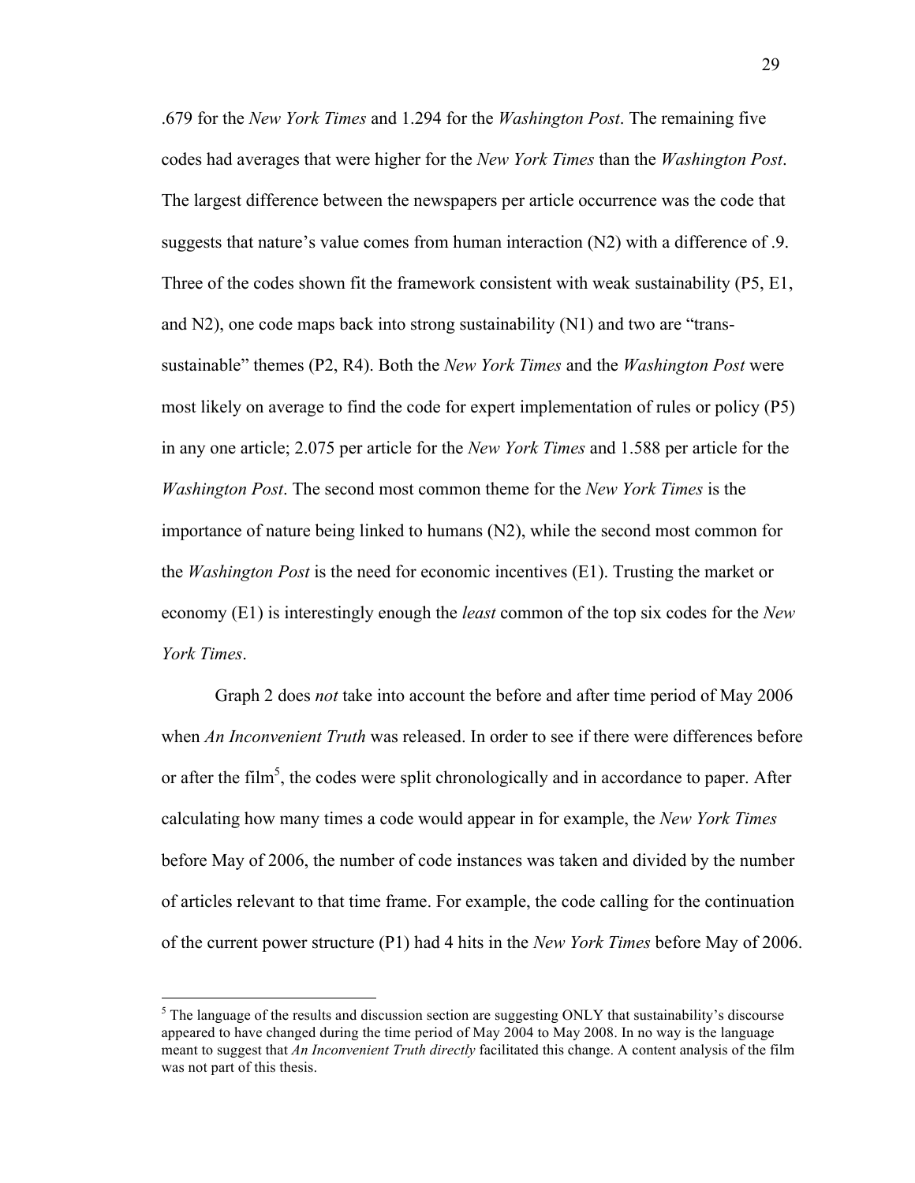.679 for the *New York Times* and 1.294 for the *Washington Post*. The remaining five codes had averages that were higher for the *New York Times* than the *Washington Post*. The largest difference between the newspapers per article occurrence was the code that suggests that nature's value comes from human interaction (N2) with a difference of .9. Three of the codes shown fit the framework consistent with weak sustainability (P5, E1, and N2), one code maps back into strong sustainability (N1) and two are "trans-sustainable" themes (P2, R4). Both the *New York Times* and the *Washington Post* were most likely on average to find the code for expert implementation of rules or policy (P5) in any one article; 2.075 per article for the *New York Times* and 1.588 per article for the *Washington Post*. The second most common theme for the *New York Times* is the importance of nature being linked to humans (N2), while the second most common for the *Washington Post* is the need for economic incentives (E1). Trusting the market or economy (E1) is interestingly enough the *least* common of the top six codes for the *New York Times*.

Graph 2 does *not* take into account the before and after time period of May 2006 when *An Inconvenient Truth* was released. In order to see if there were differences before or after the film[5], the codes were split chronologically and in accordance to paper. After calculating how many times a code would appear in for example, the *New York Times* before May of 2006, the number of code instances was taken and divided by the number of articles relevant to that time frame. For example, the code calling for the continuation of the current power structure (P1) had 4 hits in the *New York Times* before May of 2006.

---

[5] The language of the results and discussion section are suggesting ONLY that sustainability's discourse appeared to have changed during the time period of May 2004 to May 2008. In no way is the language meant to suggest that *An Inconvenient Truth directly* facilitated this change. A content analysis of the film was not part of this thesis.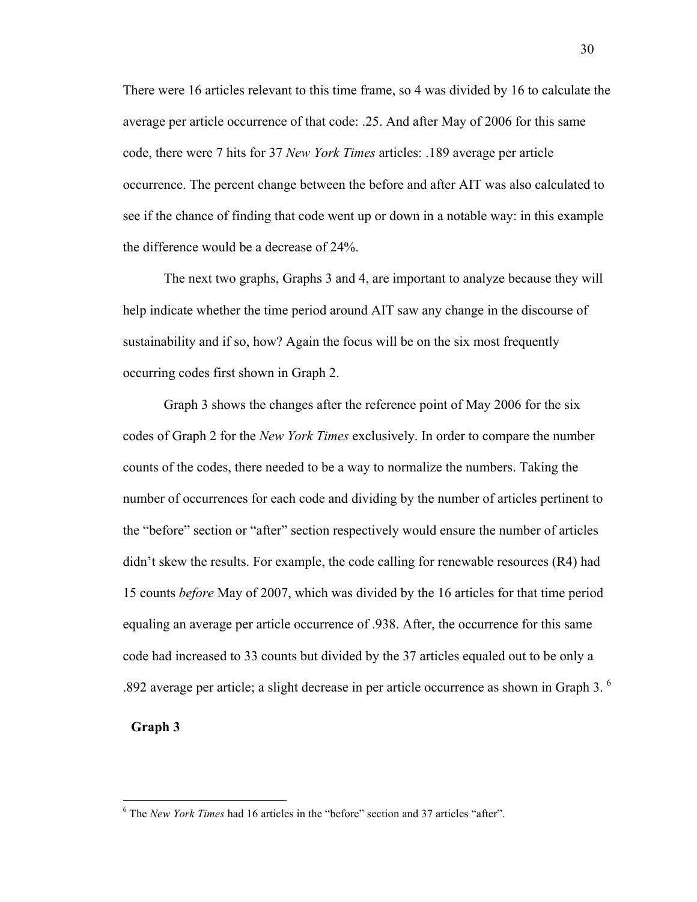There were 16 articles relevant to this time frame, so 4 was divided by 16 to calculate the average per article occurrence of that code: .25. And after May of 2006 for this same code, there were 7 hits for 37 *New York Times* articles: .189 average per article occurrence. The percent change between the before and after AIT was also calculated to see if the chance of finding that code went up or down in a notable way: in this example the difference would be a decrease of 24%.

The next two graphs, Graphs 3 and 4, are important to analyze because they will help indicate whether the time period around AIT saw any change in the discourse of sustainability and if so, how? Again the focus will be on the six most frequently occurring codes first shown in Graph 2.

Graph 3 shows the changes after the reference point of May 2006 for the six codes of Graph 2 for the *New York Times* exclusively. In order to compare the number counts of the codes, there needed to be a way to normalize the numbers. Taking the number of occurrences for each code and dividing by the number of articles pertinent to the "before" section or "after" section respectively would ensure the number of articles didn't skew the results. For example, the code calling for renewable resources (R4) had 15 counts *before* May of 2007, which was divided by the 16 articles for that time period equaling an average per article occurrence of .938. After, the occurrence for this same code had increased to 33 counts but divided by the 37 articles equaled out to be only a .892 average per article; a slight decrease in per article occurrence as shown in Graph 3. [6]

**Graph 3**

[6] The *New York Times* had 16 articles in the "before" section and 37 articles "after".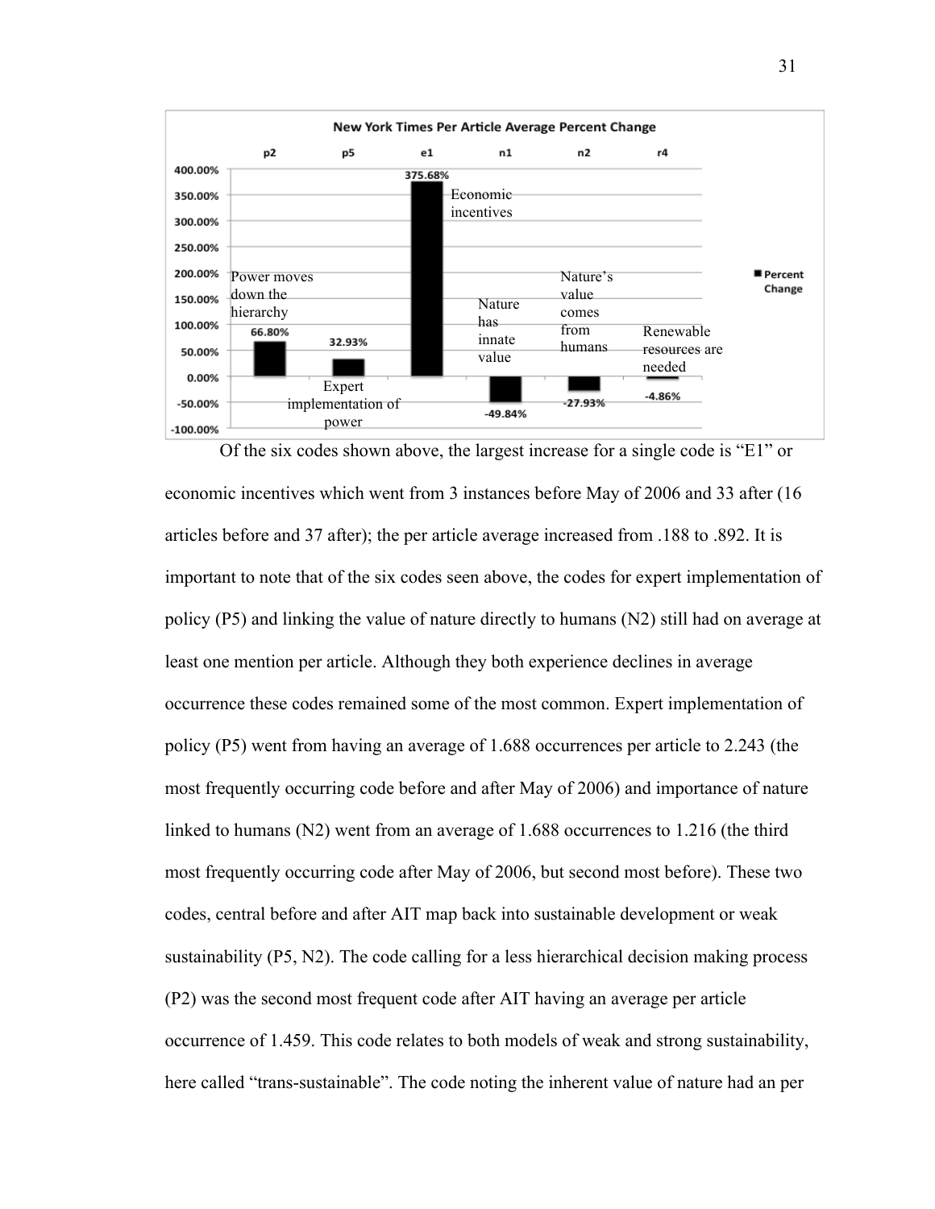**New York Times Per Article Average Percent Change**

| Code | Label | Percent Change |
| --- | --- | --- |
| p2 | Power moves down the hierarchy | 66.80% |
| p5 | Expert implementation of power | 32.93% |
| e1 | Economic incentives | 375.68% |
| n1 | Nature has innate value | -49.84% |
| n2 | Nature's value comes from humans | -27.93% |
| r4 | Renewable resources are needed | -4.86% |

Of the six codes shown above, the largest increase for a single code is "E1" or economic incentives which went from 3 instances before May of 2006 and 33 after (16 articles before and 37 after); the per article average increased from .188 to .892. It is important to note that of the six codes seen above, the codes for expert implementation of policy (P5) and linking the value of nature directly to humans (N2) still had on average at least one mention per article. Although they both experience declines in average occurrence these codes remained some of the most common. Expert implementation of policy (P5) went from having an average of 1.688 occurrences per article to 2.243 (the most frequently occurring code before and after May of 2006) and importance of nature linked to humans (N2) went from an average of 1.688 occurrences to 1.216 (the third most frequently occurring code after May of 2006, but second most before). These two codes, central before and after AIT map back into sustainable development or weak sustainability (P5, N2). The code calling for a less hierarchical decision making process (P2) was the second most frequent code after AIT having an average per article occurrence of 1.459. This code relates to both models of weak and strong sustainability, here called "trans-sustainable". The code noting the inherent value of nature had an per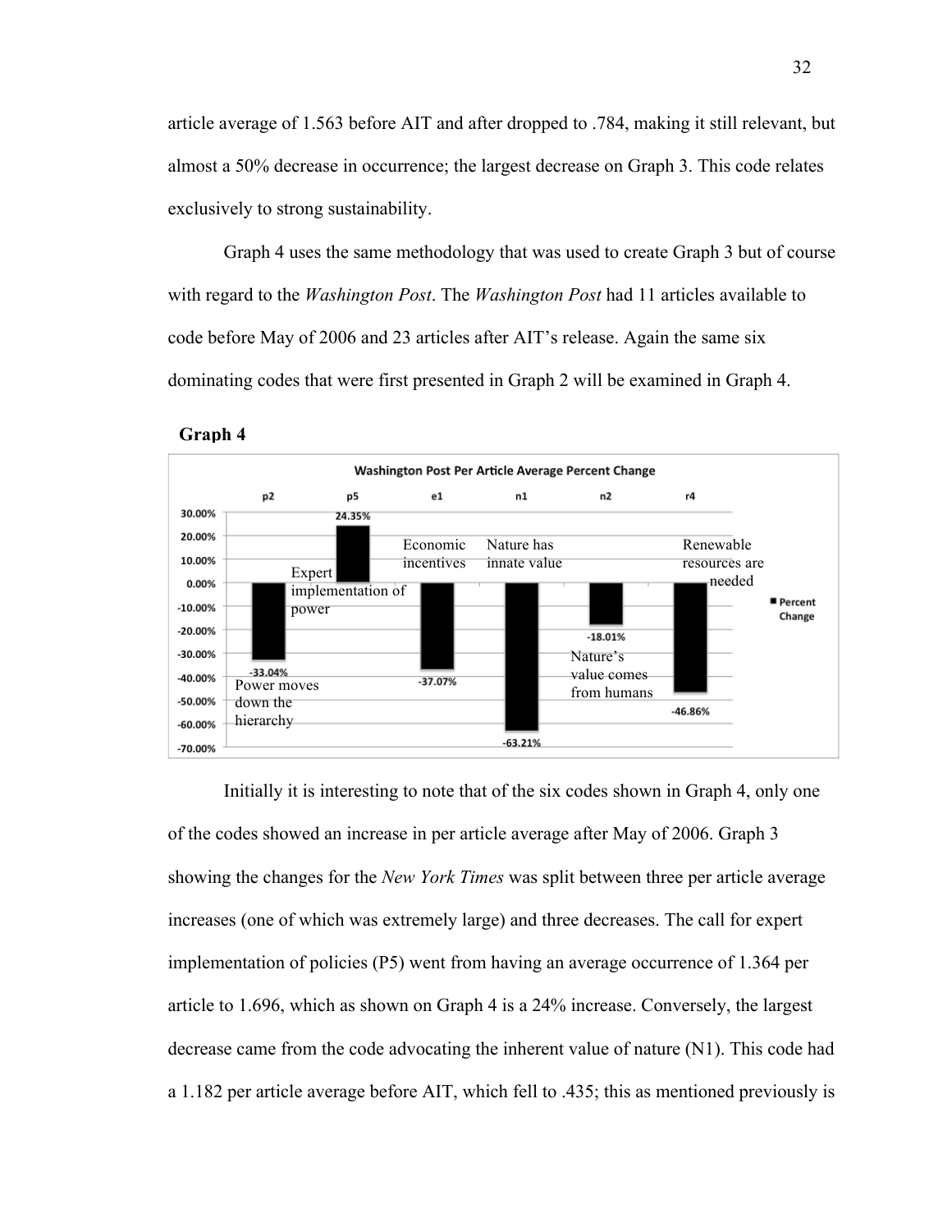article average of 1.563 before AIT and after dropped to .784, making it still relevant, but almost a 50% decrease in occurrence; the largest decrease on Graph 3. This code relates exclusively to strong sustainability.

Graph 4 uses the same methodology that was used to create Graph 3 but of course with regard to the *Washington Post*. The *Washington Post* had 11 articles available to code before May of 2006 and 23 articles after AIT's release. Again the same six dominating codes that were first presented in Graph 2 will be examined in Graph 4.

**Graph 4**

**Washington Post Per Article Average Percent Change**

| Code | Label | Percent Change |
|---|---|---|
| p2 | Power moves down the hierarchy | -33.04% |
| p5 | Expert implementation of power | 24.35% |
| e1 | Economic incentives | -37.07% |
| n1 | Nature has innate value | -63.21% |
| n2 | Nature's value comes from humans | -18.01% |
| r4 | Renewable resources are needed | -46.86% |

Initially it is interesting to note that of the six codes shown in Graph 4, only one of the codes showed an increase in per article average after May of 2006. Graph 3 showing the changes for the *New York Times* was split between three per article average increases (one of which was extremely large) and three decreases. The call for expert implementation of policies (P5) went from having an average occurrence of 1.364 per article to 1.696, which as shown on Graph 4 is a 24% increase. Conversely, the largest decrease came from the code advocating the inherent value of nature (N1). This code had a 1.182 per article average before AIT, which fell to .435; this as mentioned previously is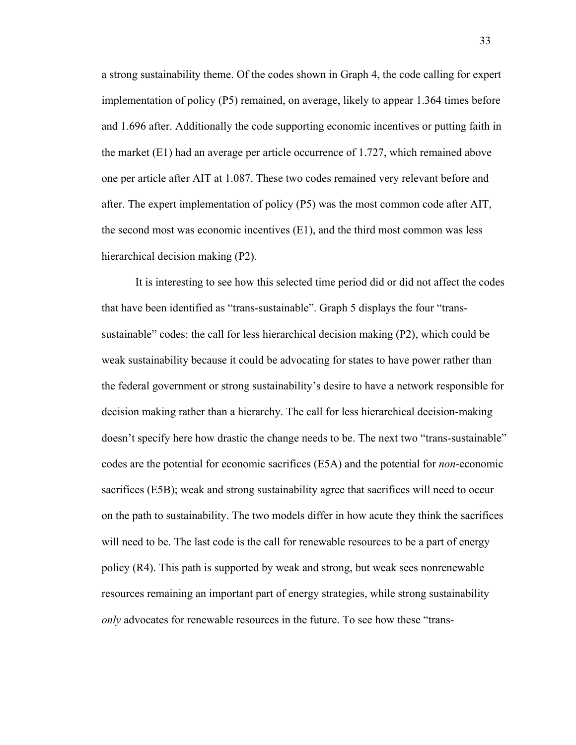a strong sustainability theme. Of the codes shown in Graph 4, the code calling for expert implementation of policy (P5) remained, on average, likely to appear 1.364 times before and 1.696 after. Additionally the code supporting economic incentives or putting faith in the market (E1) had an average per article occurrence of 1.727, which remained above one per article after AIT at 1.087. These two codes remained very relevant before and after. The expert implementation of policy (P5) was the most common code after AIT, the second most was economic incentives (E1), and the third most common was less hierarchical decision making (P2).

It is interesting to see how this selected time period did or did not affect the codes that have been identified as "trans-sustainable". Graph 5 displays the four "trans-sustainable" codes: the call for less hierarchical decision making (P2), which could be weak sustainability because it could be advocating for states to have power rather than the federal government or strong sustainability's desire to have a network responsible for decision making rather than a hierarchy. The call for less hierarchical decision-making doesn't specify here how drastic the change needs to be. The next two "trans-sustainable" codes are the potential for economic sacrifices (E5A) and the potential for *non*-economic sacrifices (E5B); weak and strong sustainability agree that sacrifices will need to occur on the path to sustainability. The two models differ in how acute they think the sacrifices will need to be. The last code is the call for renewable resources to be a part of energy policy (R4). This path is supported by weak and strong, but weak sees nonrenewable resources remaining an important part of energy strategies, while strong sustainability *only* advocates for renewable resources in the future. To see how these "trans-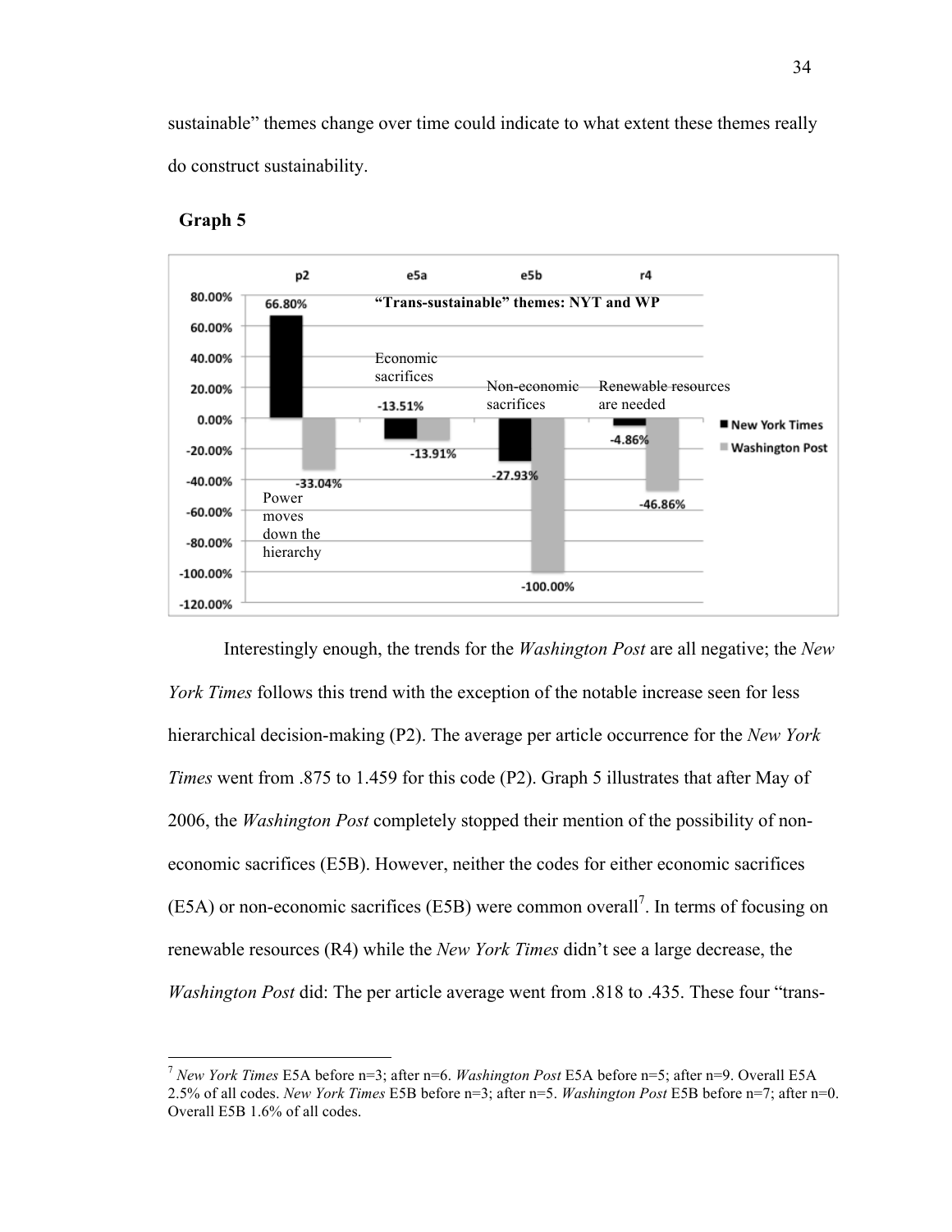sustainable" themes change over time could indicate to what extent these themes really do construct sustainability.

**Graph 5**

**"Trans-sustainable" themes: NYT and WP**

| | p2 (Power moves down the hierarchy) | e5a (Economic sacrifices) | e5b (Non-economic sacrifices) | r4 (Renewable resources are needed) |
|---|---|---|---|---|
| New York Times | 66.80% | -13.51% | -27.93% | -4.86% |
| Washington Post | -33.04% | -13.91% | -100.00% | -46.86% |

Interestingly enough, the trends for the *Washington Post* are all negative; the *New York Times* follows this trend with the exception of the notable increase seen for less hierarchical decision-making (P2). The average per article occurrence for the *New York Times* went from .875 to 1.459 for this code (P2). Graph 5 illustrates that after May of 2006, the *Washington Post* completely stopped their mention of the possibility of non-economic sacrifices (E5B). However, neither the codes for either economic sacrifices (E5A) or non-economic sacrifices (E5B) were common overall[7]. In terms of focusing on renewable resources (R4) while the *New York Times* didn't see a large decrease, the *Washington Post* did: The per article average went from .818 to .435. These four "trans-

---

[7] *New York Times* E5A before n=3; after n=6. *Washington Post* E5A before n=5; after n=9. Overall E5A 2.5% of all codes. *New York Times* E5B before n=3; after n=5. *Washington Post* E5B before n=7; after n=0. Overall E5B 1.6% of all codes.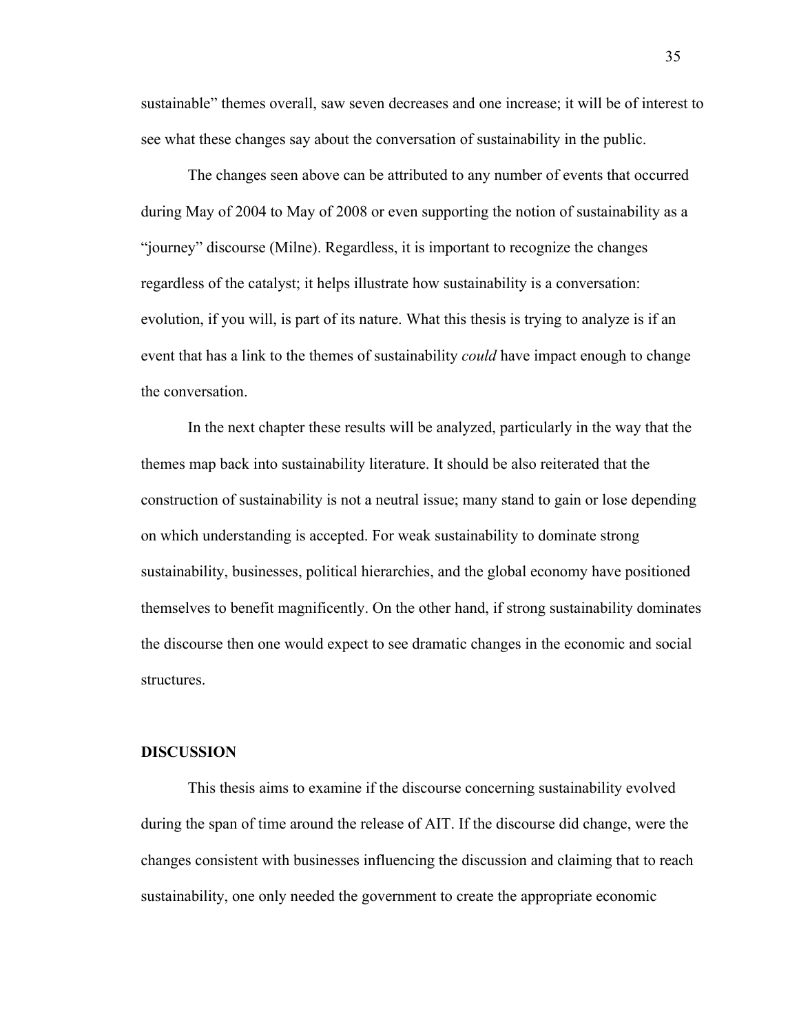sustainable" themes overall, saw seven decreases and one increase; it will be of interest to see what these changes say about the conversation of sustainability in the public.

The changes seen above can be attributed to any number of events that occurred during May of 2004 to May of 2008 or even supporting the notion of sustainability as a "journey" discourse (Milne). Regardless, it is important to recognize the changes regardless of the catalyst; it helps illustrate how sustainability is a conversation: evolution, if you will, is part of its nature. What this thesis is trying to analyze is if an event that has a link to the themes of sustainability *could* have impact enough to change the conversation.

In the next chapter these results will be analyzed, particularly in the way that the themes map back into sustainability literature. It should be also reiterated that the construction of sustainability is not a neutral issue; many stand to gain or lose depending on which understanding is accepted. For weak sustainability to dominate strong sustainability, businesses, political hierarchies, and the global economy have positioned themselves to benefit magnificently. On the other hand, if strong sustainability dominates the discourse then one would expect to see dramatic changes in the economic and social structures.

## DISCUSSION

This thesis aims to examine if the discourse concerning sustainability evolved during the span of time around the release of AIT. If the discourse did change, were the changes consistent with businesses influencing the discussion and claiming that to reach sustainability, one only needed the government to create the appropriate economic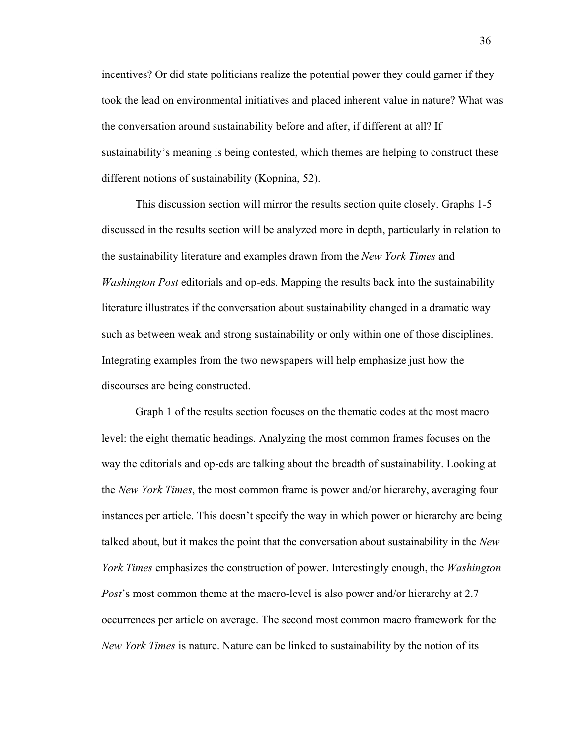incentives? Or did state politicians realize the potential power they could garner if they took the lead on environmental initiatives and placed inherent value in nature? What was the conversation around sustainability before and after, if different at all? If sustainability's meaning is being contested, which themes are helping to construct these different notions of sustainability (Kopnina, 52).

This discussion section will mirror the results section quite closely. Graphs 1-5 discussed in the results section will be analyzed more in depth, particularly in relation to the sustainability literature and examples drawn from the *New York Times* and *Washington Post* editorials and op-eds. Mapping the results back into the sustainability literature illustrates if the conversation about sustainability changed in a dramatic way such as between weak and strong sustainability or only within one of those disciplines. Integrating examples from the two newspapers will help emphasize just how the discourses are being constructed.

Graph 1 of the results section focuses on the thematic codes at the most macro level: the eight thematic headings. Analyzing the most common frames focuses on the way the editorials and op-eds are talking about the breadth of sustainability. Looking at the *New York Times*, the most common frame is power and/or hierarchy, averaging four instances per article. This doesn't specify the way in which power or hierarchy are being talked about, but it makes the point that the conversation about sustainability in the *New York Times* emphasizes the construction of power. Interestingly enough, the *Washington Post*'s most common theme at the macro-level is also power and/or hierarchy at 2.7 occurrences per article on average. The second most common macro framework for the *New York Times* is nature. Nature can be linked to sustainability by the notion of its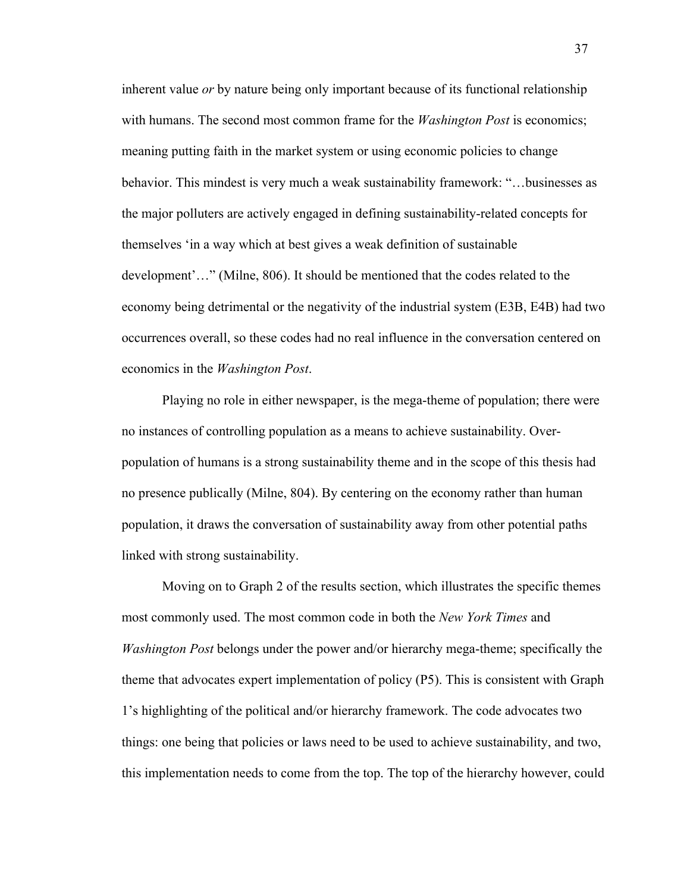inherent value *or* by nature being only important because of its functional relationship with humans. The second most common frame for the *Washington Post* is economics; meaning putting faith in the market system or using economic policies to change behavior. This mindest is very much a weak sustainability framework: "…businesses as the major polluters are actively engaged in defining sustainability-related concepts for themselves 'in a way which at best gives a weak definition of sustainable development'…" (Milne, 806). It should be mentioned that the codes related to the economy being detrimental or the negativity of the industrial system (E3B, E4B) had two occurrences overall, so these codes had no real influence in the conversation centered on economics in the *Washington Post*.

Playing no role in either newspaper, is the mega-theme of population; there were no instances of controlling population as a means to achieve sustainability. Over-population of humans is a strong sustainability theme and in the scope of this thesis had no presence publically (Milne, 804). By centering on the economy rather than human population, it draws the conversation of sustainability away from other potential paths linked with strong sustainability.

Moving on to Graph 2 of the results section, which illustrates the specific themes most commonly used. The most common code in both the *New York Times* and *Washington Post* belongs under the power and/or hierarchy mega-theme; specifically the theme that advocates expert implementation of policy (P5). This is consistent with Graph 1's highlighting of the political and/or hierarchy framework. The code advocates two things: one being that policies or laws need to be used to achieve sustainability, and two, this implementation needs to come from the top. The top of the hierarchy however, could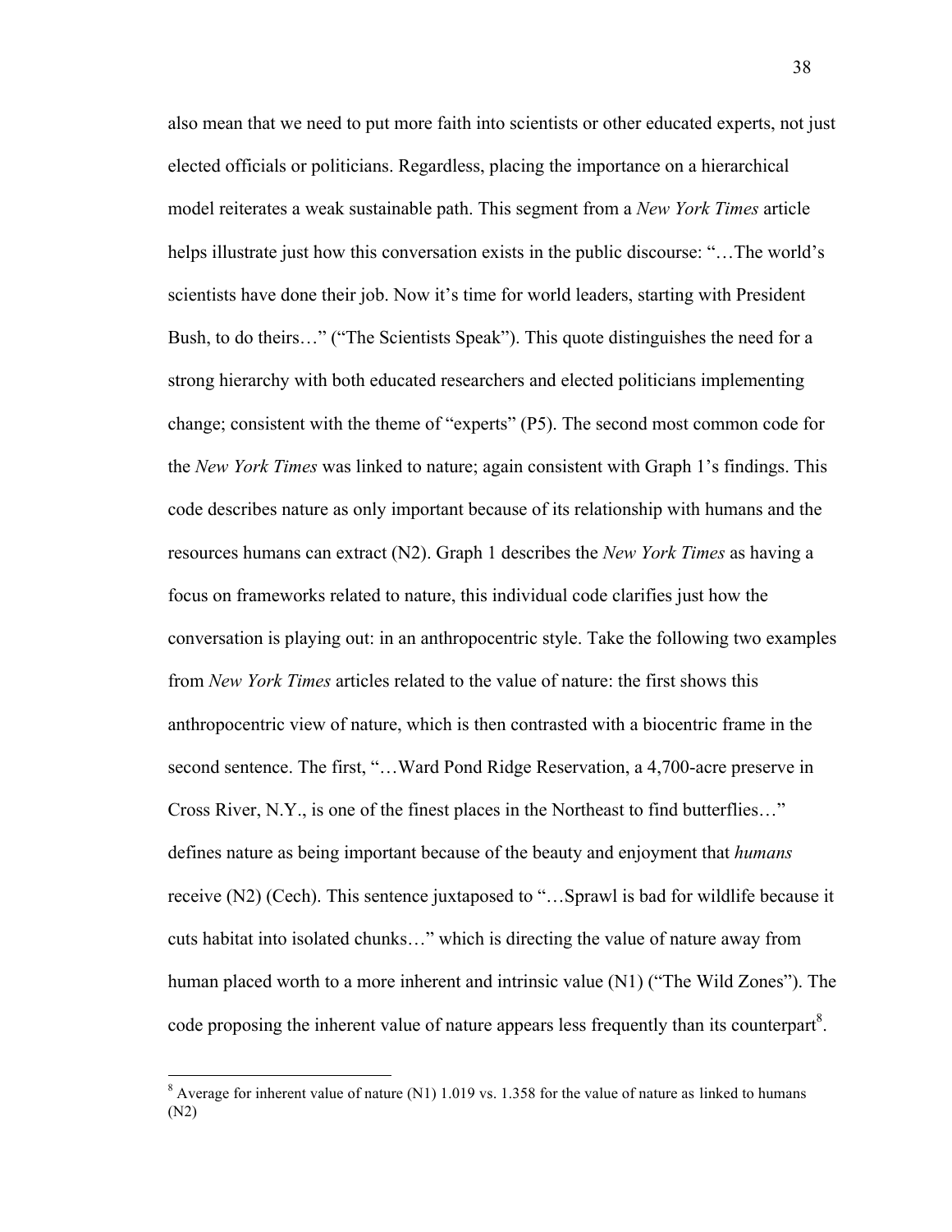also mean that we need to put more faith into scientists or other educated experts, not just elected officials or politicians. Regardless, placing the importance on a hierarchical model reiterates a weak sustainable path. This segment from a *New York Times* article helps illustrate just how this conversation exists in the public discourse: "…The world's scientists have done their job. Now it's time for world leaders, starting with President Bush, to do theirs…" ("The Scientists Speak"). This quote distinguishes the need for a strong hierarchy with both educated researchers and elected politicians implementing change; consistent with the theme of "experts" (P5). The second most common code for the *New York Times* was linked to nature; again consistent with Graph 1's findings. This code describes nature as only important because of its relationship with humans and the resources humans can extract (N2). Graph 1 describes the *New York Times* as having a focus on frameworks related to nature, this individual code clarifies just how the conversation is playing out: in an anthropocentric style. Take the following two examples from *New York Times* articles related to the value of nature: the first shows this anthropocentric view of nature, which is then contrasted with a biocentric frame in the second sentence. The first, "…Ward Pond Ridge Reservation, a 4,700-acre preserve in Cross River, N.Y., is one of the finest places in the Northeast to find butterflies…" defines nature as being important because of the beauty and enjoyment that *humans* receive (N2) (Cech). This sentence juxtaposed to "…Sprawl is bad for wildlife because it cuts habitat into isolated chunks…" which is directing the value of nature away from human placed worth to a more inherent and intrinsic value (N1) ("The Wild Zones"). The code proposing the inherent value of nature appears less frequently than its counterpart[8].

[8] Average for inherent value of nature (N1) 1.019 vs. 1.358 for the value of nature as linked to humans (N2)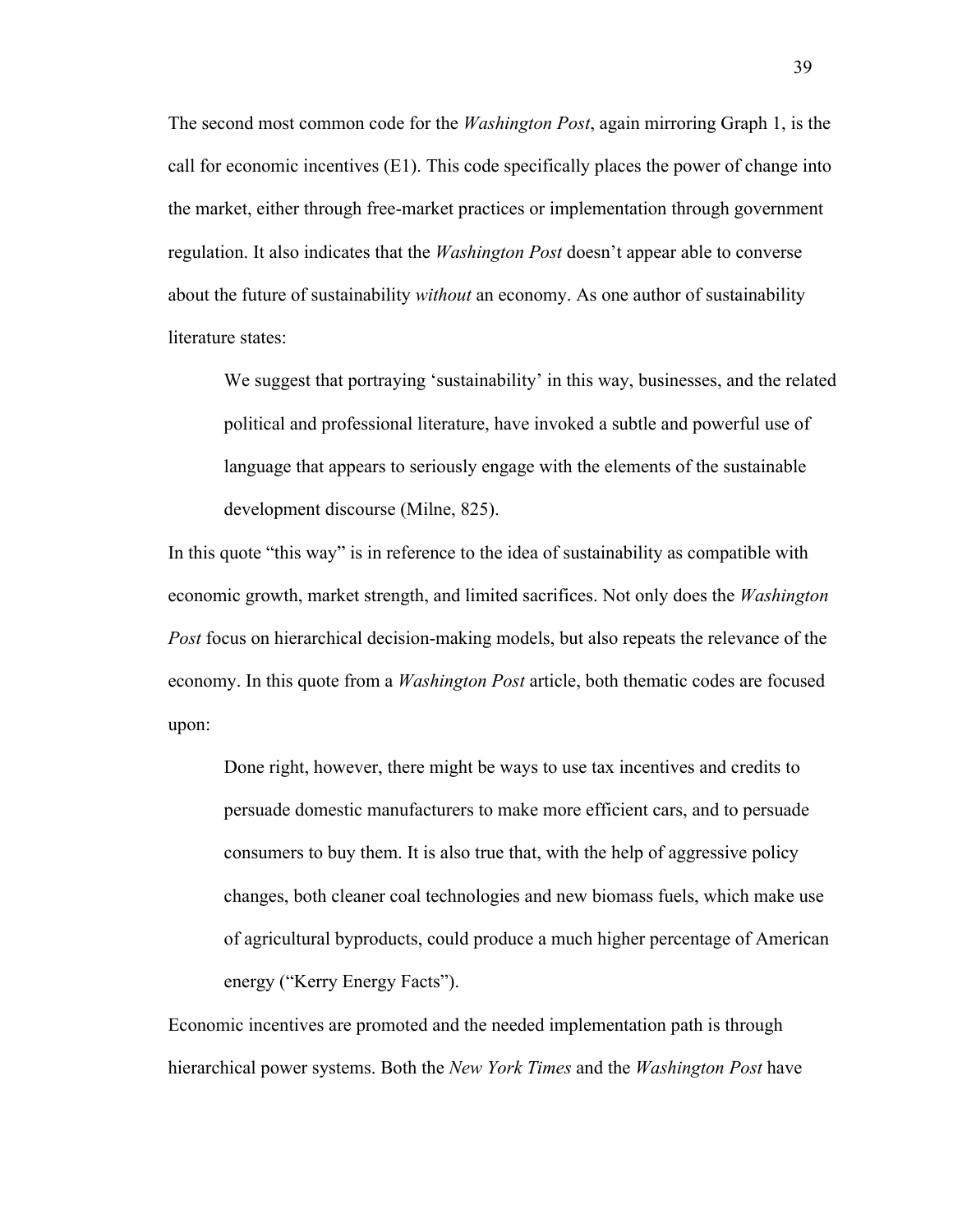The second most common code for the *Washington Post*, again mirroring Graph 1, is the call for economic incentives (E1). This code specifically places the power of change into the market, either through free-market practices or implementation through government regulation. It also indicates that the *Washington Post* doesn't appear able to converse about the future of sustainability *without* an economy. As one author of sustainability literature states:

> We suggest that portraying 'sustainability' in this way, businesses, and the related political and professional literature, have invoked a subtle and powerful use of language that appears to seriously engage with the elements of the sustainable development discourse (Milne, 825).

In this quote "this way" is in reference to the idea of sustainability as compatible with economic growth, market strength, and limited sacrifices. Not only does the *Washington Post* focus on hierarchical decision-making models, but also repeats the relevance of the economy. In this quote from a *Washington Post* article, both thematic codes are focused upon:

> Done right, however, there might be ways to use tax incentives and credits to persuade domestic manufacturers to make more efficient cars, and to persuade consumers to buy them. It is also true that, with the help of aggressive policy changes, both cleaner coal technologies and new biomass fuels, which make use of agricultural byproducts, could produce a much higher percentage of American energy ("Kerry Energy Facts").

Economic incentives are promoted and the needed implementation path is through hierarchical power systems. Both the *New York Times* and the *Washington Post* have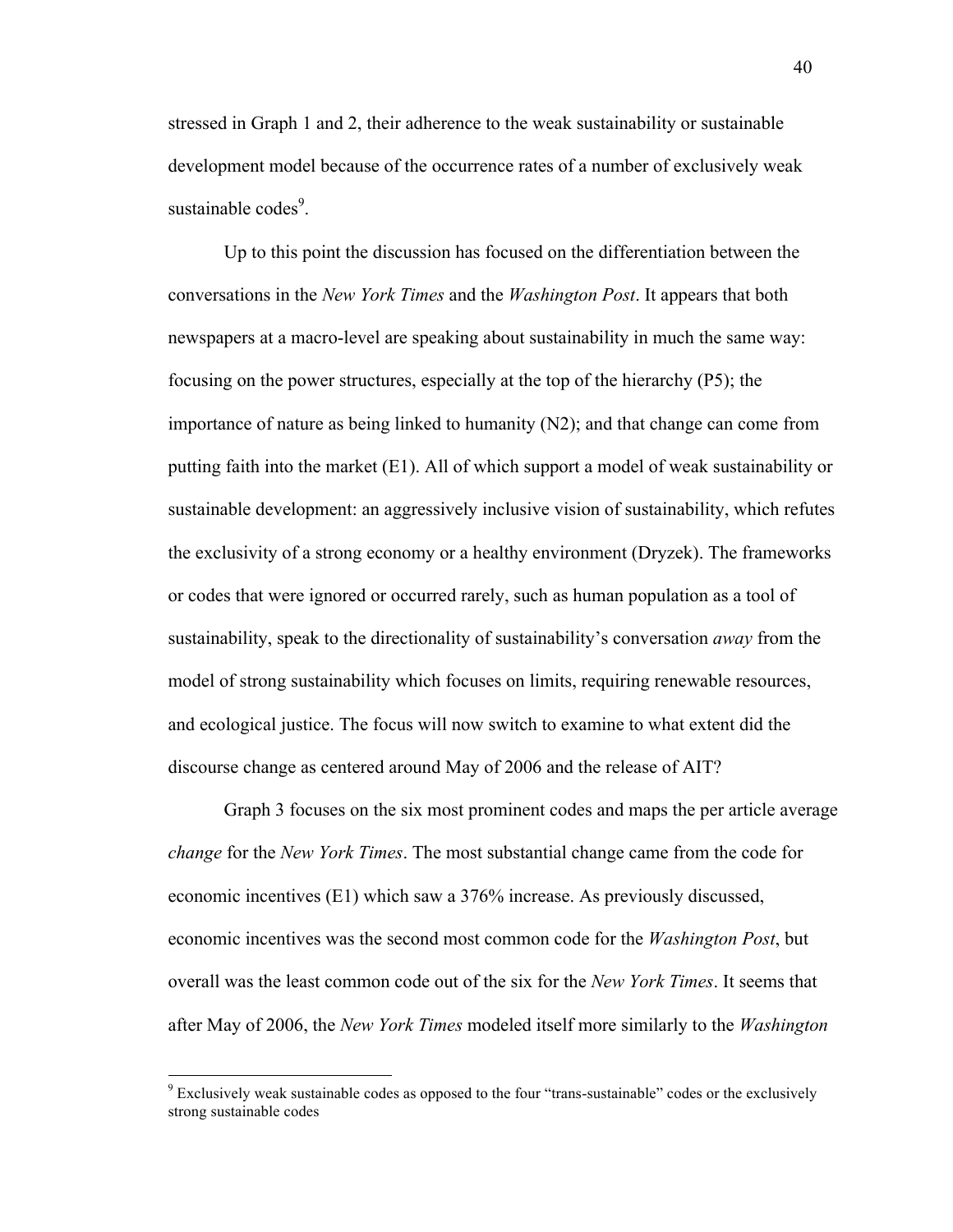stressed in Graph 1 and 2, their adherence to the weak sustainability or sustainable development model because of the occurrence rates of a number of exclusively weak sustainable codes[9].

Up to this point the discussion has focused on the differentiation between the conversations in the *New York Times* and the *Washington Post*. It appears that both newspapers at a macro-level are speaking about sustainability in much the same way: focusing on the power structures, especially at the top of the hierarchy (P5); the importance of nature as being linked to humanity (N2); and that change can come from putting faith into the market (E1). All of which support a model of weak sustainability or sustainable development: an aggressively inclusive vision of sustainability, which refutes the exclusivity of a strong economy or a healthy environment (Dryzek). The frameworks or codes that were ignored or occurred rarely, such as human population as a tool of sustainability, speak to the directionality of sustainability's conversation *away* from the model of strong sustainability which focuses on limits, requiring renewable resources, and ecological justice. The focus will now switch to examine to what extent did the discourse change as centered around May of 2006 and the release of AIT?

Graph 3 focuses on the six most prominent codes and maps the per article average *change* for the *New York Times*. The most substantial change came from the code for economic incentives (E1) which saw a 376% increase. As previously discussed, economic incentives was the second most common code for the *Washington Post*, but overall was the least common code out of the six for the *New York Times*. It seems that after May of 2006, the *New York Times* modeled itself more similarly to the *Washington*

[9] Exclusively weak sustainable codes as opposed to the four "trans-sustainable" codes or the exclusively strong sustainable codes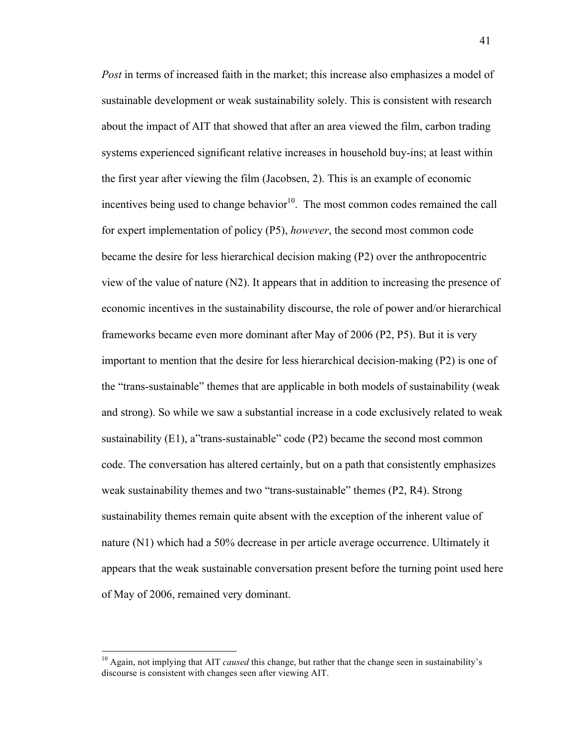*Post* in terms of increased faith in the market; this increase also emphasizes a model of sustainable development or weak sustainability solely. This is consistent with research about the impact of AIT that showed that after an area viewed the film, carbon trading systems experienced significant relative increases in household buy-ins; at least within the first year after viewing the film (Jacobsen, 2). This is an example of economic incentives being used to change behavior[10]. The most common codes remained the call for expert implementation of policy (P5), *however*, the second most common code became the desire for less hierarchical decision making (P2) over the anthropocentric view of the value of nature (N2). It appears that in addition to increasing the presence of economic incentives in the sustainability discourse, the role of power and/or hierarchical frameworks became even more dominant after May of 2006 (P2, P5). But it is very important to mention that the desire for less hierarchical decision-making (P2) is one of the "trans-sustainable" themes that are applicable in both models of sustainability (weak and strong). So while we saw a substantial increase in a code exclusively related to weak sustainability (E1), a"trans-sustainable" code (P2) became the second most common code. The conversation has altered certainly, but on a path that consistently emphasizes weak sustainability themes and two "trans-sustainable" themes (P2, R4). Strong sustainability themes remain quite absent with the exception of the inherent value of nature (N1) which had a 50% decrease in per article average occurrence. Ultimately it appears that the weak sustainable conversation present before the turning point used here of May of 2006, remained very dominant.

[10] Again, not implying that AIT *caused* this change, but rather that the change seen in sustainability's discourse is consistent with changes seen after viewing AIT.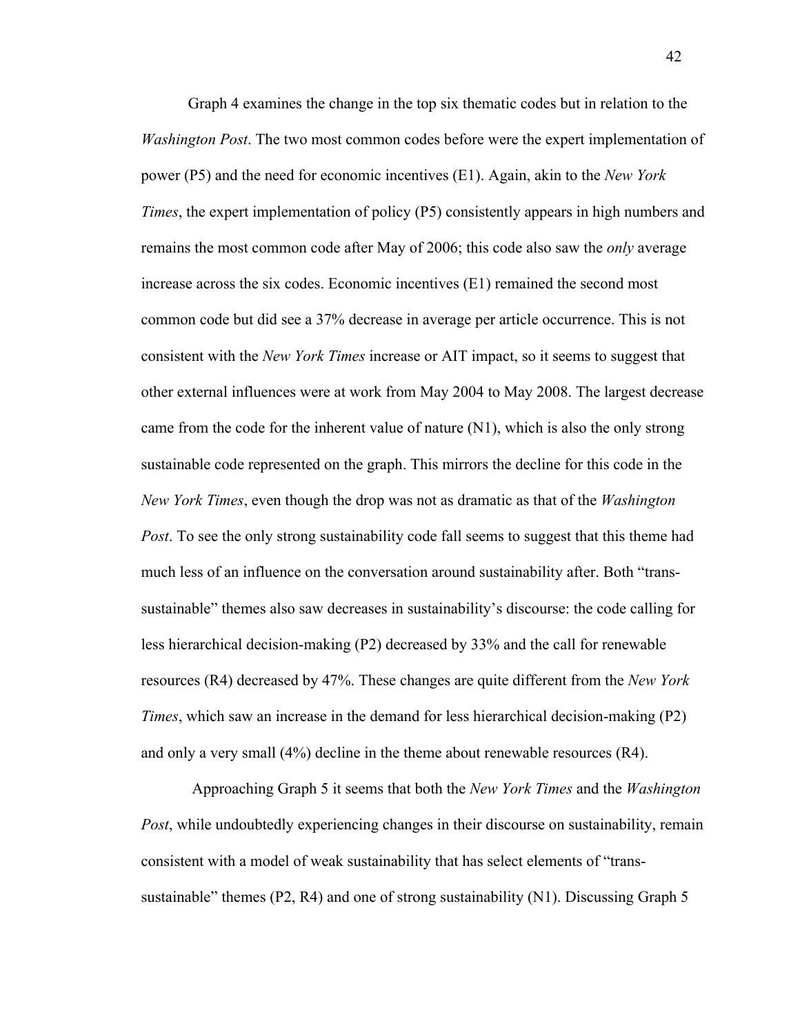Graph 4 examines the change in the top six thematic codes but in relation to the *Washington Post*. The two most common codes before were the expert implementation of power (P5) and the need for economic incentives (E1). Again, akin to the *New York Times*, the expert implementation of policy (P5) consistently appears in high numbers and remains the most common code after May of 2006; this code also saw the *only* average increase across the six codes. Economic incentives (E1) remained the second most common code but did see a 37% decrease in average per article occurrence. This is not consistent with the *New York Times* increase or AIT impact, so it seems to suggest that other external influences were at work from May 2004 to May 2008. The largest decrease came from the code for the inherent value of nature (N1), which is also the only strong sustainable code represented on the graph. This mirrors the decline for this code in the *New York Times*, even though the drop was not as dramatic as that of the *Washington Post*. To see the only strong sustainability code fall seems to suggest that this theme had much less of an influence on the conversation around sustainability after. Both "trans-sustainable" themes also saw decreases in sustainability's discourse: the code calling for less hierarchical decision-making (P2) decreased by 33% and the call for renewable resources (R4) decreased by 47%. These changes are quite different from the *New York Times*, which saw an increase in the demand for less hierarchical decision-making (P2) and only a very small (4%) decline in the theme about renewable resources (R4).

Approaching Graph 5 it seems that both the *New York Times* and the *Washington Post*, while undoubtedly experiencing changes in their discourse on sustainability, remain consistent with a model of weak sustainability that has select elements of "trans-sustainable" themes (P2, R4) and one of strong sustainability (N1). Discussing Graph 5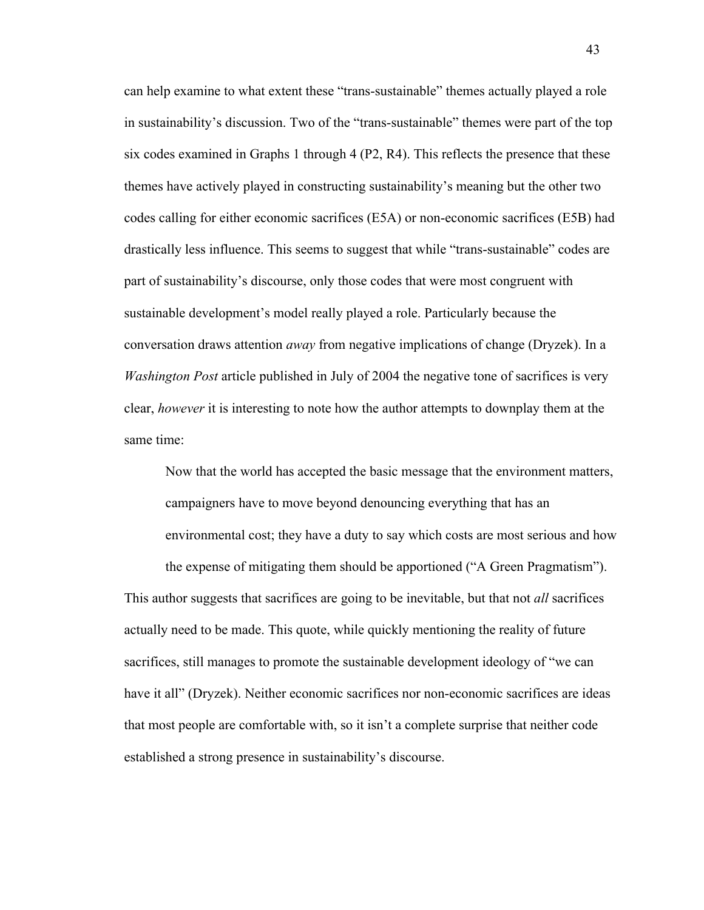can help examine to what extent these “trans-sustainable” themes actually played a role in sustainability’s discussion. Two of the “trans-sustainable” themes were part of the top six codes examined in Graphs 1 through 4 (P2, R4). This reflects the presence that these themes have actively played in constructing sustainability’s meaning but the other two codes calling for either economic sacrifices (E5A) or non-economic sacrifices (E5B) had drastically less influence. This seems to suggest that while “trans-sustainable” codes are part of sustainability’s discourse, only those codes that were most congruent with sustainable development’s model really played a role. Particularly because the conversation draws attention *away* from negative implications of change (Dryzek). In a *Washington Post* article published in July of 2004 the negative tone of sacrifices is very clear, *however* it is interesting to note how the author attempts to downplay them at the same time:

> Now that the world has accepted the basic message that the environment matters, campaigners have to move beyond denouncing everything that has an environmental cost; they have a duty to say which costs are most serious and how the expense of mitigating them should be apportioned (“A Green Pragmatism”).

This author suggests that sacrifices are going to be inevitable, but that not *all* sacrifices actually need to be made. This quote, while quickly mentioning the reality of future sacrifices, still manages to promote the sustainable development ideology of “we can have it all” (Dryzek). Neither economic sacrifices nor non-economic sacrifices are ideas that most people are comfortable with, so it isn’t a complete surprise that neither code established a strong presence in sustainability’s discourse.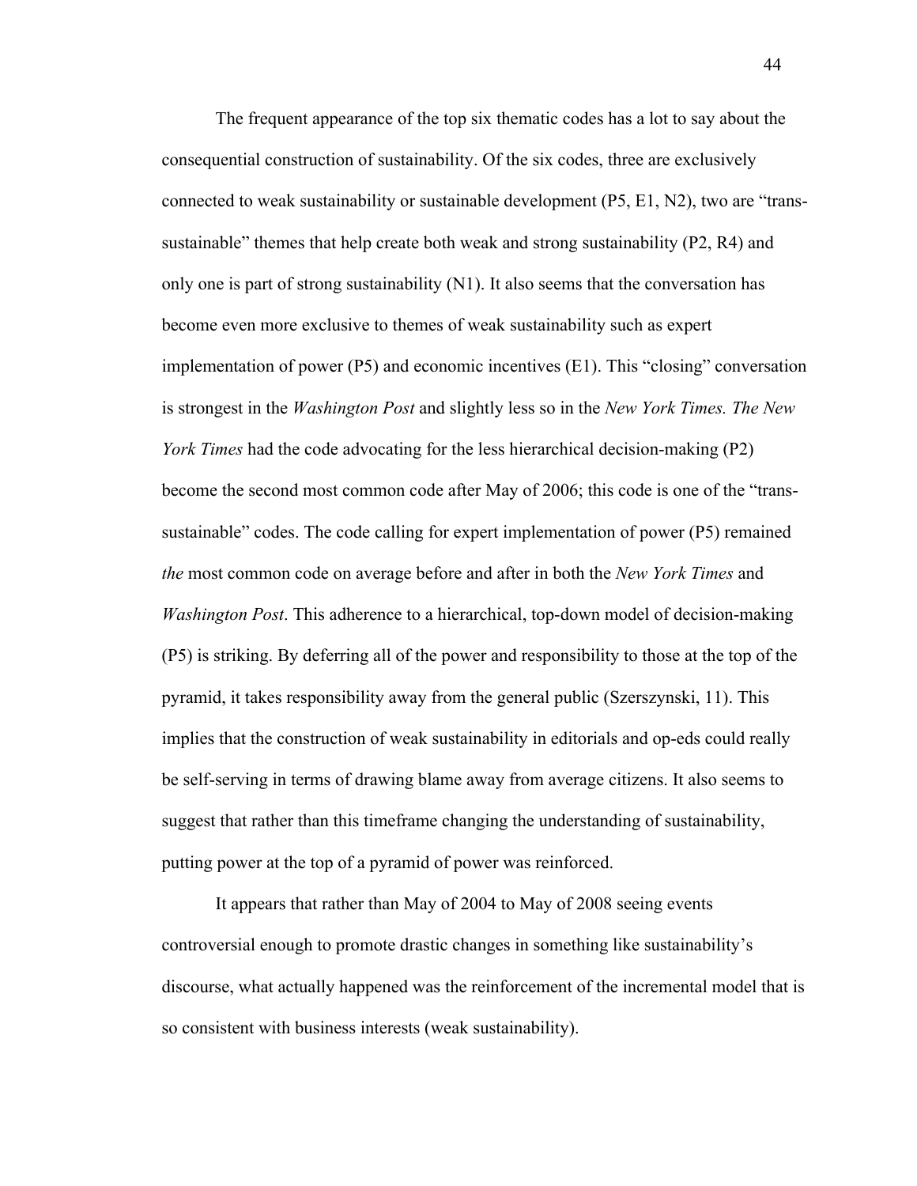The frequent appearance of the top six thematic codes has a lot to say about the consequential construction of sustainability. Of the six codes, three are exclusively connected to weak sustainability or sustainable development (P5, E1, N2), two are "trans-sustainable" themes that help create both weak and strong sustainability (P2, R4) and only one is part of strong sustainability (N1). It also seems that the conversation has become even more exclusive to themes of weak sustainability such as expert implementation of power (P5) and economic incentives (E1). This "closing" conversation is strongest in the *Washington Post* and slightly less so in the *New York Times. The New York Times* had the code advocating for the less hierarchical decision-making (P2) become the second most common code after May of 2006; this code is one of the "trans-sustainable" codes. The code calling for expert implementation of power (P5) remained *the* most common code on average before and after in both the *New York Times* and *Washington Post*. This adherence to a hierarchical, top-down model of decision-making (P5) is striking. By deferring all of the power and responsibility to those at the top of the pyramid, it takes responsibility away from the general public (Szerszynski, 11). This implies that the construction of weak sustainability in editorials and op-eds could really be self-serving in terms of drawing blame away from average citizens. It also seems to suggest that rather than this timeframe changing the understanding of sustainability, putting power at the top of a pyramid of power was reinforced.

It appears that rather than May of 2004 to May of 2008 seeing events controversial enough to promote drastic changes in something like sustainability's discourse, what actually happened was the reinforcement of the incremental model that is so consistent with business interests (weak sustainability).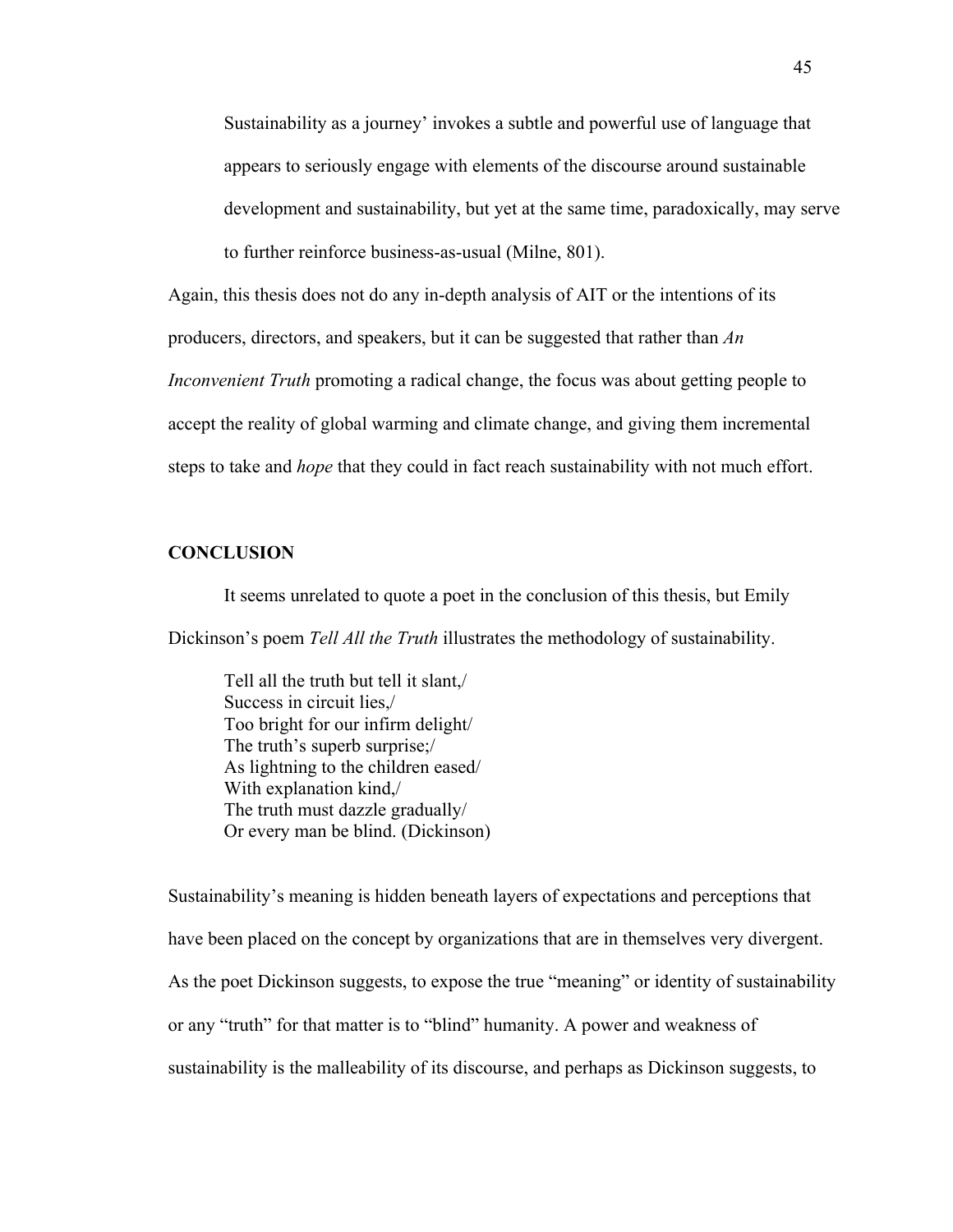Sustainability as a journey' invokes a subtle and powerful use of language that appears to seriously engage with elements of the discourse around sustainable development and sustainability, but yet at the same time, paradoxically, may serve to further reinforce business-as-usual (Milne, 801).

Again, this thesis does not do any in-depth analysis of AIT or the intentions of its producers, directors, and speakers, but it can be suggested that rather than *An Inconvenient Truth* promoting a radical change, the focus was about getting people to accept the reality of global warming and climate change, and giving them incremental steps to take and *hope* that they could in fact reach sustainability with not much effort.

**CONCLUSION**

It seems unrelated to quote a poet in the conclusion of this thesis, but Emily Dickinson's poem *Tell All the Truth* illustrates the methodology of sustainability.

> Tell all the truth but tell it slant,/
> Success in circuit lies,/
> Too bright for our infirm delight/
> The truth's superb surprise;/
> As lightning to the children eased/
> With explanation kind,/
> The truth must dazzle gradually/
> Or every man be blind. (Dickinson)

Sustainability's meaning is hidden beneath layers of expectations and perceptions that have been placed on the concept by organizations that are in themselves very divergent. As the poet Dickinson suggests, to expose the true "meaning" or identity of sustainability or any "truth" for that matter is to "blind" humanity. A power and weakness of sustainability is the malleability of its discourse, and perhaps as Dickinson suggests, to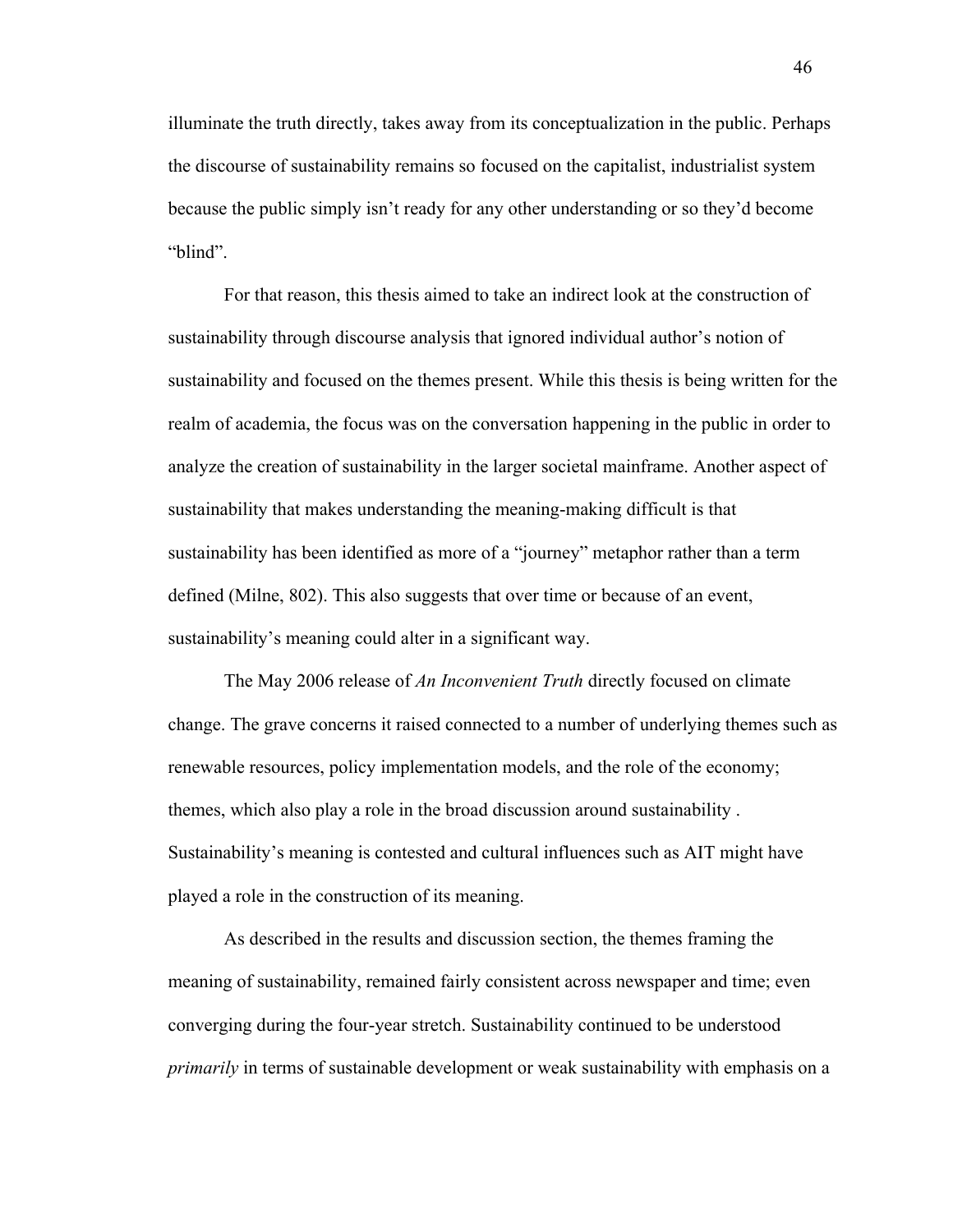illuminate the truth directly, takes away from its conceptualization in the public. Perhaps the discourse of sustainability remains so focused on the capitalist, industrialist system because the public simply isn't ready for any other understanding or so they'd become "blind".

For that reason, this thesis aimed to take an indirect look at the construction of sustainability through discourse analysis that ignored individual author's notion of sustainability and focused on the themes present. While this thesis is being written for the realm of academia, the focus was on the conversation happening in the public in order to analyze the creation of sustainability in the larger societal mainframe. Another aspect of sustainability that makes understanding the meaning-making difficult is that sustainability has been identified as more of a "journey" metaphor rather than a term defined (Milne, 802). This also suggests that over time or because of an event, sustainability's meaning could alter in a significant way.

The May 2006 release of *An Inconvenient Truth* directly focused on climate change. The grave concerns it raised connected to a number of underlying themes such as renewable resources, policy implementation models, and the role of the economy; themes, which also play a role in the broad discussion around sustainability . Sustainability's meaning is contested and cultural influences such as AIT might have played a role in the construction of its meaning.

As described in the results and discussion section, the themes framing the meaning of sustainability, remained fairly consistent across newspaper and time; even converging during the four-year stretch. Sustainability continued to be understood *primarily* in terms of sustainable development or weak sustainability with emphasis on a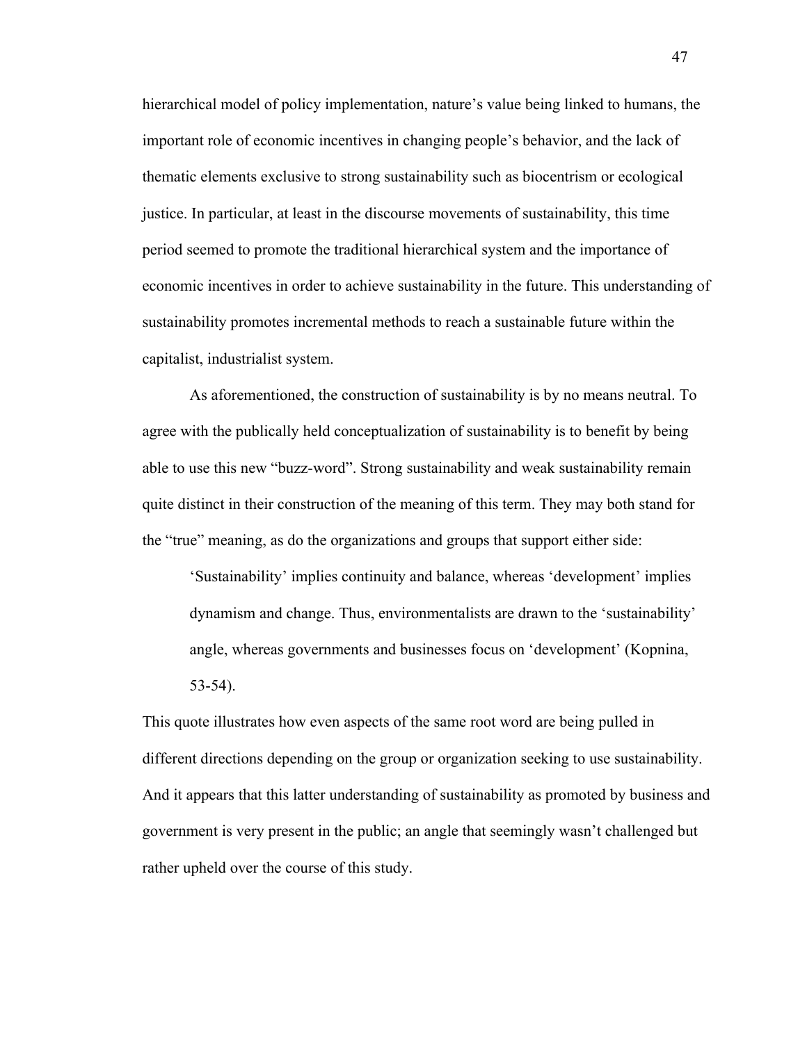hierarchical model of policy implementation, nature's value being linked to humans, the important role of economic incentives in changing people's behavior, and the lack of thematic elements exclusive to strong sustainability such as biocentrism or ecological justice. In particular, at least in the discourse movements of sustainability, this time period seemed to promote the traditional hierarchical system and the importance of economic incentives in order to achieve sustainability in the future. This understanding of sustainability promotes incremental methods to reach a sustainable future within the capitalist, industrialist system.

As aforementioned, the construction of sustainability is by no means neutral. To agree with the publically held conceptualization of sustainability is to benefit by being able to use this new "buzz-word". Strong sustainability and weak sustainability remain quite distinct in their construction of the meaning of this term. They may both stand for the "true" meaning, as do the organizations and groups that support either side:

> 'Sustainability' implies continuity and balance, whereas 'development' implies dynamism and change. Thus, environmentalists are drawn to the 'sustainability' angle, whereas governments and businesses focus on 'development' (Kopnina, 53-54).

This quote illustrates how even aspects of the same root word are being pulled in different directions depending on the group or organization seeking to use sustainability. And it appears that this latter understanding of sustainability as promoted by business and government is very present in the public; an angle that seemingly wasn't challenged but rather upheld over the course of this study.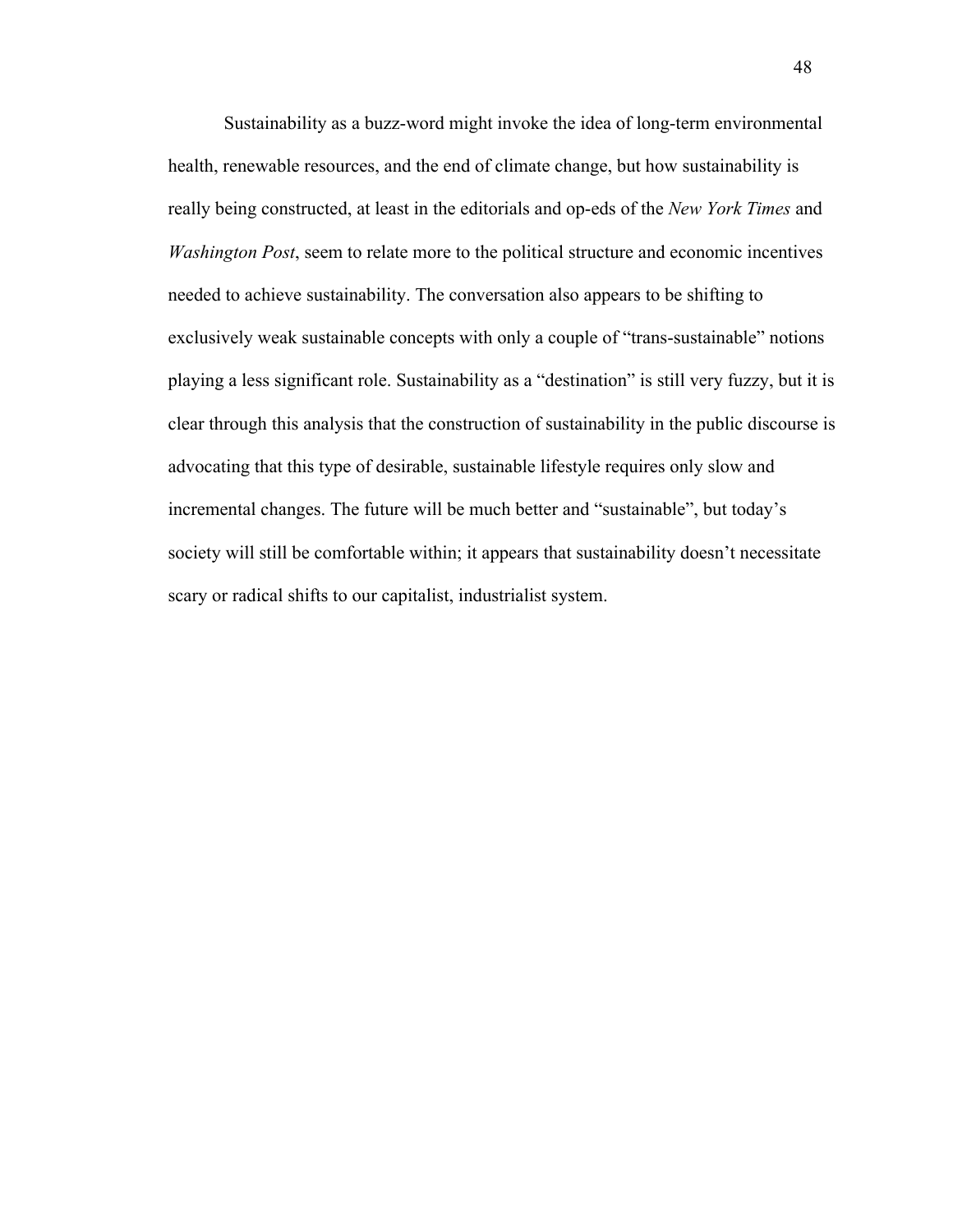Sustainability as a buzz-word might invoke the idea of long-term environmental health, renewable resources, and the end of climate change, but how sustainability is really being constructed, at least in the editorials and op-eds of the *New York Times* and *Washington Post*, seem to relate more to the political structure and economic incentives needed to achieve sustainability. The conversation also appears to be shifting to exclusively weak sustainable concepts with only a couple of "trans-sustainable" notions playing a less significant role. Sustainability as a "destination" is still very fuzzy, but it is clear through this analysis that the construction of sustainability in the public discourse is advocating that this type of desirable, sustainable lifestyle requires only slow and incremental changes. The future will be much better and "sustainable", but today's society will still be comfortable within; it appears that sustainability doesn't necessitate scary or radical shifts to our capitalist, industrialist system.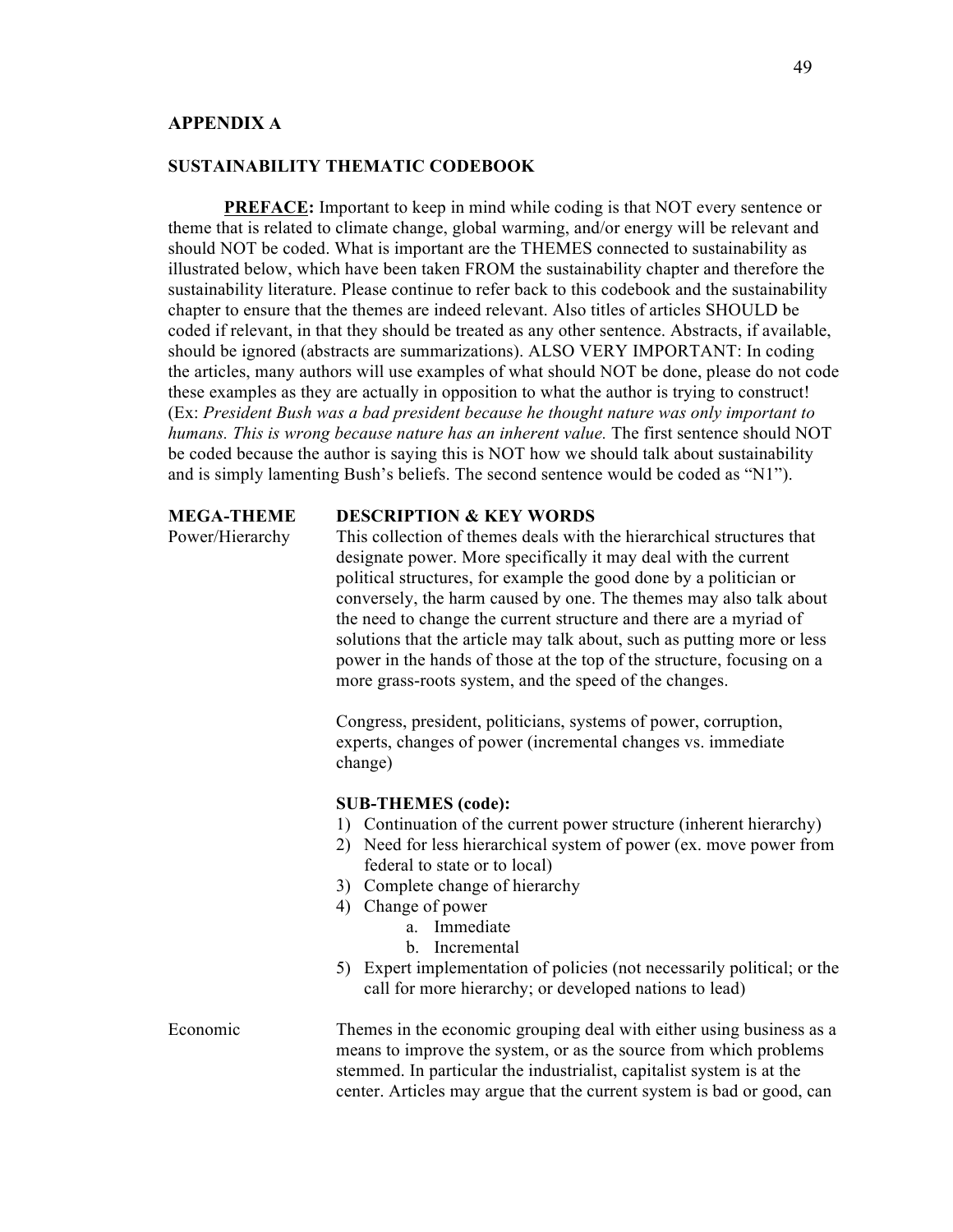## APPENDIX A

### SUSTAINABILITY THEMATIC CODEBOOK

**PREFACE:** Important to keep in mind while coding is that NOT every sentence or theme that is related to climate change, global warming, and/or energy will be relevant and should NOT be coded. What is important are the THEMES connected to sustainability as illustrated below, which have been taken FROM the sustainability chapter and therefore the sustainability literature. Please continue to refer back to this codebook and the sustainability chapter to ensure that the themes are indeed relevant. Also titles of articles SHOULD be coded if relevant, in that they should be treated as any other sentence. Abstracts, if available, should be ignored (abstracts are summarizations). ALSO VERY IMPORTANT: In coding the articles, many authors will use examples of what should NOT be done, please do not code these examples as they are actually in opposition to what the author is trying to construct! (Ex: *President Bush was a bad president because he thought nature was only important to humans. This is wrong because nature has an inherent value.* The first sentence should NOT be coded because the author is saying this is NOT how we should talk about sustainability and is simply lamenting Bush's beliefs. The second sentence would be coded as "N1").

| MEGA-THEME | DESCRIPTION & KEY WORDS |
|---|---|
| Power/Hierarchy | This collection of themes deals with the hierarchical structures that designate power. More specifically it may deal with the current political structures, for example the good done by a politician or conversely, the harm caused by one. The themes may also talk about the need to change the current structure and there are a myriad of solutions that the article may talk about, such as putting more or less power in the hands of those at the top of the structure, focusing on a more grass-roots system, and the speed of the changes.<br><br>Congress, president, politicians, systems of power, corruption, experts, changes of power (incremental changes vs. immediate change)<br><br>**SUB-THEMES (code):**<br>1) Continuation of the current power structure (inherent hierarchy)<br>2) Need for less hierarchical system of power (ex. move power from federal to state or to local)<br>3) Complete change of hierarchy<br>4) Change of power<br>a. Immediate<br>b. Incremental<br>5) Expert implementation of policies (not necessarily political; or the call for more hierarchy; or developed nations to lead) |
| Economic | Themes in the economic grouping deal with either using business as a means to improve the system, or as the source from which problems stemmed. In particular the industrialist, capitalist system is at the center. Articles may argue that the current system is bad or good, can |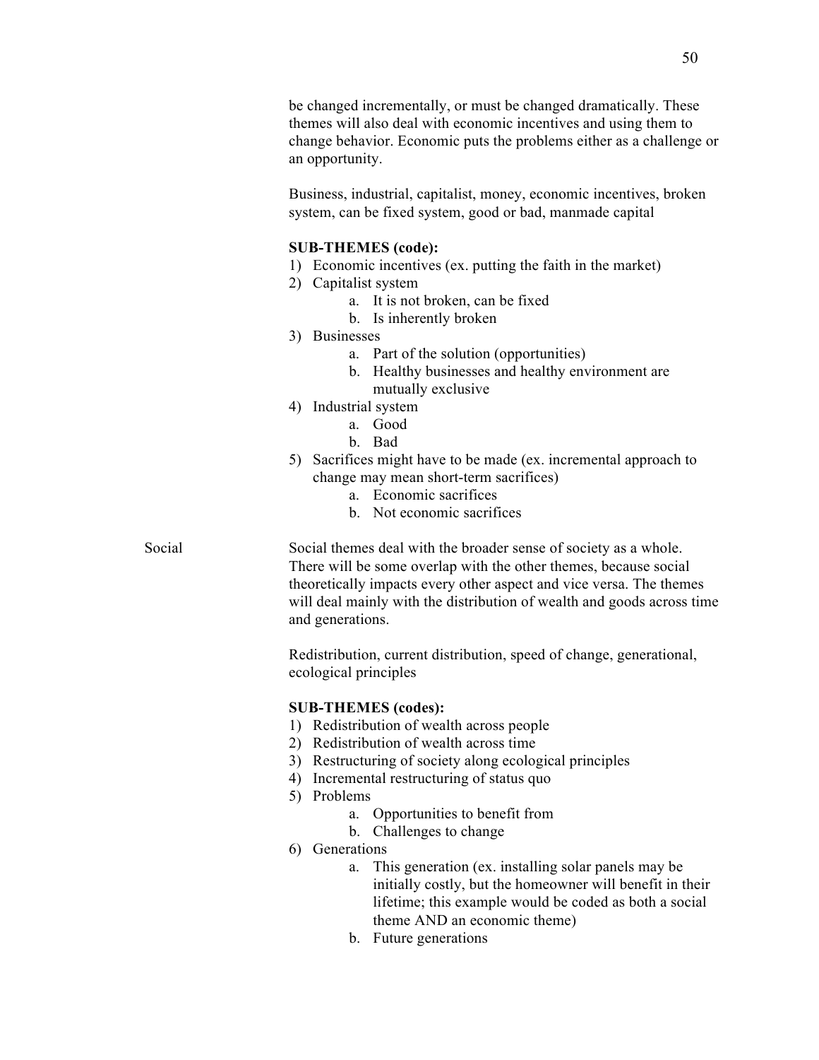be changed incrementally, or must be changed dramatically. These themes will also deal with economic incentives and using them to change behavior. Economic puts the problems either as a challenge or an opportunity.

Business, industrial, capitalist, money, economic incentives, broken system, can be fixed system, good or bad, manmade capital

**SUB-THEMES (code):**

1) Economic incentives (ex. putting the faith in the market)
2) Capitalist system
    a. It is not broken, can be fixed
    b. Is inherently broken
3) Businesses
    a. Part of the solution (opportunities)
    b. Healthy businesses and healthy environment are mutually exclusive
4) Industrial system
    a. Good
    b. Bad
5) Sacrifices might have to be made (ex. incremental approach to change may mean short-term sacrifices)
    a. Economic sacrifices
    b. Not economic sacrifices

Social

Social themes deal with the broader sense of society as a whole. There will be some overlap with the other themes, because social theoretically impacts every other aspect and vice versa. The themes will deal mainly with the distribution of wealth and goods across time and generations.

Redistribution, current distribution, speed of change, generational, ecological principles

**SUB-THEMES (codes):**

1) Redistribution of wealth across people
2) Redistribution of wealth across time
3) Restructuring of society along ecological principles
4) Incremental restructuring of status quo
5) Problems
    a. Opportunities to benefit from
    b. Challenges to change
6) Generations
    a. This generation (ex. installing solar panels may be initially costly, but the homeowner will benefit in their lifetime; this example would be coded as both a social theme AND an economic theme)
    b. Future generations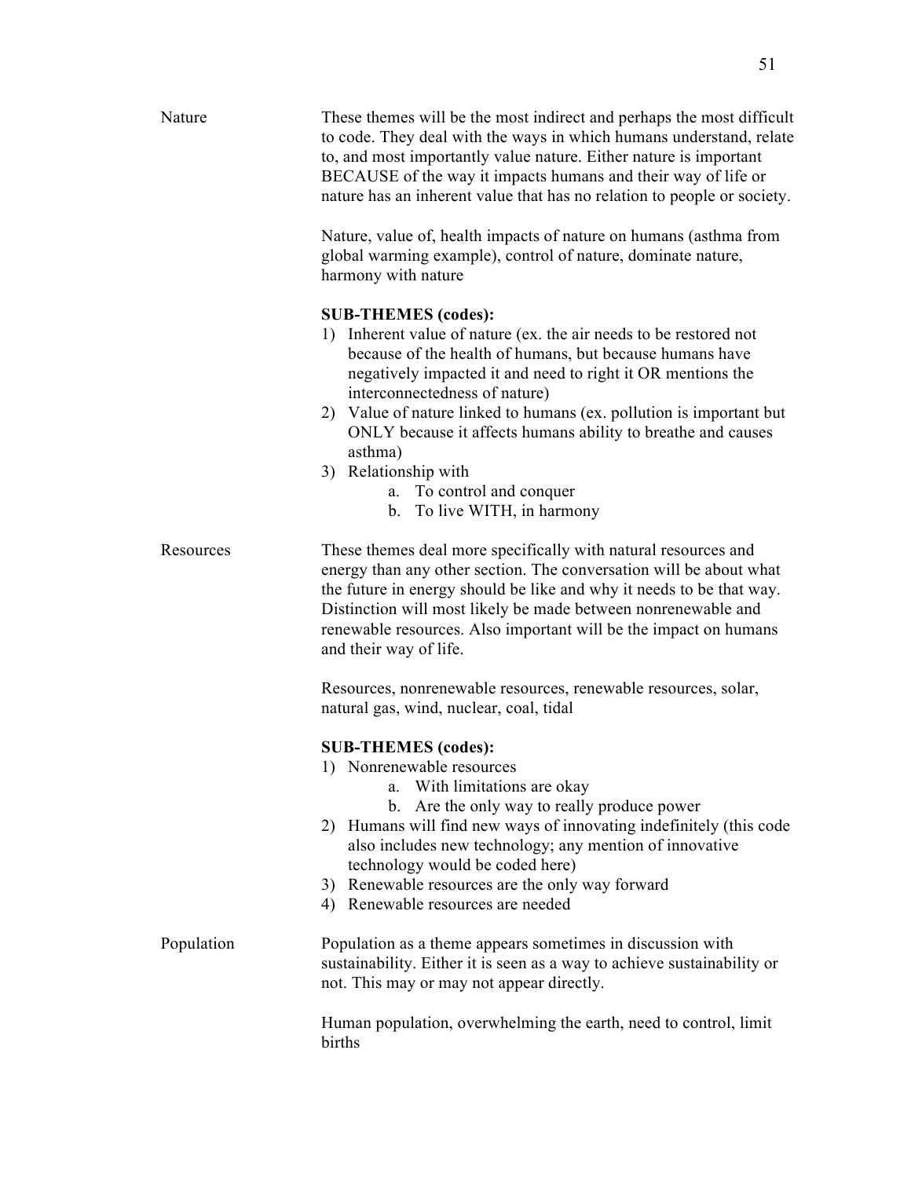| | |
|---|---|
| Nature | These themes will be the most indirect and perhaps the most difficult to code. They deal with the ways in which humans understand, relate to, and most importantly value nature. Either nature is important BECAUSE of the way it impacts humans and their way of life or nature has an inherent value that has no relation to people or society.<br><br>Nature, value of, health impacts of nature on humans (asthma from global warming example), control of nature, dominate nature, harmony with nature<br><br>**SUB-THEMES (codes):**<br>1) Inherent value of nature (ex. the air needs to be restored not because of the health of humans, but because humans have negatively impacted it and need to right it OR mentions the interconnectedness of nature)<br>2) Value of nature linked to humans (ex. pollution is important but ONLY because it affects humans ability to breathe and causes asthma)<br>3) Relationship with<br>&nbsp;&nbsp;&nbsp;&nbsp;a. To control and conquer<br>&nbsp;&nbsp;&nbsp;&nbsp;b. To live WITH, in harmony |
| Resources | These themes deal more specifically with natural resources and energy than any other section. The conversation will be about what the future in energy should be like and why it needs to be that way. Distinction will most likely be made between nonrenewable and renewable resources. Also important will be the impact on humans and their way of life.<br><br>Resources, nonrenewable resources, renewable resources, solar, natural gas, wind, nuclear, coal, tidal<br><br>**SUB-THEMES (codes):**<br>1) Nonrenewable resources<br>&nbsp;&nbsp;&nbsp;&nbsp;a. With limitations are okay<br>&nbsp;&nbsp;&nbsp;&nbsp;b. Are the only way to really produce power<br>2) Humans will find new ways of innovating indefinitely (this code also includes new technology; any mention of innovative technology would be coded here)<br>3) Renewable resources are the only way forward<br>4) Renewable resources are needed |
| Population | Population as a theme appears sometimes in discussion with sustainability. Either it is seen as a way to achieve sustainability or not. This may or may not appear directly.<br><br>Human population, overwhelming the earth, need to control, limit births |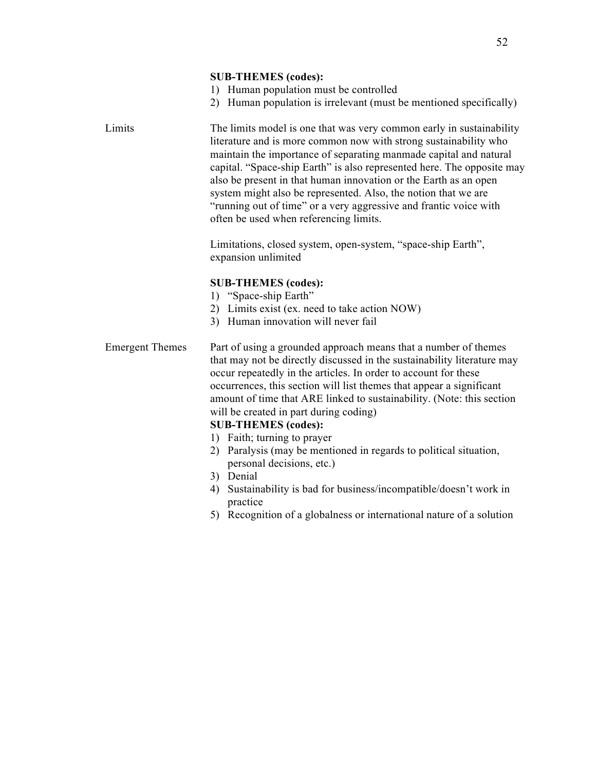**SUB-THEMES (codes):**

1) Human population must be controlled
2) Human population is irrelevant (must be mentioned specifically)

| | |
|---|---|
| Limits | The limits model is one that was very common early in sustainability literature and is more common now with strong sustainability who maintain the importance of separating manmade capital and natural capital. "Space-ship Earth" is also represented here. The opposite may also be present in that human innovation or the Earth as an open system might also be represented. Also, the notion that we are "running out of time" or a very aggressive and frantic voice with often be used when referencing limits.<br><br>Limitations, closed system, open-system, "space-ship Earth", expansion unlimited<br><br>**SUB-THEMES (codes):**<br>1) "Space-ship Earth"<br>2) Limits exist (ex. need to take action NOW)<br>3) Human innovation will never fail |
| Emergent Themes | Part of using a grounded approach means that a number of themes that may not be directly discussed in the sustainability literature may occur repeatedly in the articles. In order to account for these occurrences, this section will list themes that appear a significant amount of time that ARE linked to sustainability. (Note: this section will be created in part during coding)<br>**SUB-THEMES (codes):**<br>1) Faith; turning to prayer<br>2) Paralysis (may be mentioned in regards to political situation, personal decisions, etc.)<br>3) Denial<br>4) Sustainability is bad for business/incompatible/doesn't work in practice<br>5) Recognition of a globalness or international nature of a solution |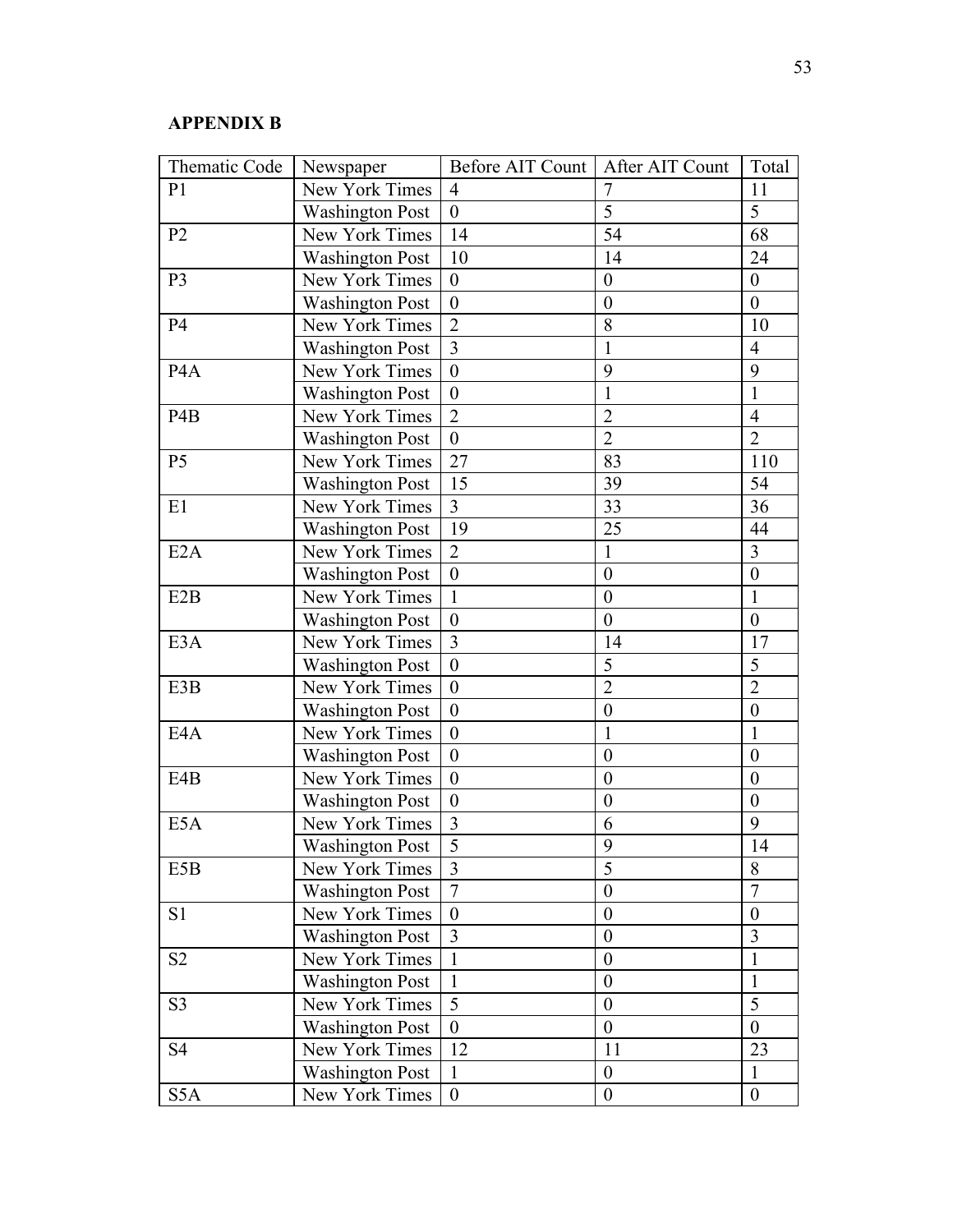**APPENDIX B**

| Thematic Code | Newspaper | Before AIT Count | After AIT Count | Total |
|---|---|---|---|---|
| P1 | New York Times | 4 | 7 | 11 |
| | Washington Post | 0 | 5 | 5 |
| P2 | New York Times | 14 | 54 | 68 |
| | Washington Post | 10 | 14 | 24 |
| P3 | New York Times | 0 | 0 | 0 |
| | Washington Post | 0 | 0 | 0 |
| P4 | New York Times | 2 | 8 | 10 |
| | Washington Post | 3 | 1 | 4 |
| P4A | New York Times | 0 | 9 | 9 |
| | Washington Post | 0 | 1 | 1 |
| P4B | New York Times | 2 | 2 | 4 |
| | Washington Post | 0 | 2 | 2 |
| P5 | New York Times | 27 | 83 | 110 |
| | Washington Post | 15 | 39 | 54 |
| E1 | New York Times | 3 | 33 | 36 |
| | Washington Post | 19 | 25 | 44 |
| E2A | New York Times | 2 | 1 | 3 |
| | Washington Post | 0 | 0 | 0 |
| E2B | New York Times | 1 | 0 | 1 |
| | Washington Post | 0 | 0 | 0 |
| E3A | New York Times | 3 | 14 | 17 |
| | Washington Post | 0 | 5 | 5 |
| E3B | New York Times | 0 | 2 | 2 |
| | Washington Post | 0 | 0 | 0 |
| E4A | New York Times | 0 | 1 | 1 |
| | Washington Post | 0 | 0 | 0 |
| E4B | New York Times | 0 | 0 | 0 |
| | Washington Post | 0 | 0 | 0 |
| E5A | New York Times | 3 | 6 | 9 |
| | Washington Post | 5 | 9 | 14 |
| E5B | New York Times | 3 | 5 | 8 |
| | Washington Post | 7 | 0 | 7 |
| S1 | New York Times | 0 | 0 | 0 |
| | Washington Post | 3 | 0 | 3 |
| S2 | New York Times | 1 | 0 | 1 |
| | Washington Post | 1 | 0 | 1 |
| S3 | New York Times | 5 | 0 | 5 |
| | Washington Post | 0 | 0 | 0 |
| S4 | New York Times | 12 | 11 | 23 |
| | Washington Post | 1 | 0 | 1 |
| S5A | New York Times | 0 | 0 | 0 |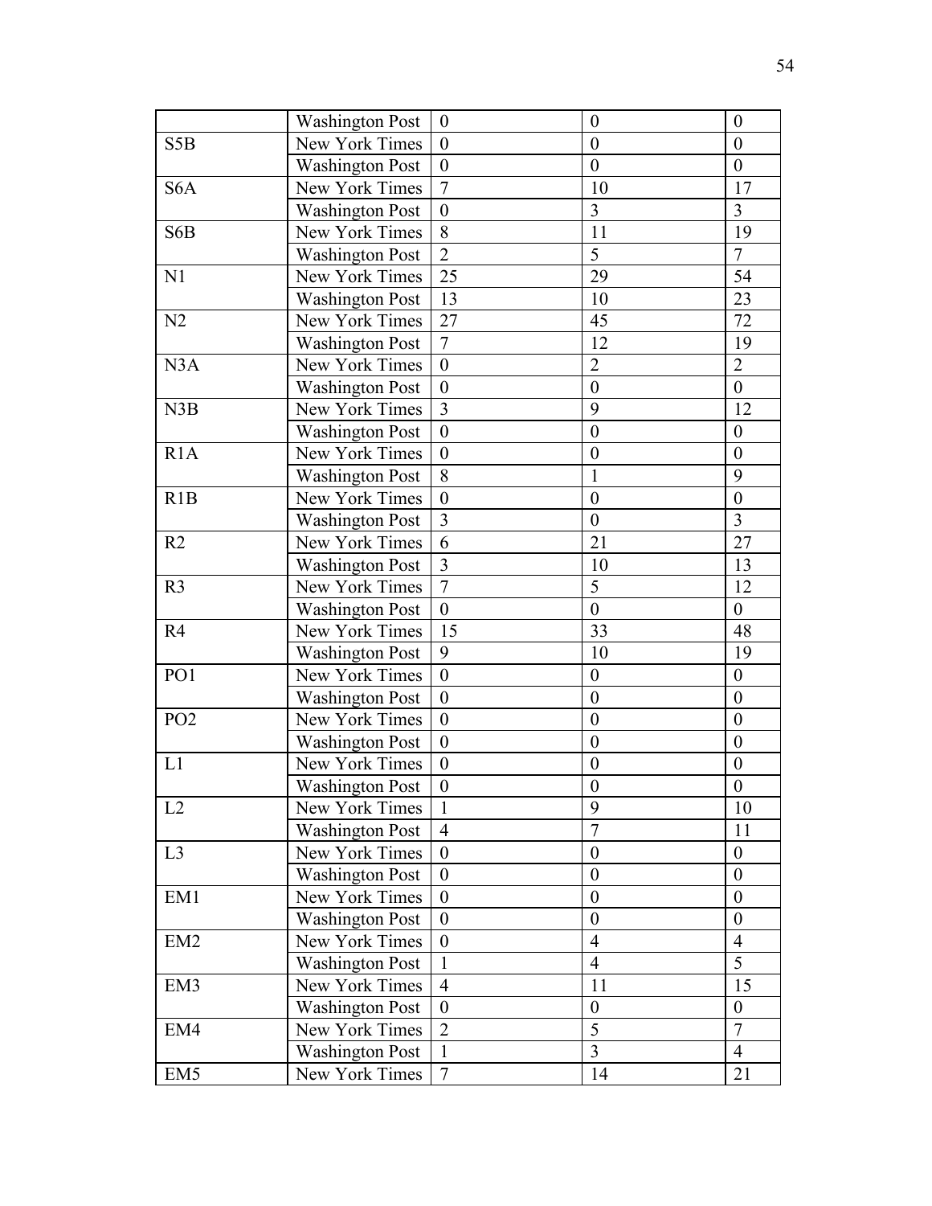|  |  |  |  |  |
| --- | --- | --- | --- | --- |
|  | Washington Post | 0 | 0 | 0 |
| S5B | New York Times | 0 | 0 | 0 |
|  | Washington Post | 0 | 0 | 0 |
| S6A | New York Times | 7 | 10 | 17 |
|  | Washington Post | 0 | 3 | 3 |
| S6B | New York Times | 8 | 11 | 19 |
|  | Washington Post | 2 | 5 | 7 |
| N1 | New York Times | 25 | 29 | 54 |
|  | Washington Post | 13 | 10 | 23 |
| N2 | New York Times | 27 | 45 | 72 |
|  | Washington Post | 7 | 12 | 19 |
| N3A | New York Times | 0 | 2 | 2 |
|  | Washington Post | 0 | 0 | 0 |
| N3B | New York Times | 3 | 9 | 12 |
|  | Washington Post | 0 | 0 | 0 |
| R1A | New York Times | 0 | 0 | 0 |
|  | Washington Post | 8 | 1 | 9 |
| R1B | New York Times | 0 | 0 | 0 |
|  | Washington Post | 3 | 0 | 3 |
| R2 | New York Times | 6 | 21 | 27 |
|  | Washington Post | 3 | 10 | 13 |
| R3 | New York Times | 7 | 5 | 12 |
|  | Washington Post | 0 | 0 | 0 |
| R4 | New York Times | 15 | 33 | 48 |
|  | Washington Post | 9 | 10 | 19 |
| PO1 | New York Times | 0 | 0 | 0 |
|  | Washington Post | 0 | 0 | 0 |
| PO2 | New York Times | 0 | 0 | 0 |
|  | Washington Post | 0 | 0 | 0 |
| L1 | New York Times | 0 | 0 | 0 |
|  | Washington Post | 0 | 0 | 0 |
| L2 | New York Times | 1 | 9 | 10 |
|  | Washington Post | 4 | 7 | 11 |
| L3 | New York Times | 0 | 0 | 0 |
|  | Washington Post | 0 | 0 | 0 |
| EM1 | New York Times | 0 | 0 | 0 |
|  | Washington Post | 0 | 0 | 0 |
| EM2 | New York Times | 0 | 4 | 4 |
|  | Washington Post | 1 | 4 | 5 |
| EM3 | New York Times | 4 | 11 | 15 |
|  | Washington Post | 0 | 0 | 0 |
| EM4 | New York Times | 2 | 5 | 7 |
|  | Washington Post | 1 | 3 | 4 |
| EM5 | New York Times | 7 | 14 | 21 |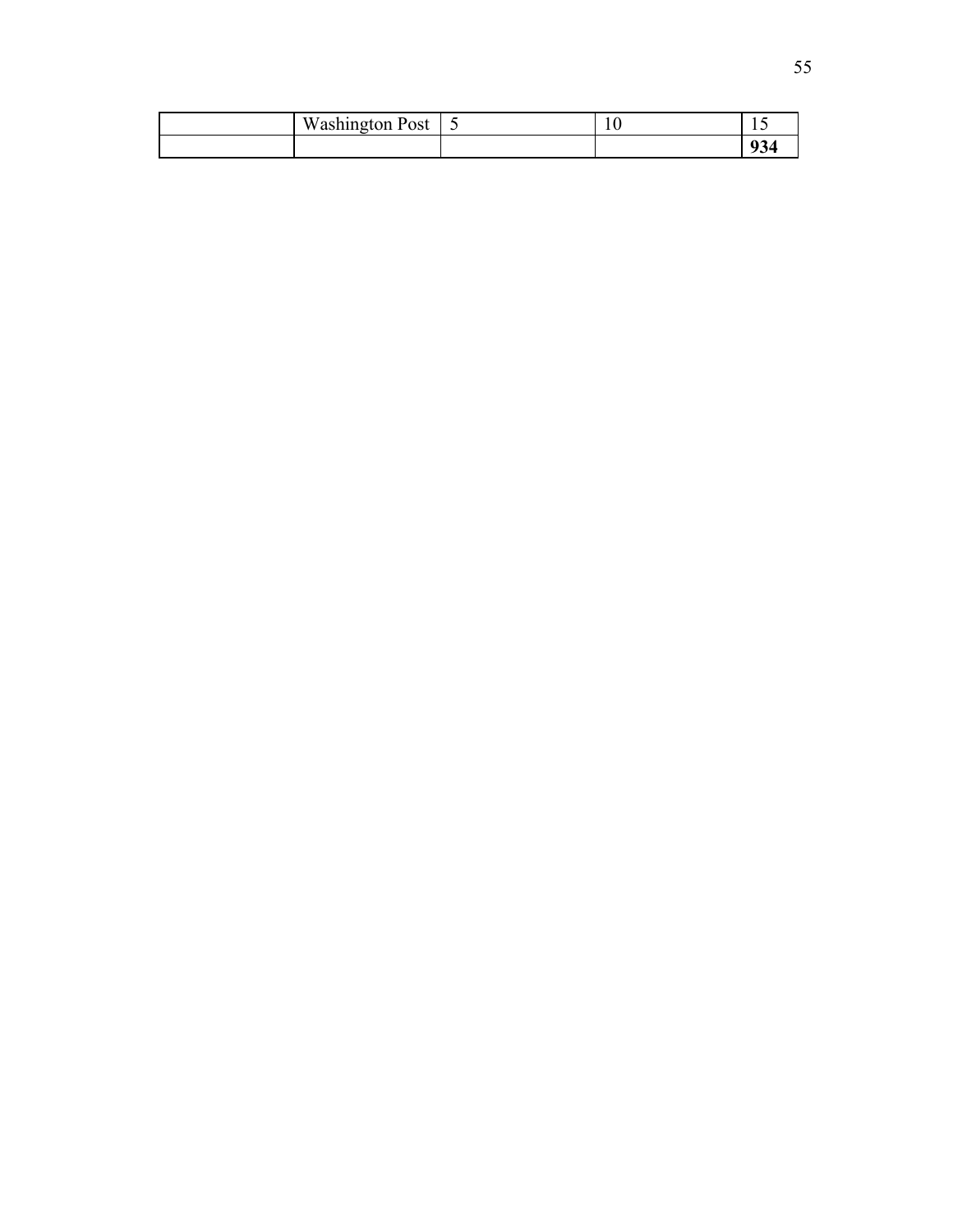| | | | | |
|---|---|---|---|---|
| | Washington Post | 5 | 10 | 15 |
| | | | | **934** |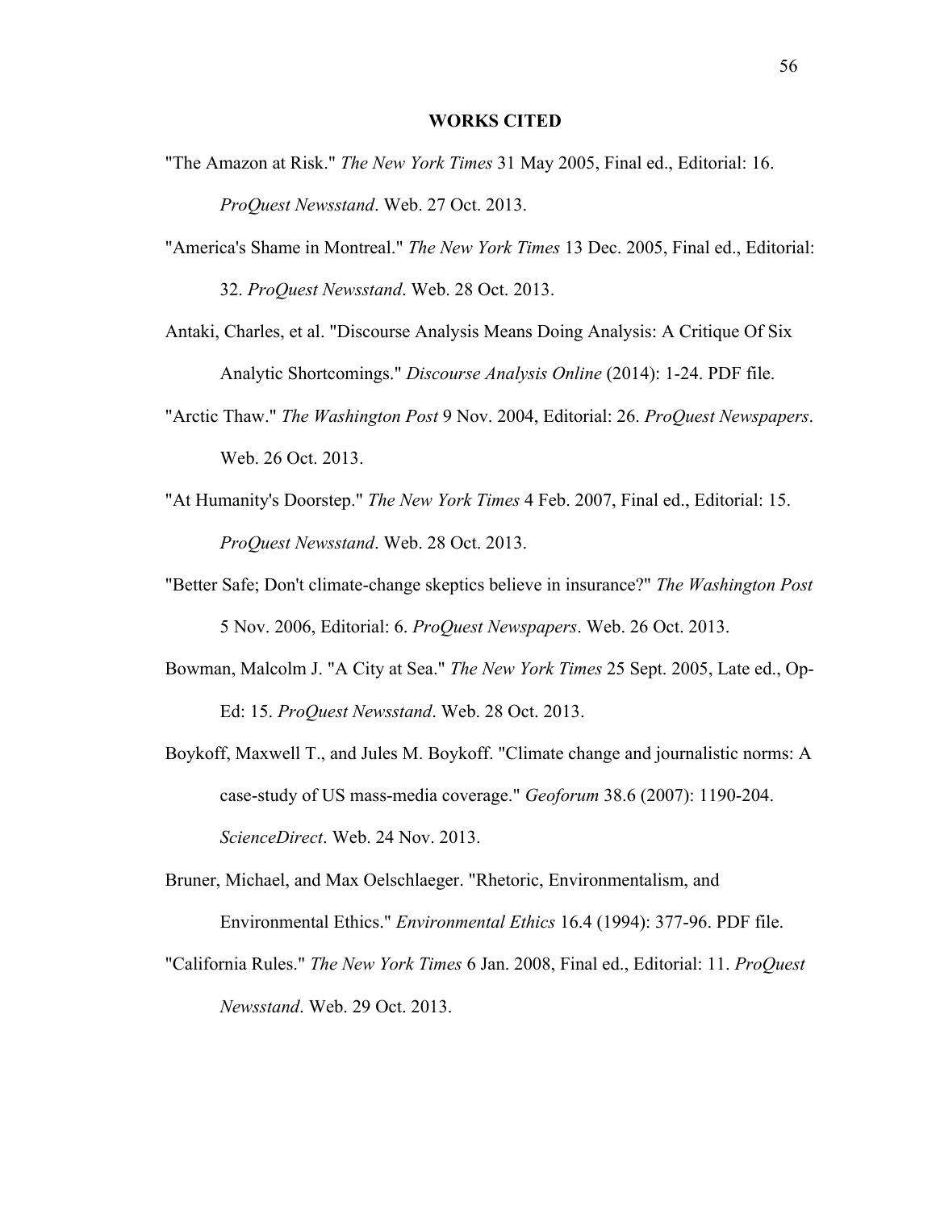## WORKS CITED

"The Amazon at Risk." *The New York Times* 31 May 2005, Final ed., Editorial: 16. *ProQuest Newsstand*. Web. 27 Oct. 2013.

"America's Shame in Montreal." *The New York Times* 13 Dec. 2005, Final ed., Editorial: 32. *ProQuest Newsstand*. Web. 28 Oct. 2013.

Antaki, Charles, et al. "Discourse Analysis Means Doing Analysis: A Critique Of Six Analytic Shortcomings." *Discourse Analysis Online* (2014): 1-24. PDF file.

"Arctic Thaw." *The Washington Post* 9 Nov. 2004, Editorial: 26. *ProQuest Newspapers*. Web. 26 Oct. 2013.

"At Humanity's Doorstep." *The New York Times* 4 Feb. 2007, Final ed., Editorial: 15. *ProQuest Newsstand*. Web. 28 Oct. 2013.

"Better Safe; Don't climate-change skeptics believe in insurance?" *The Washington Post* 5 Nov. 2006, Editorial: 6. *ProQuest Newspapers*. Web. 26 Oct. 2013.

Bowman, Malcolm J. "A City at Sea." *The New York Times* 25 Sept. 2005, Late ed., Op-Ed: 15. *ProQuest Newsstand*. Web. 28 Oct. 2013.

Boykoff, Maxwell T., and Jules M. Boykoff. "Climate change and journalistic norms: A case-study of US mass-media coverage." *Geoforum* 38.6 (2007): 1190-204. *ScienceDirect*. Web. 24 Nov. 2013.

Bruner, Michael, and Max Oelschlaeger. "Rhetoric, Environmentalism, and Environmental Ethics." *Environmental Ethics* 16.4 (1994): 377-96. PDF file.

"California Rules." *The New York Times* 6 Jan. 2008, Final ed., Editorial: 11. *ProQuest Newsstand*. Web. 29 Oct. 2013.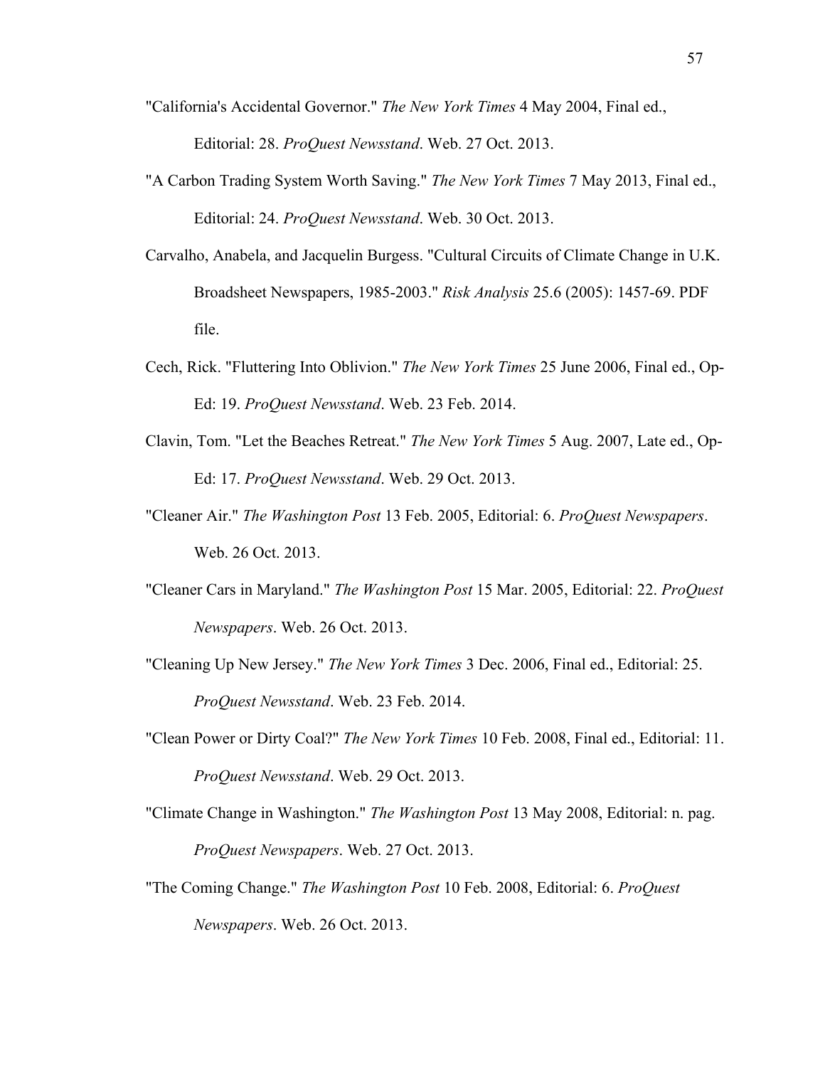"California's Accidental Governor." *The New York Times* 4 May 2004, Final ed., Editorial: 28. *ProQuest Newsstand*. Web. 27 Oct. 2013.

"A Carbon Trading System Worth Saving." *The New York Times* 7 May 2013, Final ed., Editorial: 24. *ProQuest Newsstand*. Web. 30 Oct. 2013.

Carvalho, Anabela, and Jacquelin Burgess. "Cultural Circuits of Climate Change in U.K. Broadsheet Newspapers, 1985-2003." *Risk Analysis* 25.6 (2005): 1457-69. PDF file.

Cech, Rick. "Fluttering Into Oblivion." *The New York Times* 25 June 2006, Final ed., Op-Ed: 19. *ProQuest Newsstand*. Web. 23 Feb. 2014.

Clavin, Tom. "Let the Beaches Retreat." *The New York Times* 5 Aug. 2007, Late ed., Op-Ed: 17. *ProQuest Newsstand*. Web. 29 Oct. 2013.

"Cleaner Air." *The Washington Post* 13 Feb. 2005, Editorial: 6. *ProQuest Newspapers*. Web. 26 Oct. 2013.

"Cleaner Cars in Maryland." *The Washington Post* 15 Mar. 2005, Editorial: 22. *ProQuest Newspapers*. Web. 26 Oct. 2013.

"Cleaning Up New Jersey." *The New York Times* 3 Dec. 2006, Final ed., Editorial: 25. *ProQuest Newsstand*. Web. 23 Feb. 2014.

"Clean Power or Dirty Coal?" *The New York Times* 10 Feb. 2008, Final ed., Editorial: 11. *ProQuest Newsstand*. Web. 29 Oct. 2013.

"Climate Change in Washington." *The Washington Post* 13 May 2008, Editorial: n. pag. *ProQuest Newspapers*. Web. 27 Oct. 2013.

"The Coming Change." *The Washington Post* 10 Feb. 2008, Editorial: 6. *ProQuest Newspapers*. Web. 26 Oct. 2013.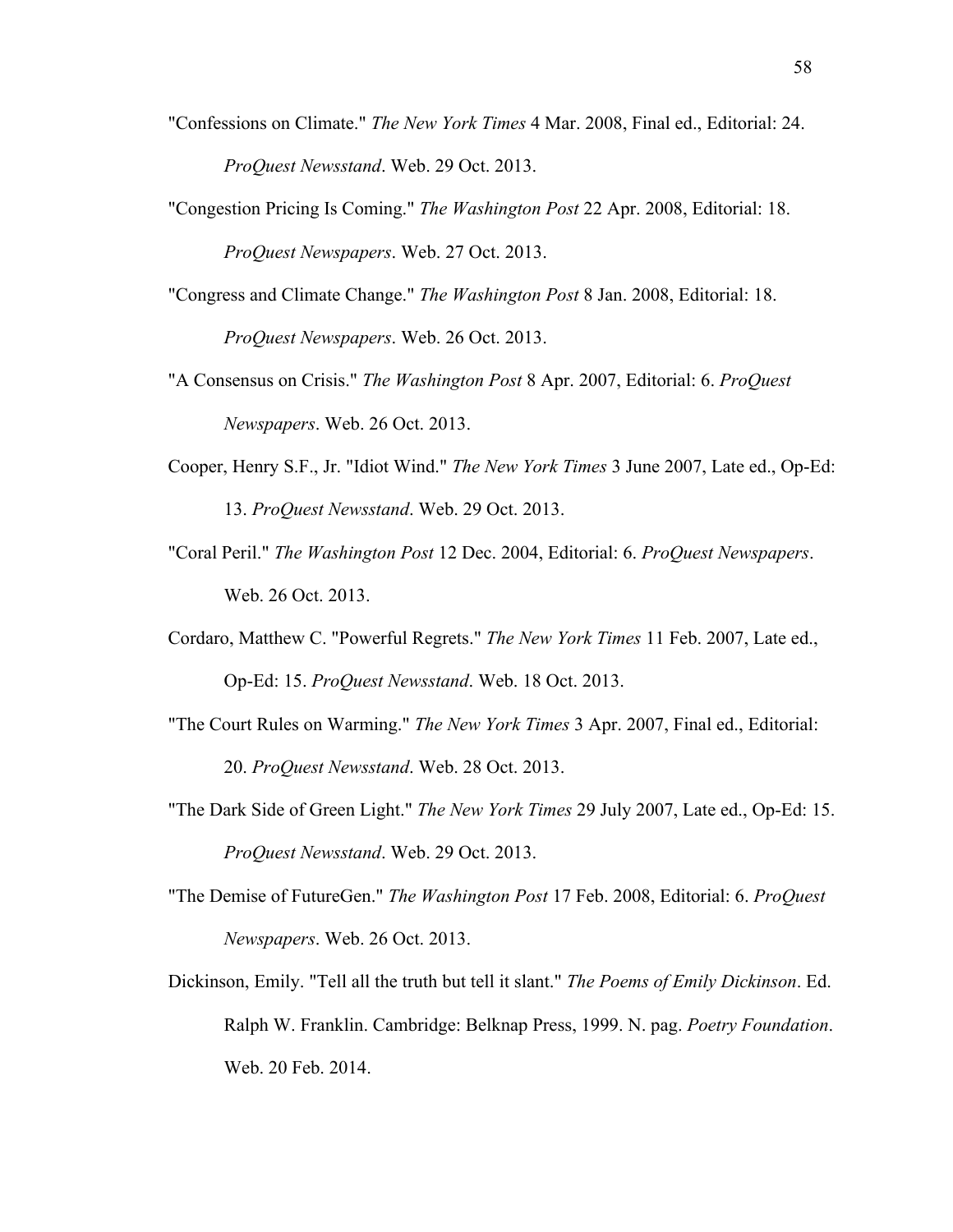"Confessions on Climate." *The New York Times* 4 Mar. 2008, Final ed., Editorial: 24. *ProQuest Newsstand*. Web. 29 Oct. 2013.

"Congestion Pricing Is Coming." *The Washington Post* 22 Apr. 2008, Editorial: 18. *ProQuest Newspapers*. Web. 27 Oct. 2013.

"Congress and Climate Change." *The Washington Post* 8 Jan. 2008, Editorial: 18. *ProQuest Newspapers*. Web. 26 Oct. 2013.

"A Consensus on Crisis." *The Washington Post* 8 Apr. 2007, Editorial: 6. *ProQuest Newspapers*. Web. 26 Oct. 2013.

Cooper, Henry S.F., Jr. "Idiot Wind." *The New York Times* 3 June 2007, Late ed., Op-Ed: 13. *ProQuest Newsstand*. Web. 29 Oct. 2013.

"Coral Peril." *The Washington Post* 12 Dec. 2004, Editorial: 6. *ProQuest Newspapers*. Web. 26 Oct. 2013.

Cordaro, Matthew C. "Powerful Regrets." *The New York Times* 11 Feb. 2007, Late ed., Op-Ed: 15. *ProQuest Newsstand*. Web. 18 Oct. 2013.

"The Court Rules on Warming." *The New York Times* 3 Apr. 2007, Final ed., Editorial: 20. *ProQuest Newsstand*. Web. 28 Oct. 2013.

"The Dark Side of Green Light." *The New York Times* 29 July 2007, Late ed., Op-Ed: 15. *ProQuest Newsstand*. Web. 29 Oct. 2013.

"The Demise of FutureGen." *The Washington Post* 17 Feb. 2008, Editorial: 6. *ProQuest Newspapers*. Web. 26 Oct. 2013.

Dickinson, Emily. "Tell all the truth but tell it slant." *The Poems of Emily Dickinson*. Ed. Ralph W. Franklin. Cambridge: Belknap Press, 1999. N. pag. *Poetry Foundation*. Web. 20 Feb. 2014.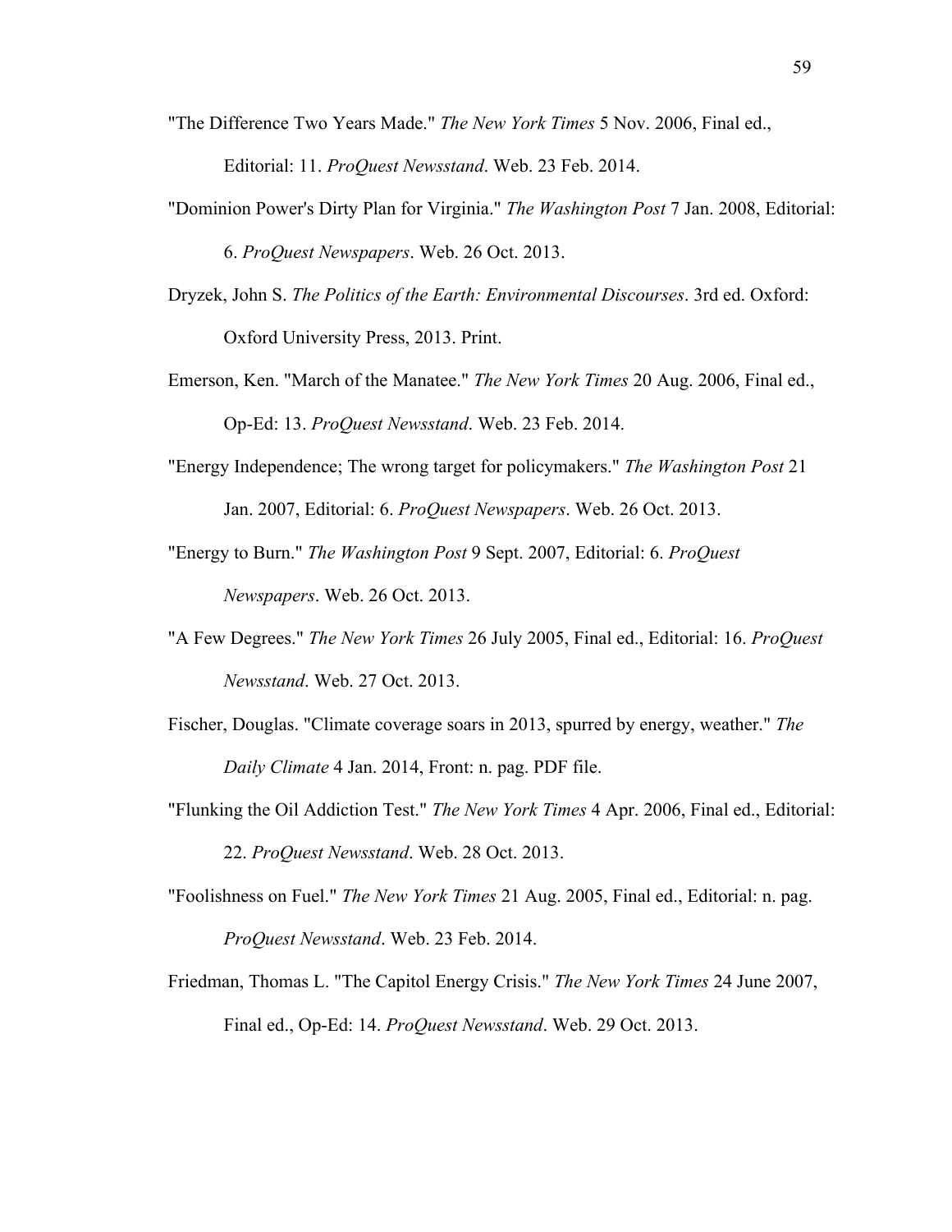"The Difference Two Years Made." *The New York Times* 5 Nov. 2006, Final ed., Editorial: 11. *ProQuest Newsstand*. Web. 23 Feb. 2014.

"Dominion Power's Dirty Plan for Virginia." *The Washington Post* 7 Jan. 2008, Editorial: 6. *ProQuest Newspapers*. Web. 26 Oct. 2013.

Dryzek, John S. *The Politics of the Earth: Environmental Discourses*. 3rd ed. Oxford: Oxford University Press, 2013. Print.

Emerson, Ken. "March of the Manatee." *The New York Times* 20 Aug. 2006, Final ed., Op-Ed: 13. *ProQuest Newsstand*. Web. 23 Feb. 2014.

"Energy Independence; The wrong target for policymakers." *The Washington Post* 21 Jan. 2007, Editorial: 6. *ProQuest Newspapers*. Web. 26 Oct. 2013.

"Energy to Burn." *The Washington Post* 9 Sept. 2007, Editorial: 6. *ProQuest Newspapers*. Web. 26 Oct. 2013.

"A Few Degrees." *The New York Times* 26 July 2005, Final ed., Editorial: 16. *ProQuest Newsstand*. Web. 27 Oct. 2013.

Fischer, Douglas. "Climate coverage soars in 2013, spurred by energy, weather." *The Daily Climate* 4 Jan. 2014, Front: n. pag. PDF file.

"Flunking the Oil Addiction Test." *The New York Times* 4 Apr. 2006, Final ed., Editorial: 22. *ProQuest Newsstand*. Web. 28 Oct. 2013.

"Foolishness on Fuel." *The New York Times* 21 Aug. 2005, Final ed., Editorial: n. pag. *ProQuest Newsstand*. Web. 23 Feb. 2014.

Friedman, Thomas L. "The Capitol Energy Crisis." *The New York Times* 24 June 2007, Final ed., Op-Ed: 14. *ProQuest Newsstand*. Web. 29 Oct. 2013.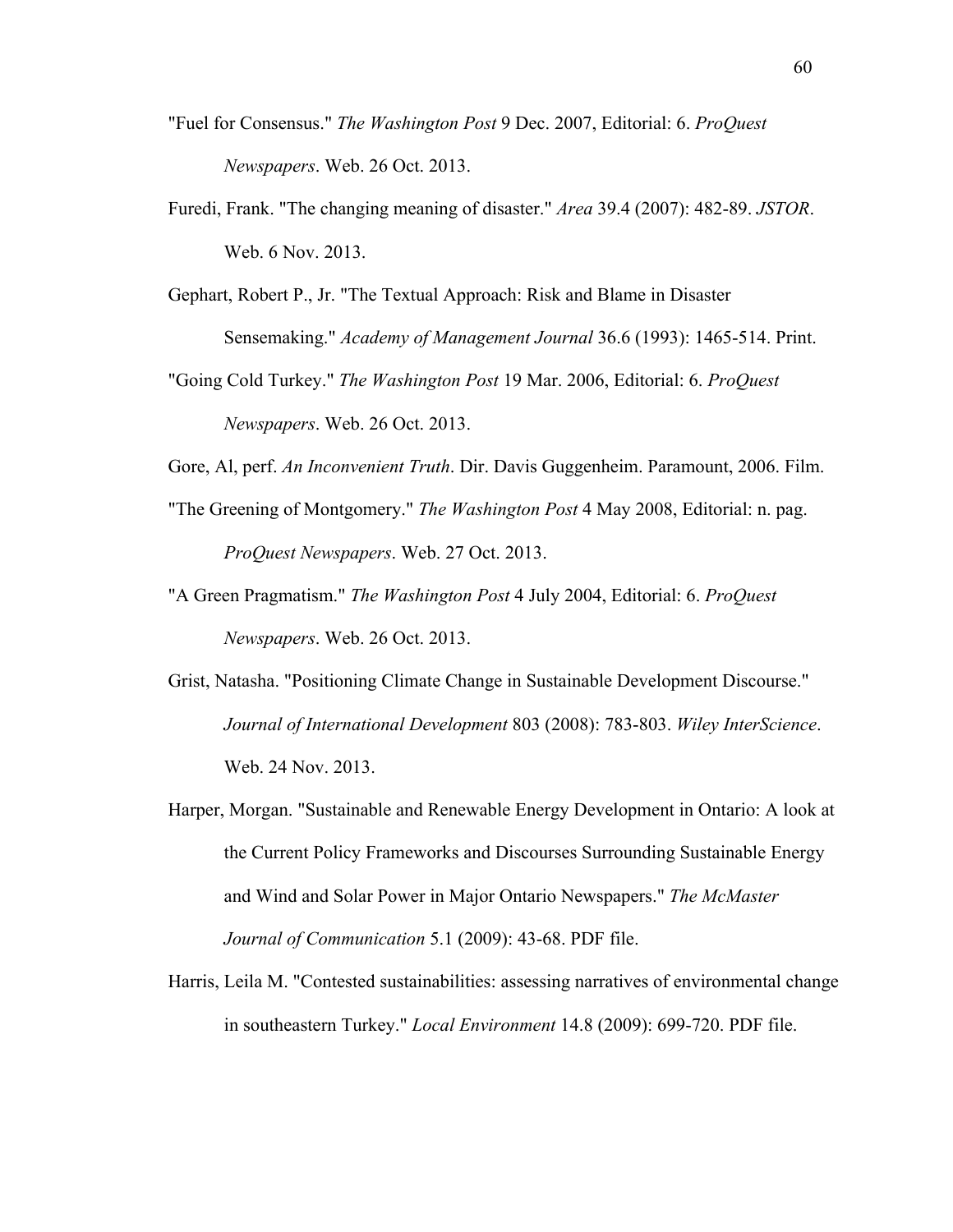"Fuel for Consensus." *The Washington Post* 9 Dec. 2007, Editorial: 6. *ProQuest Newspapers*. Web. 26 Oct. 2013.

Furedi, Frank. "The changing meaning of disaster." *Area* 39.4 (2007): 482-89. *JSTOR*. Web. 6 Nov. 2013.

Gephart, Robert P., Jr. "The Textual Approach: Risk and Blame in Disaster Sensemaking." *Academy of Management Journal* 36.6 (1993): 1465-514. Print.

"Going Cold Turkey." *The Washington Post* 19 Mar. 2006, Editorial: 6. *ProQuest Newspapers*. Web. 26 Oct. 2013.

Gore, Al, perf. *An Inconvenient Truth*. Dir. Davis Guggenheim. Paramount, 2006. Film.

"The Greening of Montgomery." *The Washington Post* 4 May 2008, Editorial: n. pag. *ProQuest Newspapers*. Web. 27 Oct. 2013.

"A Green Pragmatism." *The Washington Post* 4 July 2004, Editorial: 6. *ProQuest Newspapers*. Web. 26 Oct. 2013.

Grist, Natasha. "Positioning Climate Change in Sustainable Development Discourse." *Journal of International Development* 803 (2008): 783-803. *Wiley InterScience*. Web. 24 Nov. 2013.

Harper, Morgan. "Sustainable and Renewable Energy Development in Ontario: A look at the Current Policy Frameworks and Discourses Surrounding Sustainable Energy and Wind and Solar Power in Major Ontario Newspapers." *The McMaster Journal of Communication* 5.1 (2009): 43-68. PDF file.

Harris, Leila M. "Contested sustainabilities: assessing narratives of environmental change in southeastern Turkey." *Local Environment* 14.8 (2009): 699-720. PDF file.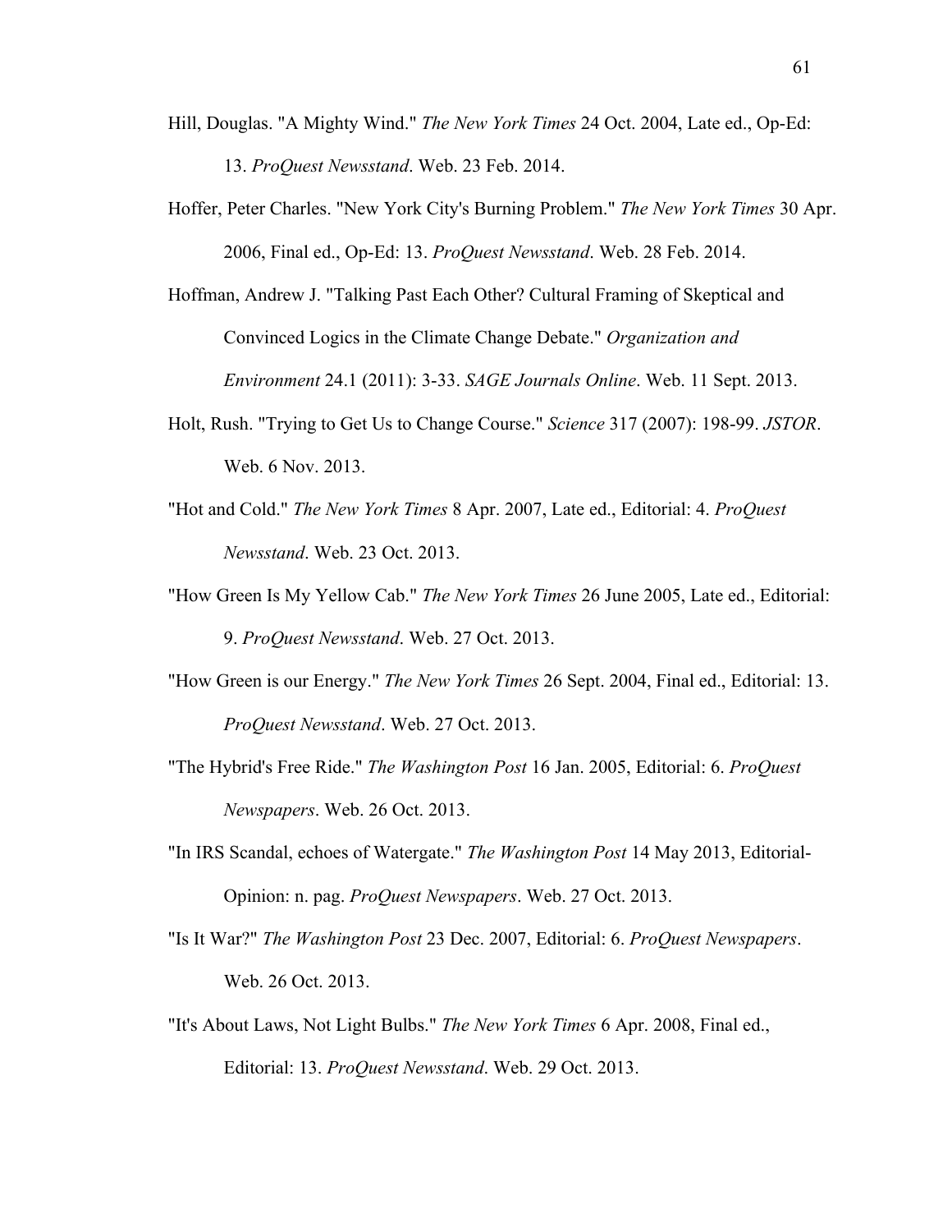Hill, Douglas. "A Mighty Wind." *The New York Times* 24 Oct. 2004, Late ed., Op-Ed: 13. *ProQuest Newsstand*. Web. 23 Feb. 2014.

Hoffer, Peter Charles. "New York City's Burning Problem." *The New York Times* 30 Apr. 2006, Final ed., Op-Ed: 13. *ProQuest Newsstand*. Web. 28 Feb. 2014.

Hoffman, Andrew J. "Talking Past Each Other? Cultural Framing of Skeptical and Convinced Logics in the Climate Change Debate." *Organization and Environment* 24.1 (2011): 3-33. *SAGE Journals Online*. Web. 11 Sept. 2013.

Holt, Rush. "Trying to Get Us to Change Course." *Science* 317 (2007): 198-99. *JSTOR*. Web. 6 Nov. 2013.

"Hot and Cold." *The New York Times* 8 Apr. 2007, Late ed., Editorial: 4. *ProQuest Newsstand*. Web. 23 Oct. 2013.

"How Green Is My Yellow Cab." *The New York Times* 26 June 2005, Late ed., Editorial: 9. *ProQuest Newsstand*. Web. 27 Oct. 2013.

"How Green is our Energy." *The New York Times* 26 Sept. 2004, Final ed., Editorial: 13. *ProQuest Newsstand*. Web. 27 Oct. 2013.

"The Hybrid's Free Ride." *The Washington Post* 16 Jan. 2005, Editorial: 6. *ProQuest Newspapers*. Web. 26 Oct. 2013.

"In IRS Scandal, echoes of Watergate." *The Washington Post* 14 May 2013, Editorial-Opinion: n. pag. *ProQuest Newspapers*. Web. 27 Oct. 2013.

"Is It War?" *The Washington Post* 23 Dec. 2007, Editorial: 6. *ProQuest Newspapers*. Web. 26 Oct. 2013.

"It's About Laws, Not Light Bulbs." *The New York Times* 6 Apr. 2008, Final ed., Editorial: 13. *ProQuest Newsstand*. Web. 29 Oct. 2013.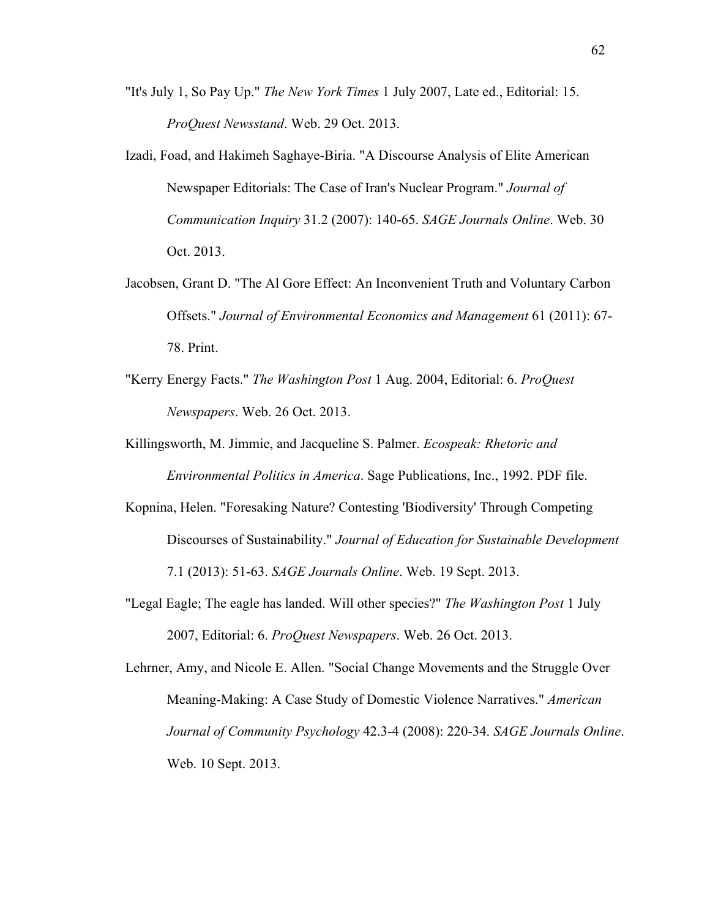"It's July 1, So Pay Up." *The New York Times* 1 July 2007, Late ed., Editorial: 15. *ProQuest Newsstand*. Web. 29 Oct. 2013.

Izadi, Foad, and Hakimeh Saghaye-Biria. "A Discourse Analysis of Elite American Newspaper Editorials: The Case of Iran's Nuclear Program." *Journal of Communication Inquiry* 31.2 (2007): 140-65. *SAGE Journals Online*. Web. 30 Oct. 2013.

Jacobsen, Grant D. "The Al Gore Effect: An Inconvenient Truth and Voluntary Carbon Offsets." *Journal of Environmental Economics and Management* 61 (2011): 67-78. Print.

"Kerry Energy Facts." *The Washington Post* 1 Aug. 2004, Editorial: 6. *ProQuest Newspapers*. Web. 26 Oct. 2013.

Killingsworth, M. Jimmie, and Jacqueline S. Palmer. *Ecospeak: Rhetoric and Environmental Politics in America*. Sage Publications, Inc., 1992. PDF file.

Kopnina, Helen. "Foresaking Nature? Contesting 'Biodiversity' Through Competing Discourses of Sustainability." *Journal of Education for Sustainable Development* 7.1 (2013): 51-63. *SAGE Journals Online*. Web. 19 Sept. 2013.

"Legal Eagle; The eagle has landed. Will other species?" *The Washington Post* 1 July 2007, Editorial: 6. *ProQuest Newspapers*. Web. 26 Oct. 2013.

Lehrner, Amy, and Nicole E. Allen. "Social Change Movements and the Struggle Over Meaning-Making: A Case Study of Domestic Violence Narratives." *American Journal of Community Psychology* 42.3-4 (2008): 220-34. *SAGE Journals Online*. Web. 10 Sept. 2013.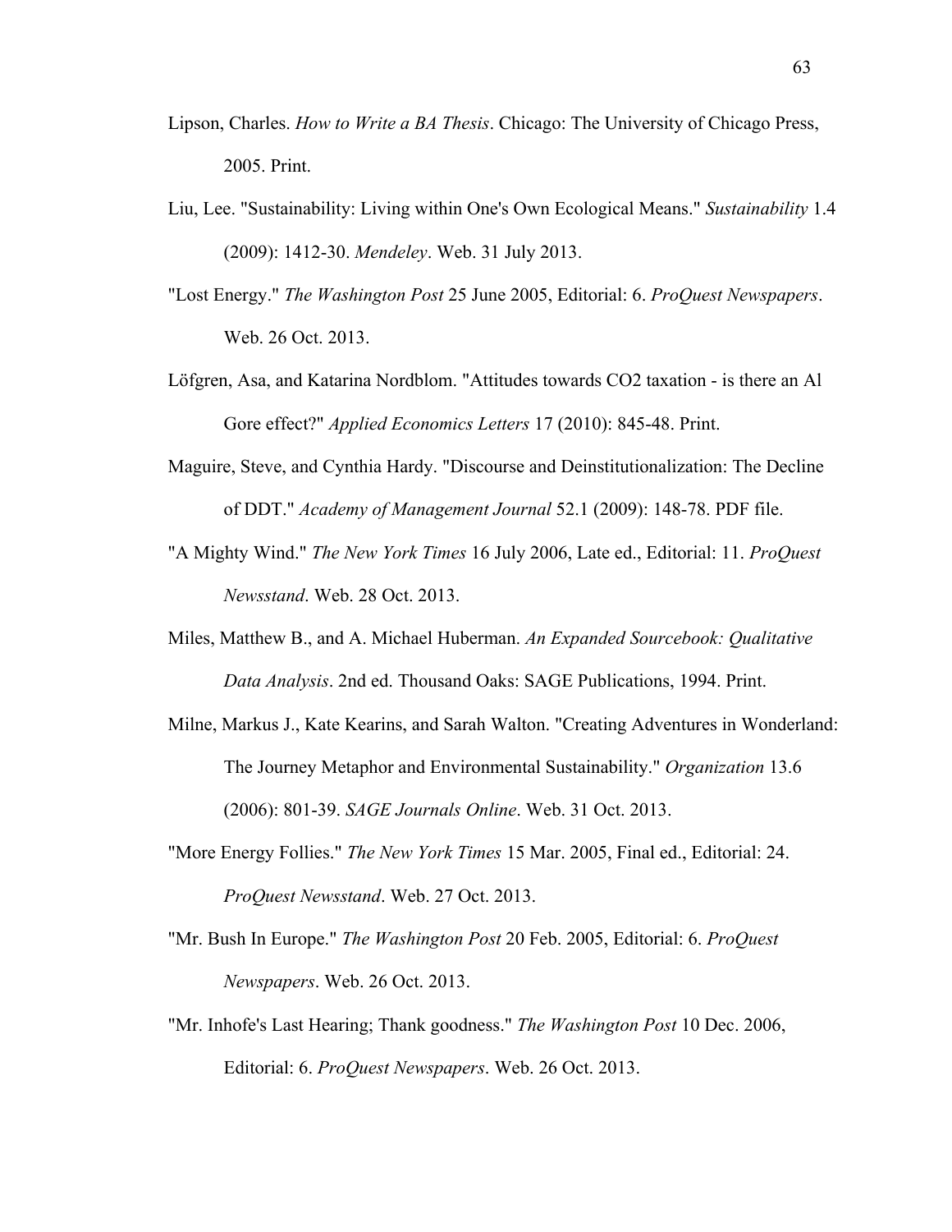Lipson, Charles. *How to Write a BA Thesis*. Chicago: The University of Chicago Press, 2005. Print.

Liu, Lee. "Sustainability: Living within One's Own Ecological Means." *Sustainability* 1.4 (2009): 1412-30. *Mendeley*. Web. 31 July 2013.

"Lost Energy." *The Washington Post* 25 June 2005, Editorial: 6. *ProQuest Newspapers*. Web. 26 Oct. 2013.

Löfgren, Asa, and Katarina Nordblom. "Attitudes towards CO2 taxation - is there an Al Gore effect?" *Applied Economics Letters* 17 (2010): 845-48. Print.

Maguire, Steve, and Cynthia Hardy. "Discourse and Deinstitutionalization: The Decline of DDT." *Academy of Management Journal* 52.1 (2009): 148-78. PDF file.

"A Mighty Wind." *The New York Times* 16 July 2006, Late ed., Editorial: 11. *ProQuest Newsstand*. Web. 28 Oct. 2013.

Miles, Matthew B., and A. Michael Huberman. *An Expanded Sourcebook: Qualitative Data Analysis*. 2nd ed. Thousand Oaks: SAGE Publications, 1994. Print.

Milne, Markus J., Kate Kearins, and Sarah Walton. "Creating Adventures in Wonderland: The Journey Metaphor and Environmental Sustainability." *Organization* 13.6 (2006): 801-39. *SAGE Journals Online*. Web. 31 Oct. 2013.

"More Energy Follies." *The New York Times* 15 Mar. 2005, Final ed., Editorial: 24. *ProQuest Newsstand*. Web. 27 Oct. 2013.

"Mr. Bush In Europe." *The Washington Post* 20 Feb. 2005, Editorial: 6. *ProQuest Newspapers*. Web. 26 Oct. 2013.

"Mr. Inhofe's Last Hearing; Thank goodness." *The Washington Post* 10 Dec. 2006, Editorial: 6. *ProQuest Newspapers*. Web. 26 Oct. 2013.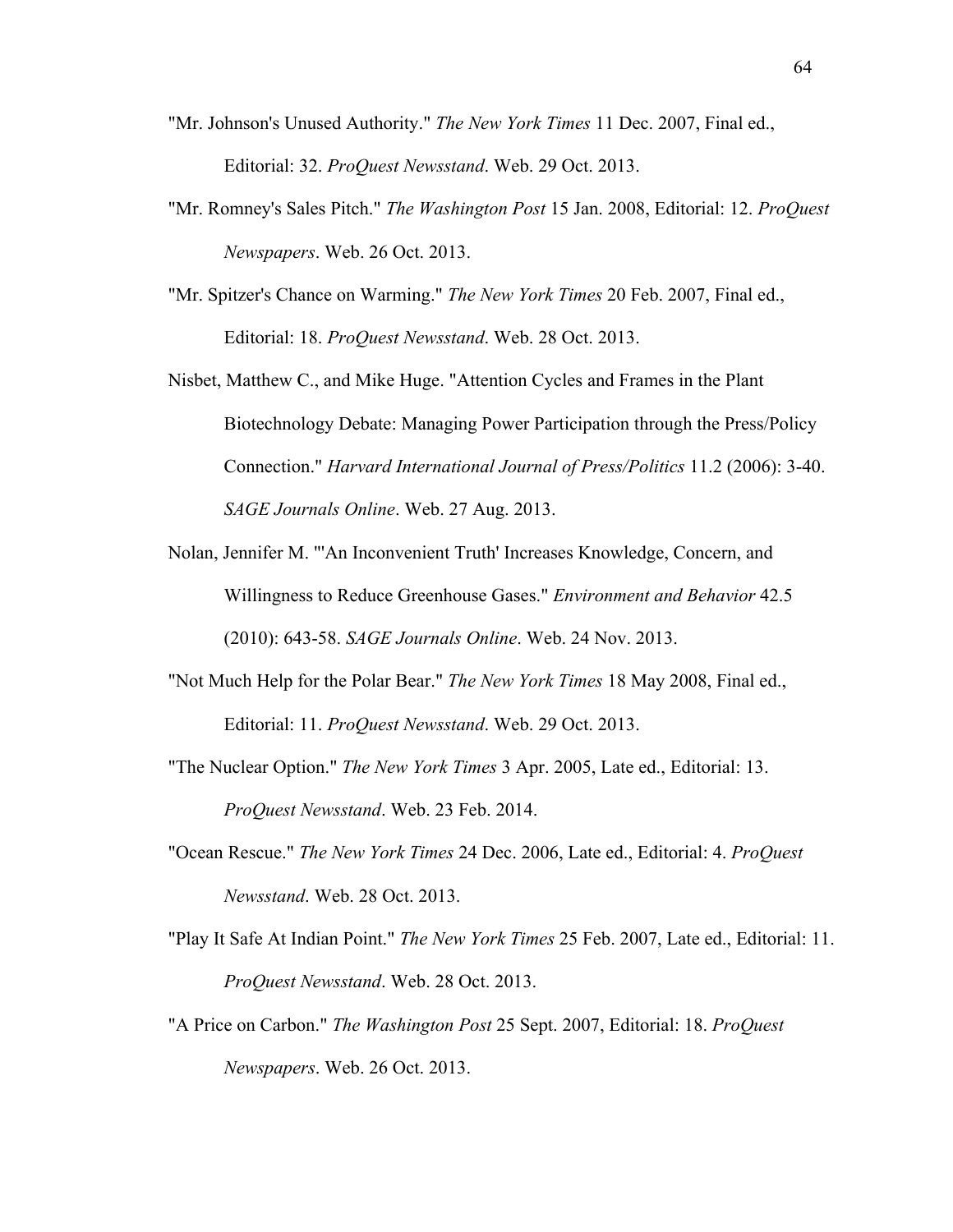"Mr. Johnson's Unused Authority." *The New York Times* 11 Dec. 2007, Final ed., Editorial: 32. *ProQuest Newsstand*. Web. 29 Oct. 2013.

"Mr. Romney's Sales Pitch." *The Washington Post* 15 Jan. 2008, Editorial: 12. *ProQuest Newspapers*. Web. 26 Oct. 2013.

"Mr. Spitzer's Chance on Warming." *The New York Times* 20 Feb. 2007, Final ed., Editorial: 18. *ProQuest Newsstand*. Web. 28 Oct. 2013.

Nisbet, Matthew C., and Mike Huge. "Attention Cycles and Frames in the Plant Biotechnology Debate: Managing Power Participation through the Press/Policy Connection." *Harvard International Journal of Press/Politics* 11.2 (2006): 3-40. *SAGE Journals Online*. Web. 27 Aug. 2013.

Nolan, Jennifer M. "'An Inconvenient Truth' Increases Knowledge, Concern, and Willingness to Reduce Greenhouse Gases." *Environment and Behavior* 42.5 (2010): 643-58. *SAGE Journals Online*. Web. 24 Nov. 2013.

"Not Much Help for the Polar Bear." *The New York Times* 18 May 2008, Final ed., Editorial: 11. *ProQuest Newsstand*. Web. 29 Oct. 2013.

"The Nuclear Option." *The New York Times* 3 Apr. 2005, Late ed., Editorial: 13. *ProQuest Newsstand*. Web. 23 Feb. 2014.

"Ocean Rescue." *The New York Times* 24 Dec. 2006, Late ed., Editorial: 4. *ProQuest Newsstand*. Web. 28 Oct. 2013.

"Play It Safe At Indian Point." *The New York Times* 25 Feb. 2007, Late ed., Editorial: 11. *ProQuest Newsstand*. Web. 28 Oct. 2013.

"A Price on Carbon." *The Washington Post* 25 Sept. 2007, Editorial: 18. *ProQuest Newspapers*. Web. 26 Oct. 2013.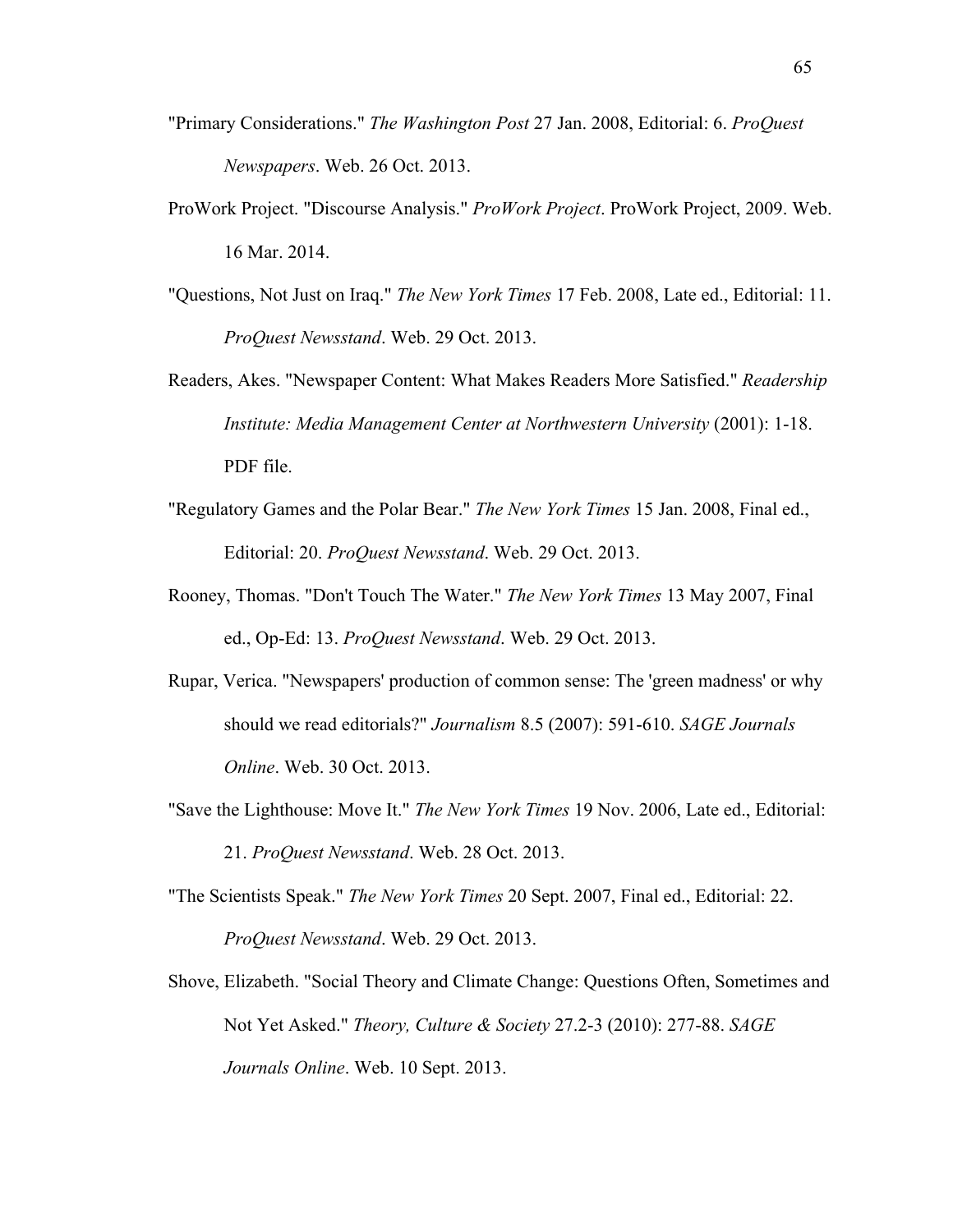"Primary Considerations." *The Washington Post* 27 Jan. 2008, Editorial: 6. *ProQuest Newspapers*. Web. 26 Oct. 2013.

ProWork Project. "Discourse Analysis." *ProWork Project*. ProWork Project, 2009. Web. 16 Mar. 2014.

"Questions, Not Just on Iraq." *The New York Times* 17 Feb. 2008, Late ed., Editorial: 11. *ProQuest Newsstand*. Web. 29 Oct. 2013.

Readers, Akes. "Newspaper Content: What Makes Readers More Satisfied." *Readership Institute: Media Management Center at Northwestern University* (2001): 1-18. PDF file.

"Regulatory Games and the Polar Bear." *The New York Times* 15 Jan. 2008, Final ed., Editorial: 20. *ProQuest Newsstand*. Web. 29 Oct. 2013.

Rooney, Thomas. "Don't Touch The Water." *The New York Times* 13 May 2007, Final ed., Op-Ed: 13. *ProQuest Newsstand*. Web. 29 Oct. 2013.

Rupar, Verica. "Newspapers' production of common sense: The 'green madness' or why should we read editorials?" *Journalism* 8.5 (2007): 591-610. *SAGE Journals Online*. Web. 30 Oct. 2013.

"Save the Lighthouse: Move It." *The New York Times* 19 Nov. 2006, Late ed., Editorial: 21. *ProQuest Newsstand*. Web. 28 Oct. 2013.

"The Scientists Speak." *The New York Times* 20 Sept. 2007, Final ed., Editorial: 22. *ProQuest Newsstand*. Web. 29 Oct. 2013.

Shove, Elizabeth. "Social Theory and Climate Change: Questions Often, Sometimes and Not Yet Asked." *Theory, Culture & Society* 27.2-3 (2010): 277-88. *SAGE Journals Online*. Web. 10 Sept. 2013.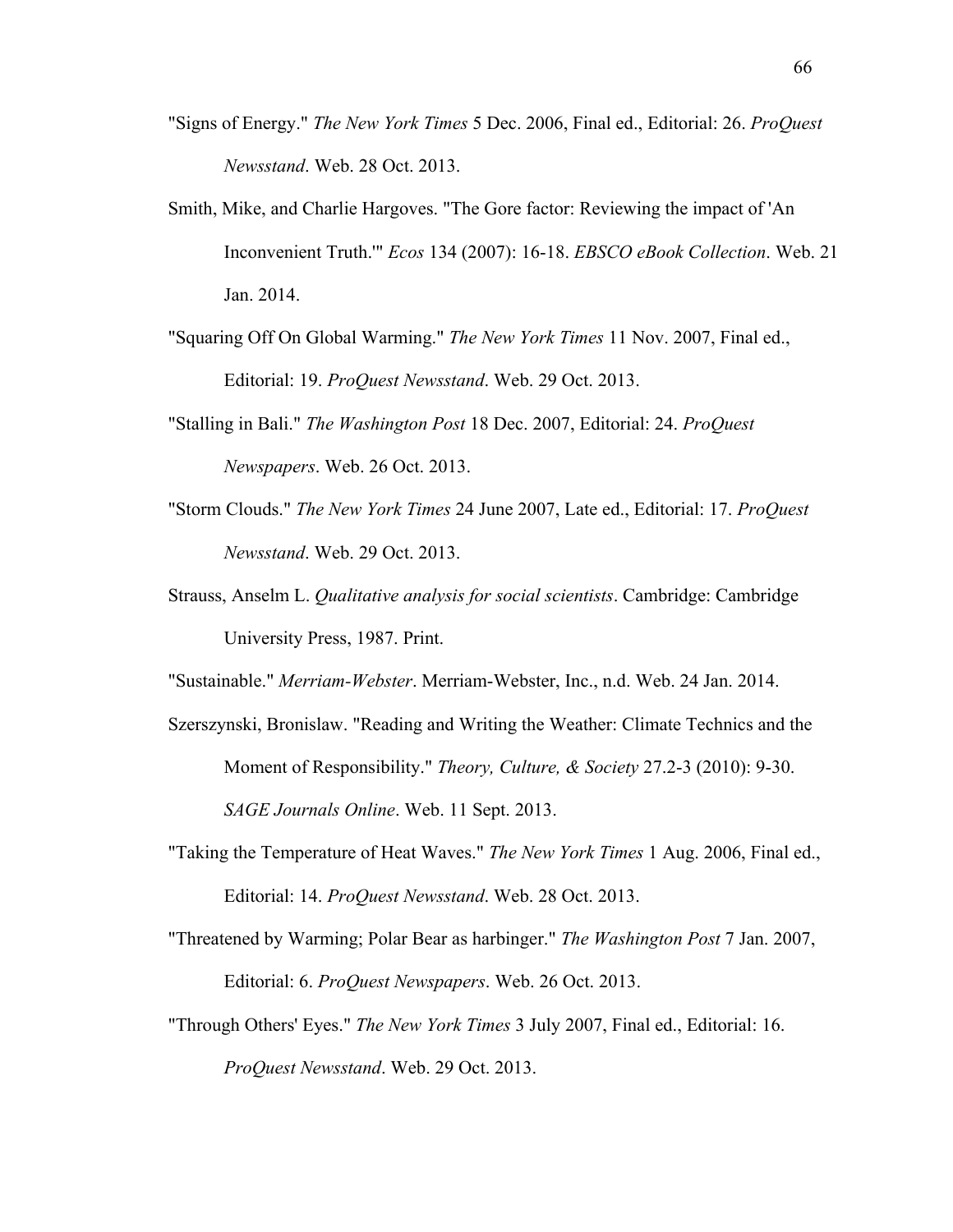"Signs of Energy." *The New York Times* 5 Dec. 2006, Final ed., Editorial: 26. *ProQuest Newsstand*. Web. 28 Oct. 2013.

Smith, Mike, and Charlie Hargoves. "The Gore factor: Reviewing the impact of 'An Inconvenient Truth.'" *Ecos* 134 (2007): 16-18. *EBSCO eBook Collection*. Web. 21 Jan. 2014.

"Squaring Off On Global Warming." *The New York Times* 11 Nov. 2007, Final ed., Editorial: 19. *ProQuest Newsstand*. Web. 29 Oct. 2013.

"Stalling in Bali." *The Washington Post* 18 Dec. 2007, Editorial: 24. *ProQuest Newspapers*. Web. 26 Oct. 2013.

"Storm Clouds." *The New York Times* 24 June 2007, Late ed., Editorial: 17. *ProQuest Newsstand*. Web. 29 Oct. 2013.

Strauss, Anselm L. *Qualitative analysis for social scientists*. Cambridge: Cambridge University Press, 1987. Print.

"Sustainable." *Merriam-Webster*. Merriam-Webster, Inc., n.d. Web. 24 Jan. 2014.

Szerszynski, Bronislaw. "Reading and Writing the Weather: Climate Technics and the Moment of Responsibility." *Theory, Culture, & Society* 27.2-3 (2010): 9-30. *SAGE Journals Online*. Web. 11 Sept. 2013.

"Taking the Temperature of Heat Waves." *The New York Times* 1 Aug. 2006, Final ed., Editorial: 14. *ProQuest Newsstand*. Web. 28 Oct. 2013.

"Threatened by Warming; Polar Bear as harbinger." *The Washington Post* 7 Jan. 2007, Editorial: 6. *ProQuest Newspapers*. Web. 26 Oct. 2013.

"Through Others' Eyes." *The New York Times* 3 July 2007, Final ed., Editorial: 16. *ProQuest Newsstand*. Web. 29 Oct. 2013.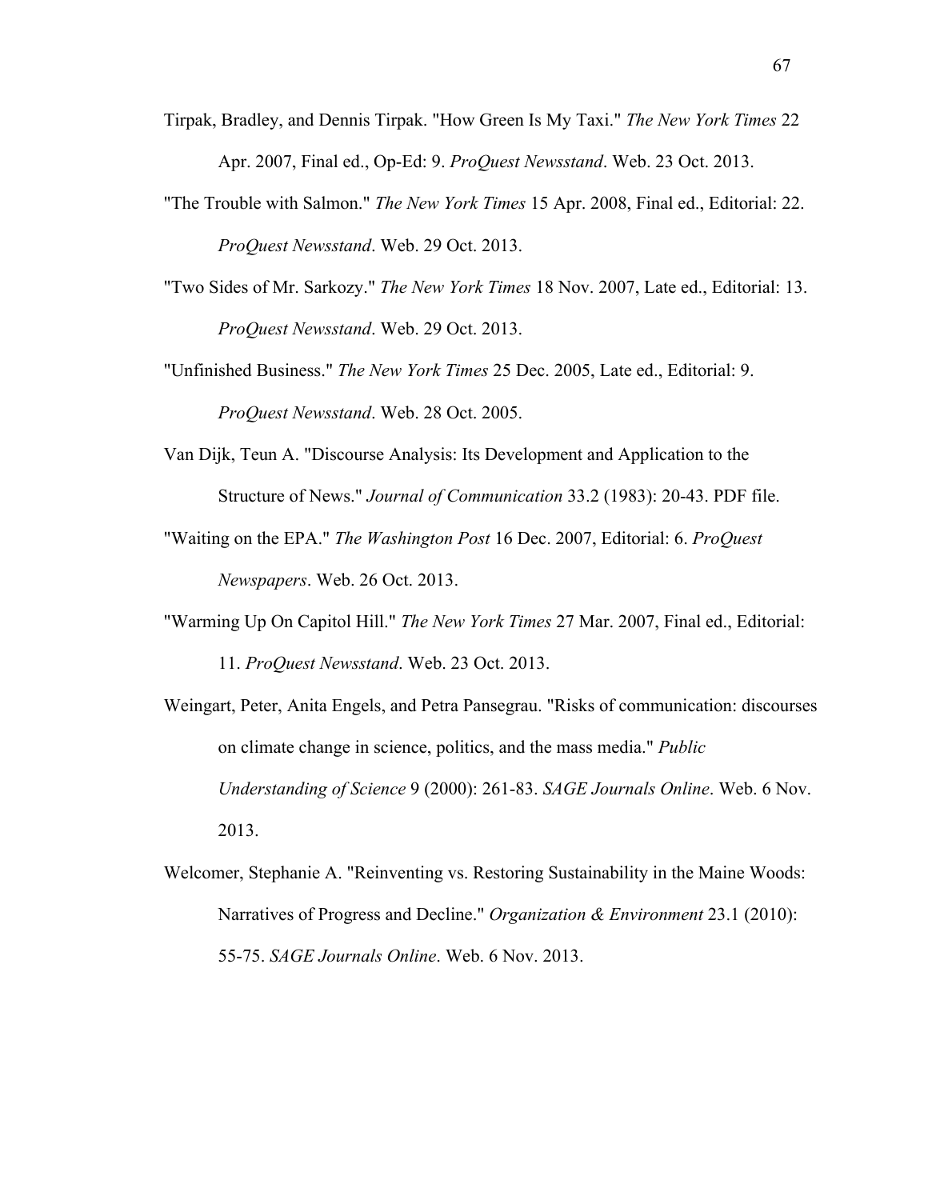Tirpak, Bradley, and Dennis Tirpak. "How Green Is My Taxi." *The New York Times* 22 Apr. 2007, Final ed., Op-Ed: 9. *ProQuest Newsstand*. Web. 23 Oct. 2013.

"The Trouble with Salmon." *The New York Times* 15 Apr. 2008, Final ed., Editorial: 22. *ProQuest Newsstand*. Web. 29 Oct. 2013.

"Two Sides of Mr. Sarkozy." *The New York Times* 18 Nov. 2007, Late ed., Editorial: 13. *ProQuest Newsstand*. Web. 29 Oct. 2013.

"Unfinished Business." *The New York Times* 25 Dec. 2005, Late ed., Editorial: 9. *ProQuest Newsstand*. Web. 28 Oct. 2005.

Van Dijk, Teun A. "Discourse Analysis: Its Development and Application to the Structure of News." *Journal of Communication* 33.2 (1983): 20-43. PDF file.

"Waiting on the EPA." *The Washington Post* 16 Dec. 2007, Editorial: 6. *ProQuest Newspapers*. Web. 26 Oct. 2013.

"Warming Up On Capitol Hill." *The New York Times* 27 Mar. 2007, Final ed., Editorial: 11. *ProQuest Newsstand*. Web. 23 Oct. 2013.

Weingart, Peter, Anita Engels, and Petra Pansegrau. "Risks of communication: discourses on climate change in science, politics, and the mass media." *Public Understanding of Science* 9 (2000): 261-83. *SAGE Journals Online*. Web. 6 Nov. 2013.

Welcomer, Stephanie A. "Reinventing vs. Restoring Sustainability in the Maine Woods: Narratives of Progress and Decline." *Organization & Environment* 23.1 (2010): 55-75. *SAGE Journals Online*. Web. 6 Nov. 2013.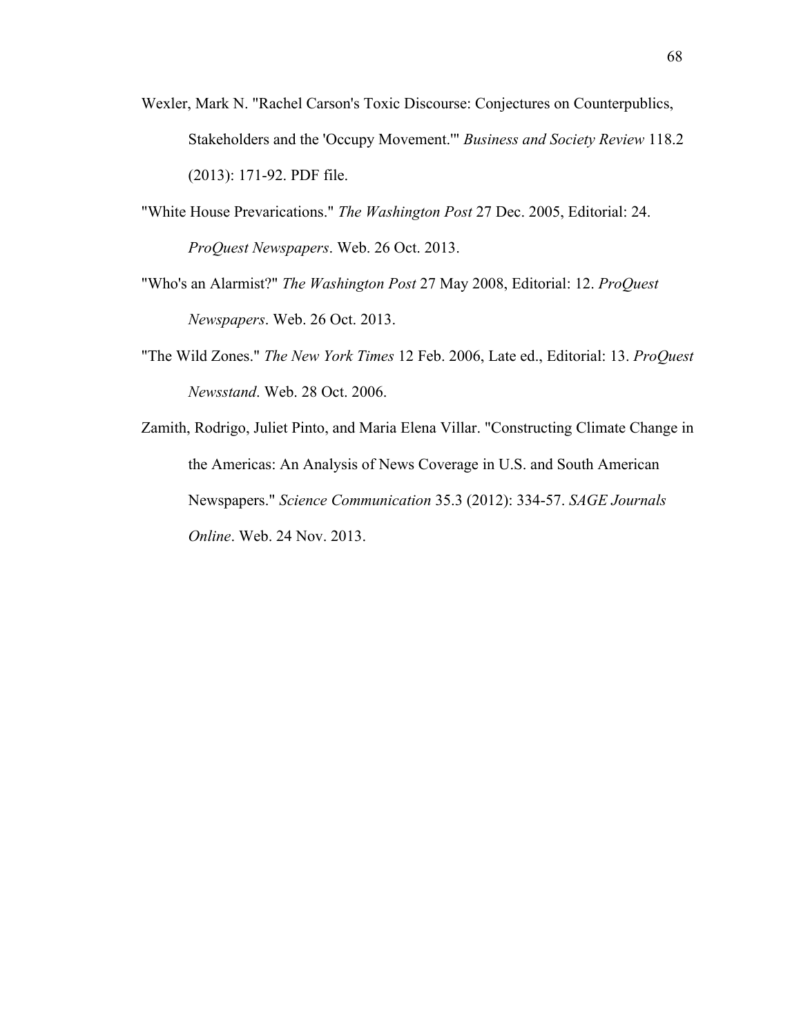Wexler, Mark N. "Rachel Carson's Toxic Discourse: Conjectures on Counterpublics, Stakeholders and the 'Occupy Movement.'" *Business and Society Review* 118.2 (2013): 171-92. PDF file.

"White House Prevarications." *The Washington Post* 27 Dec. 2005, Editorial: 24. *ProQuest Newspapers*. Web. 26 Oct. 2013.

"Who's an Alarmist?" *The Washington Post* 27 May 2008, Editorial: 12. *ProQuest Newspapers*. Web. 26 Oct. 2013.

"The Wild Zones." *The New York Times* 12 Feb. 2006, Late ed., Editorial: 13. *ProQuest Newsstand*. Web. 28 Oct. 2006.

Zamith, Rodrigo, Juliet Pinto, and Maria Elena Villar. "Constructing Climate Change in the Americas: An Analysis of News Coverage in U.S. and South American Newspapers." *Science Communication* 35.3 (2012): 334-57. *SAGE Journals Online*. Web. 24 Nov. 2013.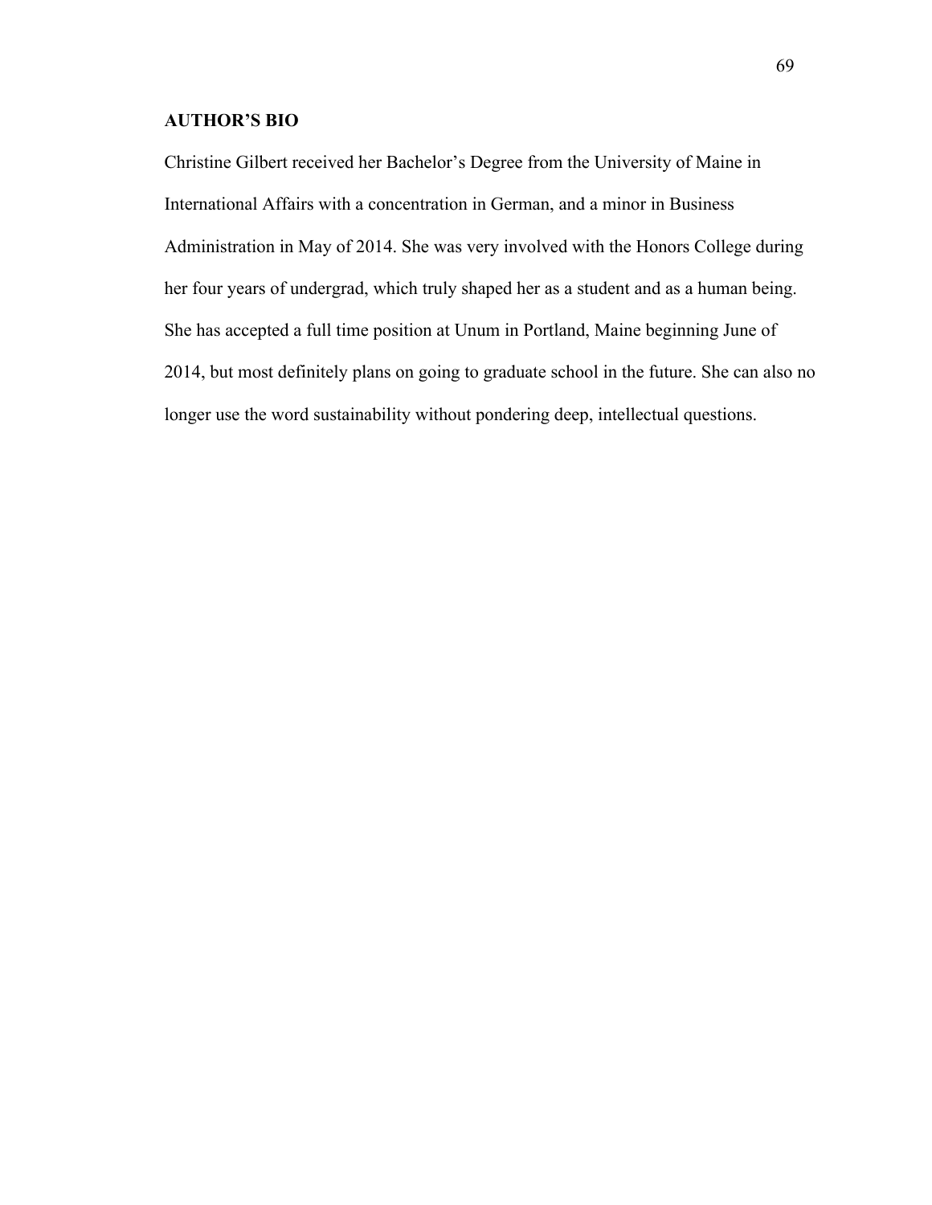## AUTHOR'S BIO

Christine Gilbert received her Bachelor's Degree from the University of Maine in International Affairs with a concentration in German, and a minor in Business Administration in May of 2014. She was very involved with the Honors College during her four years of undergrad, which truly shaped her as a student and as a human being. She has accepted a full time position at Unum in Portland, Maine beginning June of 2014, but most definitely plans on going to graduate school in the future. She can also no longer use the word sustainability without pondering deep, intellectual questions.